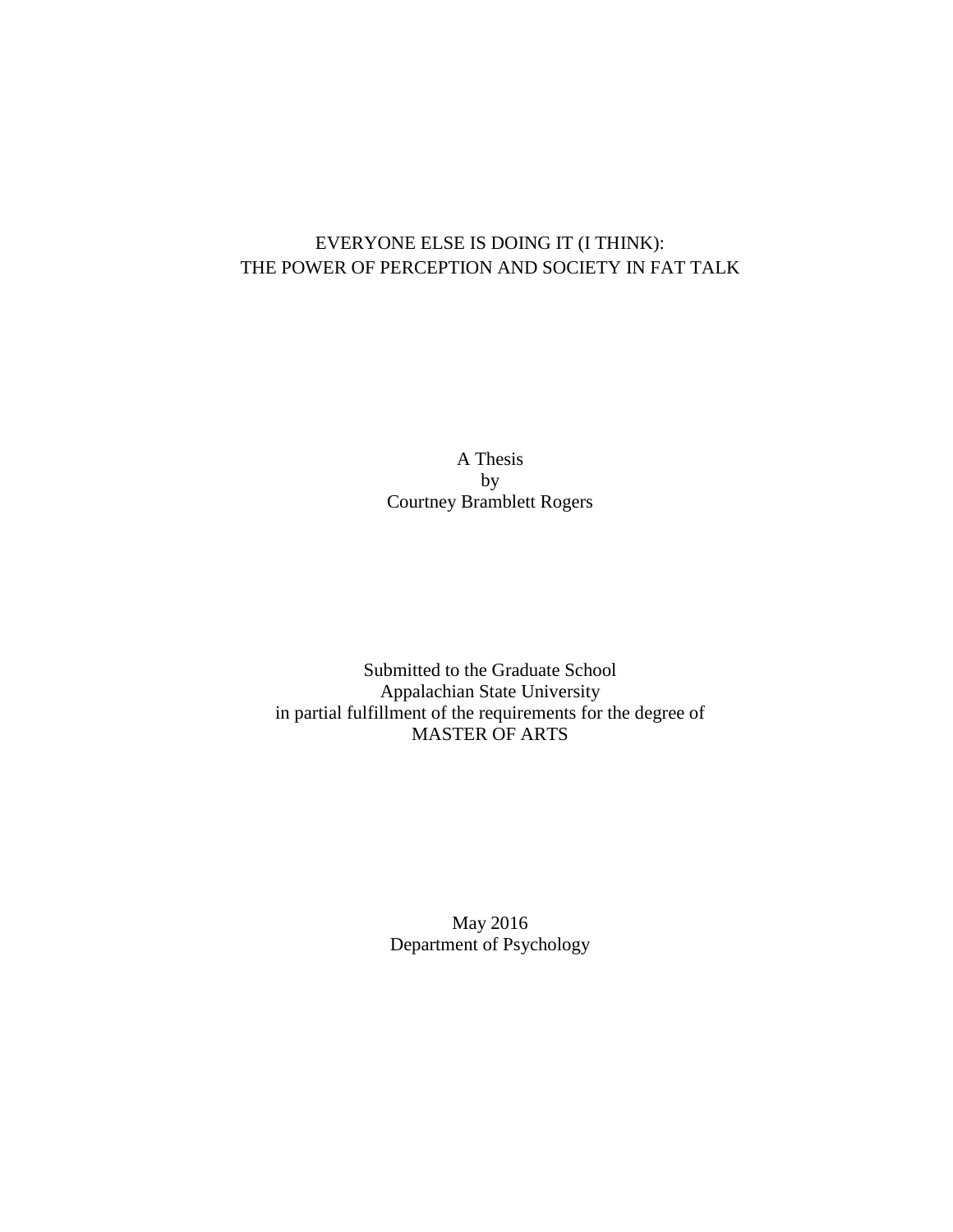# EVERYONE ELSE IS DOING IT (I THINK):
# THE POWER OF PERCEPTION AND SOCIETY IN FAT TALK

A Thesis
by
Courtney Bramblett Rogers

Submitted to the Graduate School
Appalachian State University
in partial fulfillment of the requirements for the degree of
MASTER OF ARTS

May 2016
Department of Psychology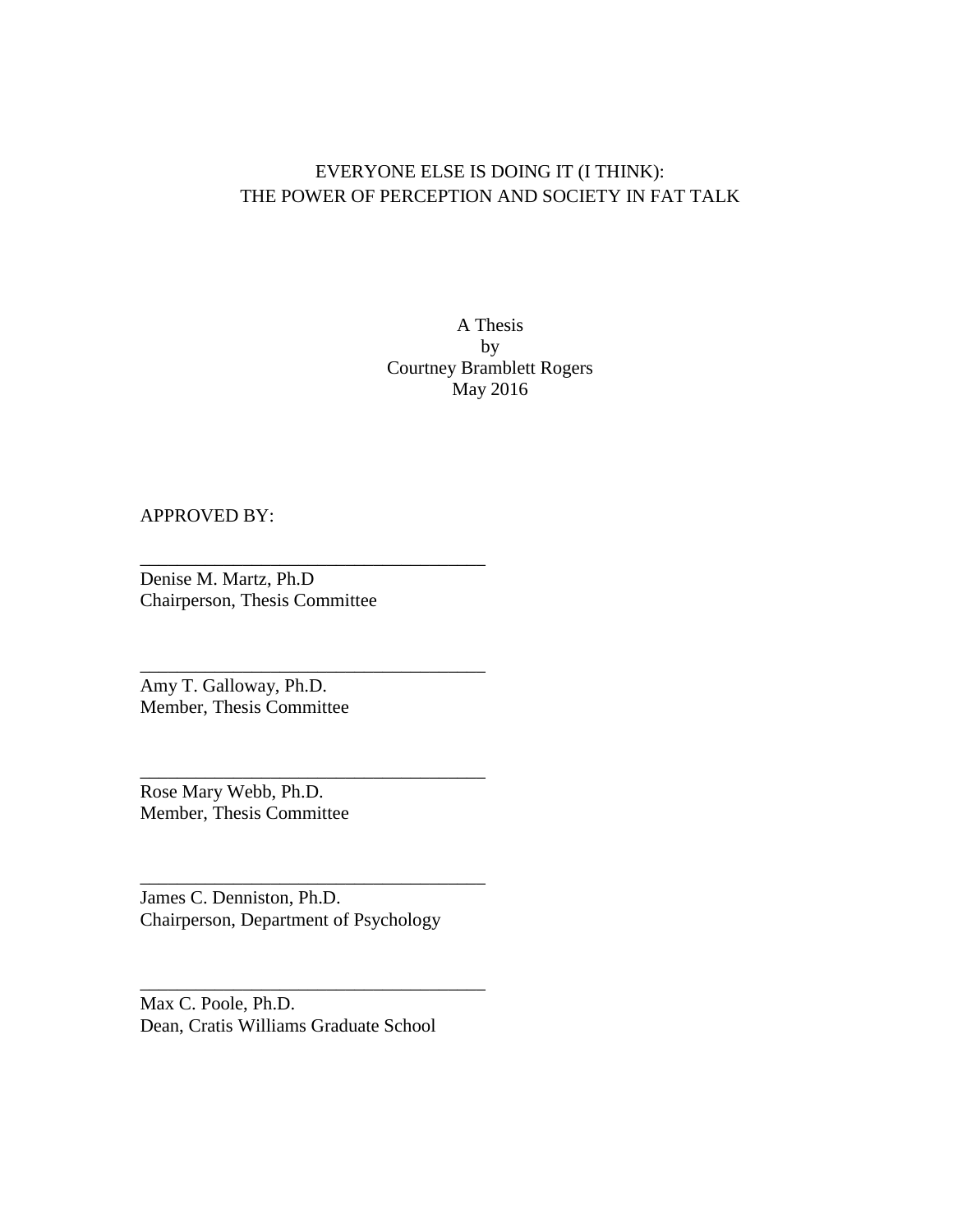# EVERYONE ELSE IS DOING IT (I THINK): THE POWER OF PERCEPTION AND SOCIETY IN FAT TALK

A Thesis
by
Courtney Bramblett Rogers
May 2016

APPROVED BY:

_____________________________________
Denise M. Martz, Ph.D
Chairperson, Thesis Committee

_____________________________________
Amy T. Galloway, Ph.D.
Member, Thesis Committee

_____________________________________
Rose Mary Webb, Ph.D.
Member, Thesis Committee

_____________________________________
James C. Denniston, Ph.D.
Chairperson, Department of Psychology

_____________________________________
Max C. Poole, Ph.D.
Dean, Cratis Williams Graduate School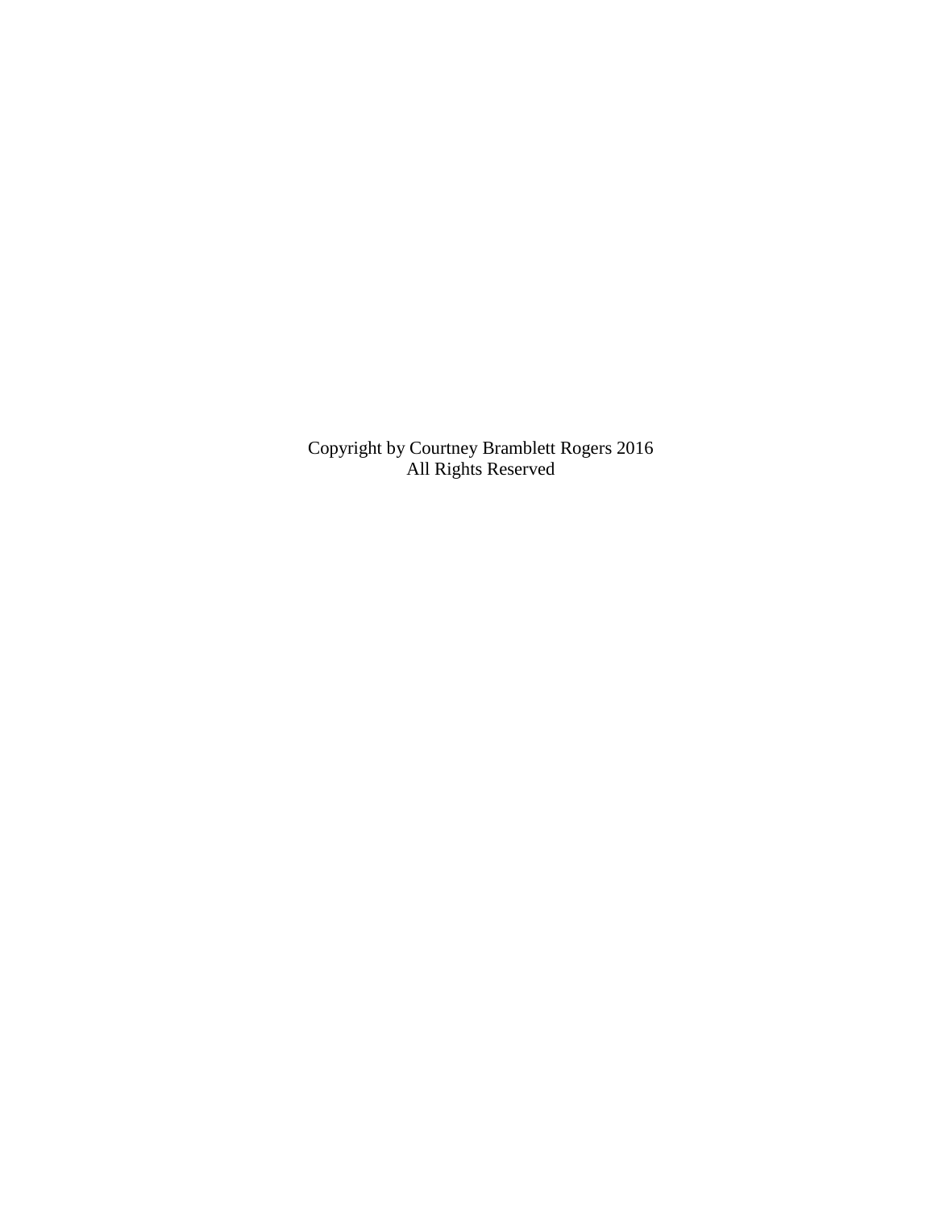Copyright by Courtney Bramblett Rogers 2016
All Rights Reserved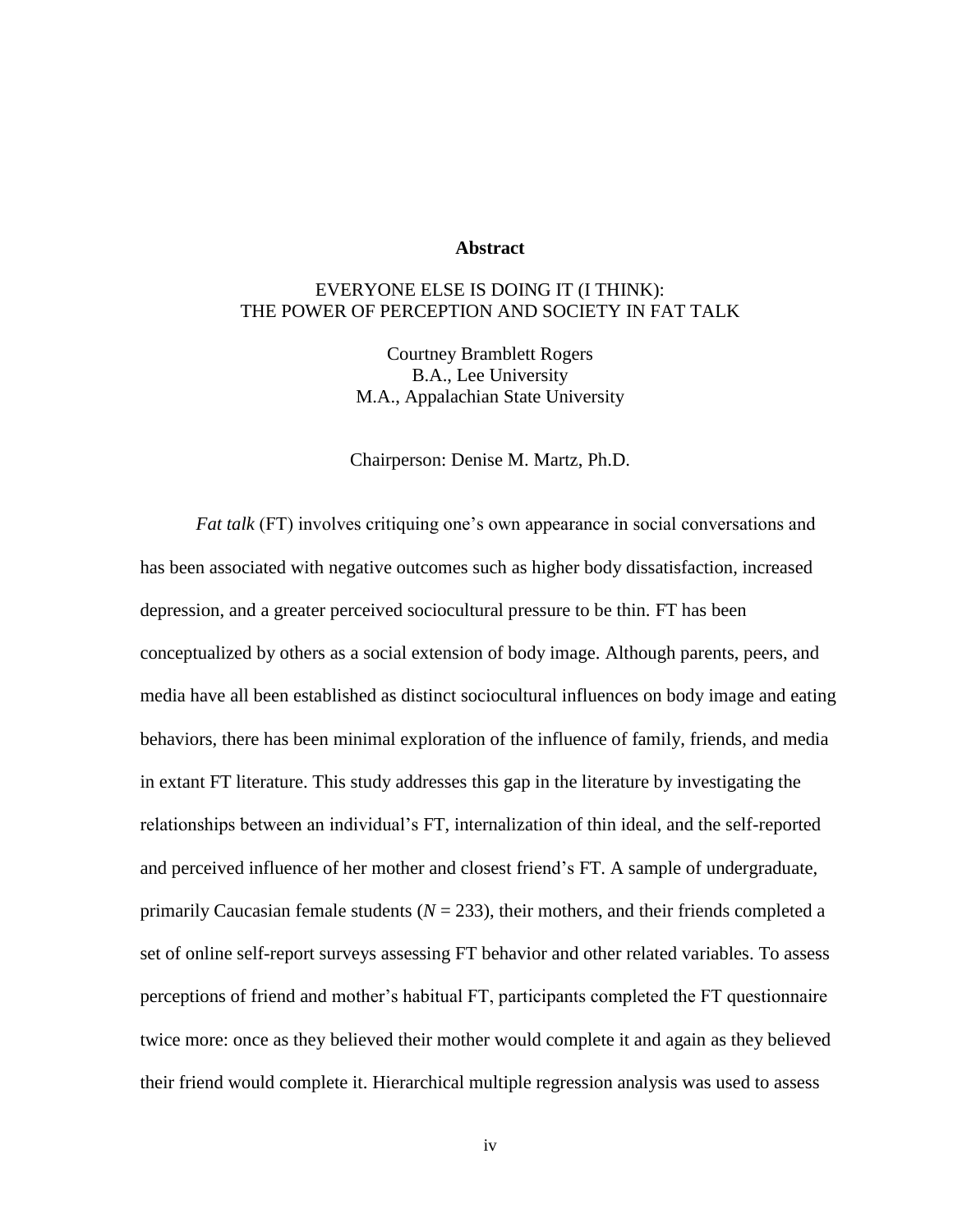**Abstract**

EVERYONE ELSE IS DOING IT (I THINK):
THE POWER OF PERCEPTION AND SOCIETY IN FAT TALK

Courtney Bramblett Rogers
B.A., Lee University
M.A., Appalachian State University

Chairperson: Denise M. Martz, Ph.D.

*Fat talk* (FT) involves critiquing one's own appearance in social conversations and has been associated with negative outcomes such as higher body dissatisfaction, increased depression, and a greater perceived sociocultural pressure to be thin. FT has been conceptualized by others as a social extension of body image. Although parents, peers, and media have all been established as distinct sociocultural influences on body image and eating behaviors, there has been minimal exploration of the influence of family, friends, and media in extant FT literature. This study addresses this gap in the literature by investigating the relationships between an individual's FT, internalization of thin ideal, and the self-reported and perceived influence of her mother and closest friend's FT. A sample of undergraduate, primarily Caucasian female students ($N$ = 233), their mothers, and their friends completed a set of online self-report surveys assessing FT behavior and other related variables. To assess perceptions of friend and mother's habitual FT, participants completed the FT questionnaire twice more: once as they believed their mother would complete it and again as they believed their friend would complete it. Hierarchical multiple regression analysis was used to assess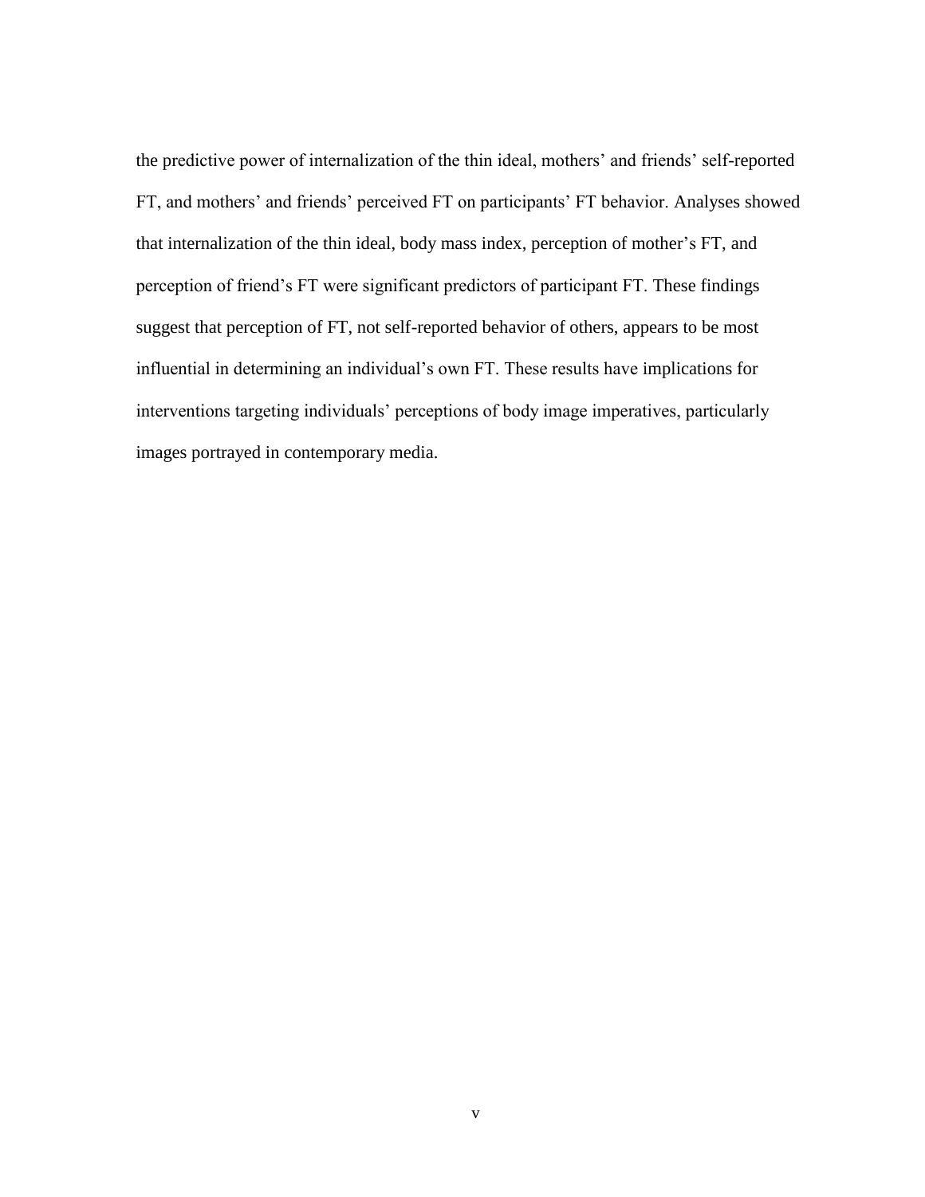the predictive power of internalization of the thin ideal, mothers' and friends' self-reported FT, and mothers' and friends' perceived FT on participants' FT behavior. Analyses showed that internalization of the thin ideal, body mass index, perception of mother's FT, and perception of friend's FT were significant predictors of participant FT. These findings suggest that perception of FT, not self-reported behavior of others, appears to be most influential in determining an individual's own FT. These results have implications for interventions targeting individuals' perceptions of body image imperatives, particularly images portrayed in contemporary media.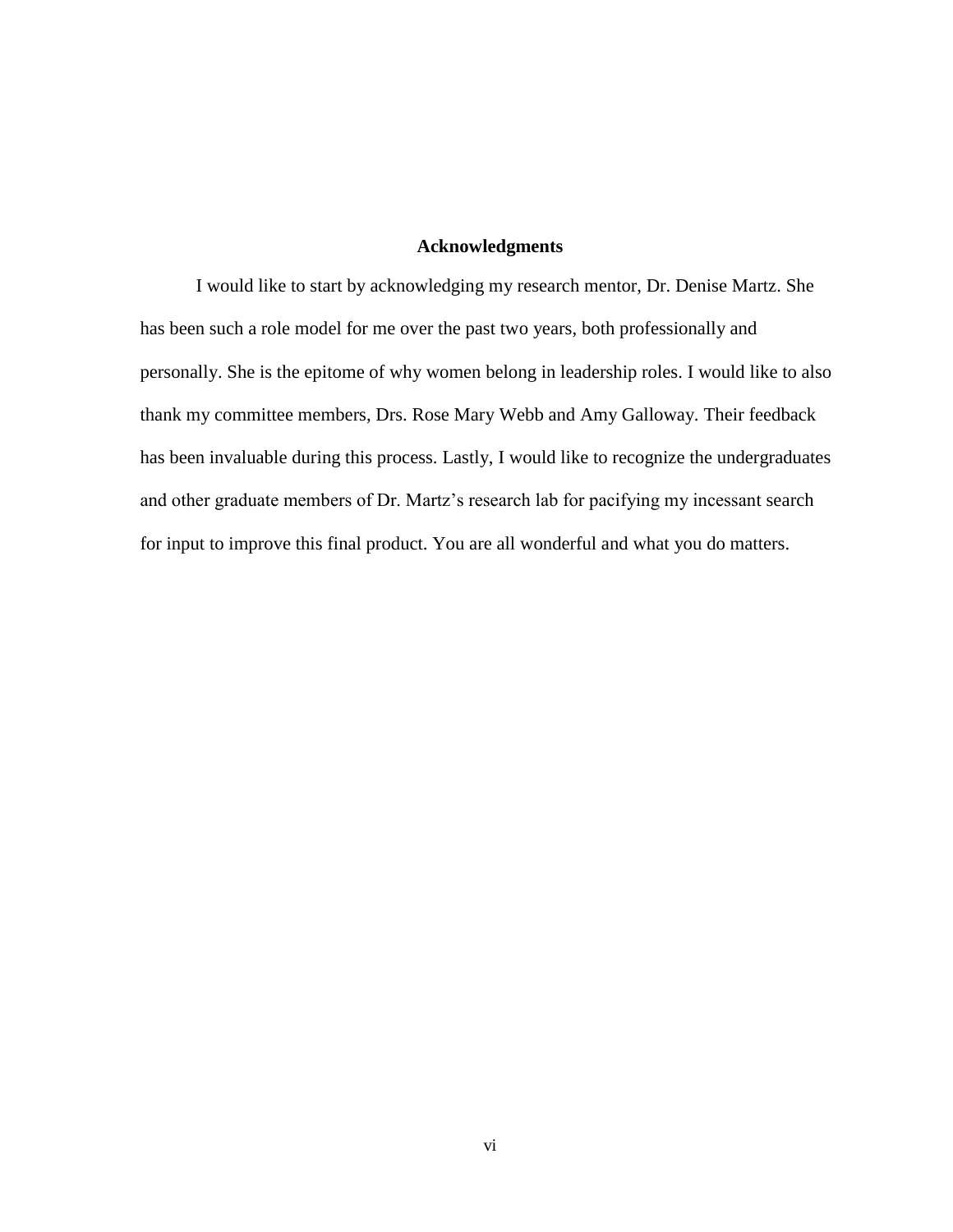## Acknowledgments

I would like to start by acknowledging my research mentor, Dr. Denise Martz. She has been such a role model for me over the past two years, both professionally and personally. She is the epitome of why women belong in leadership roles. I would like to also thank my committee members, Drs. Rose Mary Webb and Amy Galloway. Their feedback has been invaluable during this process. Lastly, I would like to recognize the undergraduates and other graduate members of Dr. Martz's research lab for pacifying my incessant search for input to improve this final product. You are all wonderful and what you do matters.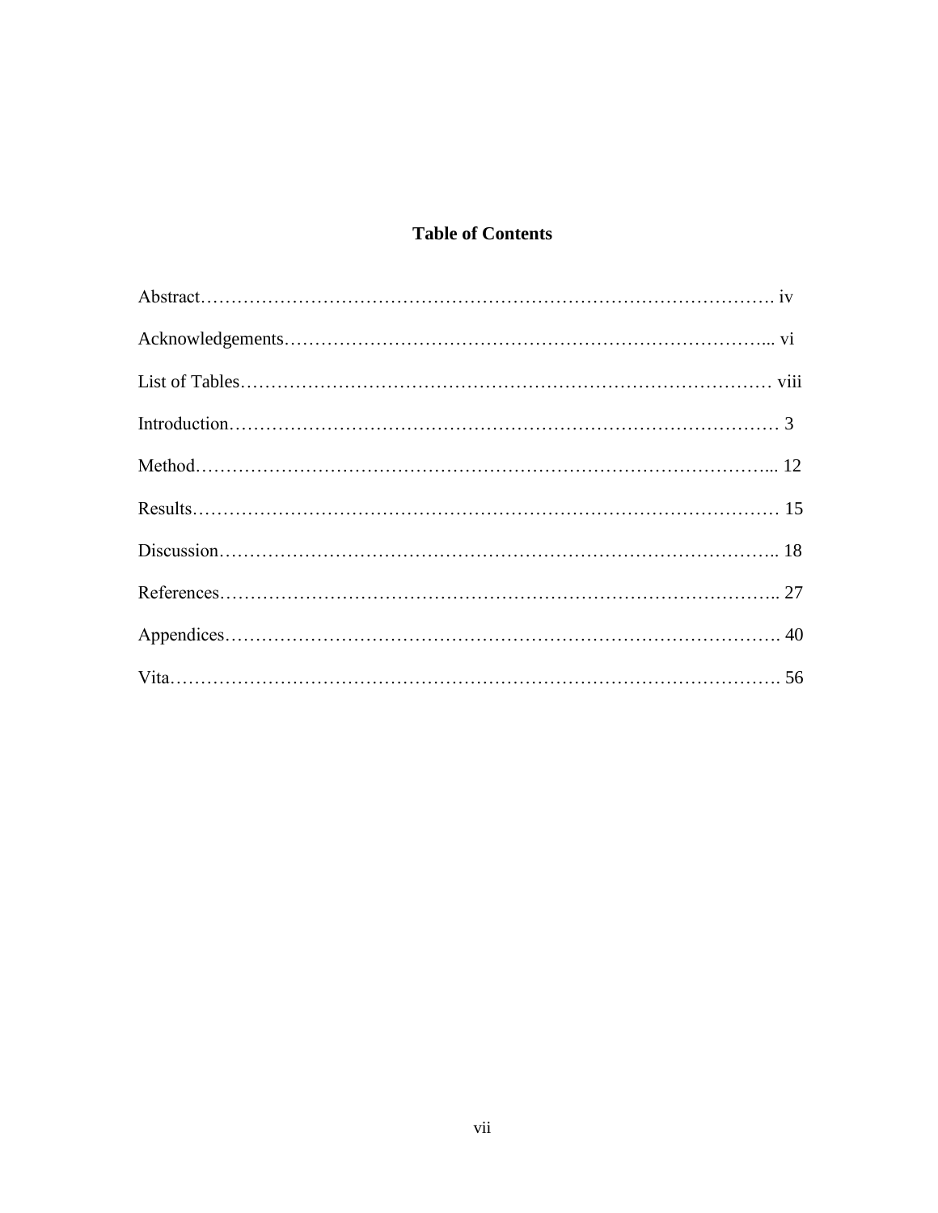# Table of Contents

Abstract………………………………………………………………………………. iv

Acknowledgements…………………………………………………………………... vi

List of Tables………………………………………………………………………… viii

Introduction…………………………………………………………………………… 3

Method………………………………………………………………………………... 12

Results………………………………………………………………………………… 15

Discussion…………………………………………………………………………….. 18

References…………………………………………………………………………….. 27

Appendices……………………………………………………………………………. 40

Vita……………………………………………………………………………………. 56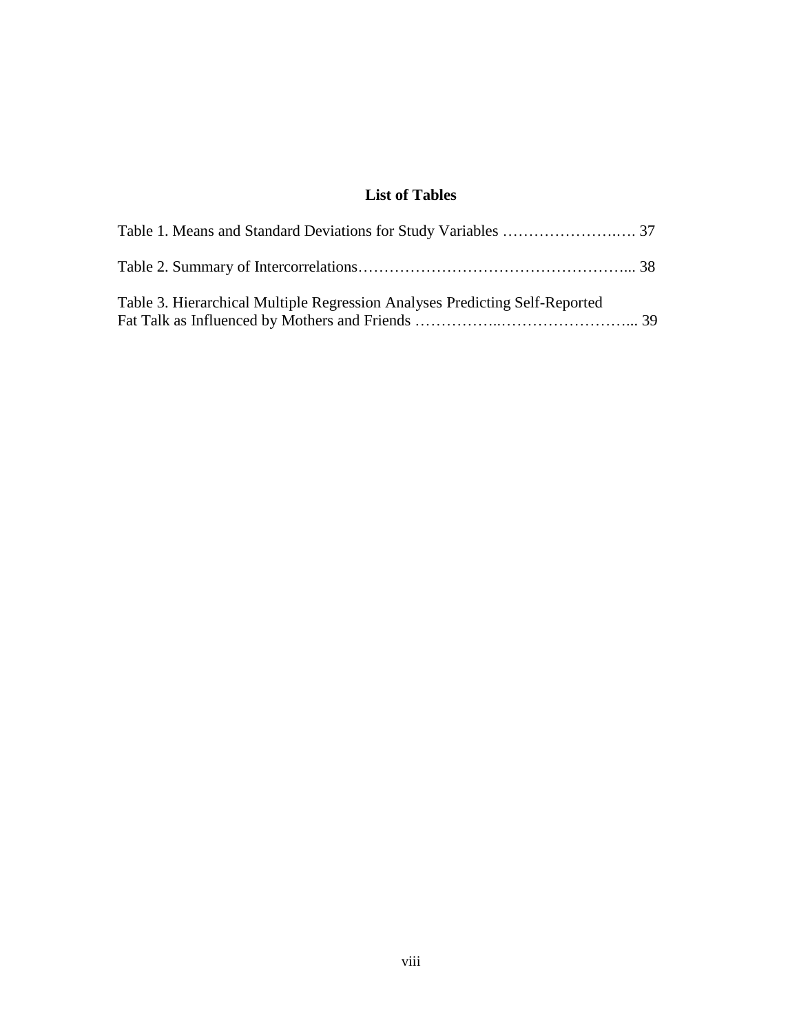# List of Tables

Table 1. Means and Standard Deviations for Study Variables ……………………..…. 37

Table 2. Summary of Intercorrelations…………………………………………….... 38

Table 3. Hierarchical Multiple Regression Analyses Predicting Self-Reported Fat Talk as Influenced by Mothers and Friends ……………..……………………... 39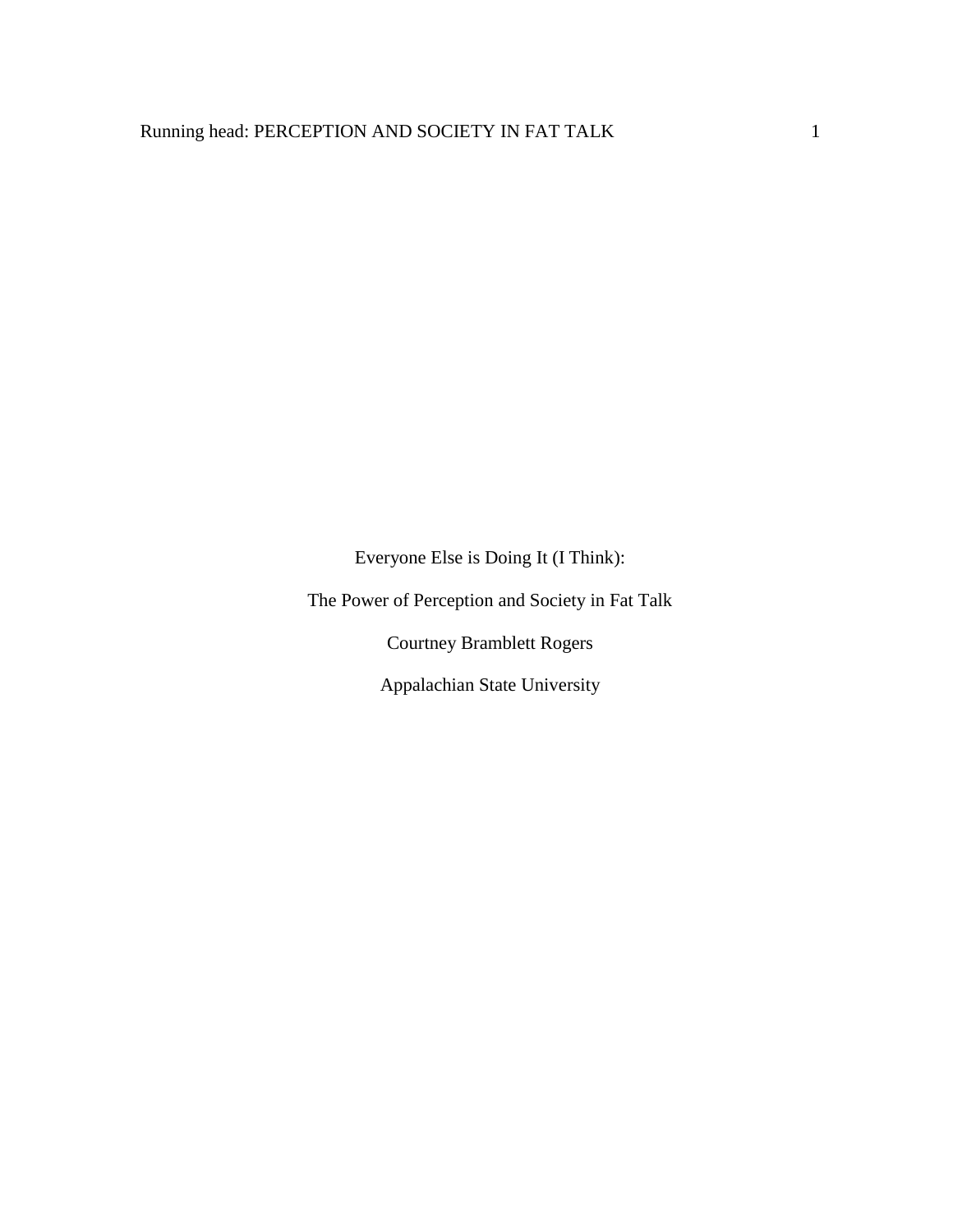# Everyone Else is Doing It (I Think):

# The Power of Perception and Society in Fat Talk

Courtney Bramblett Rogers

Appalachian State University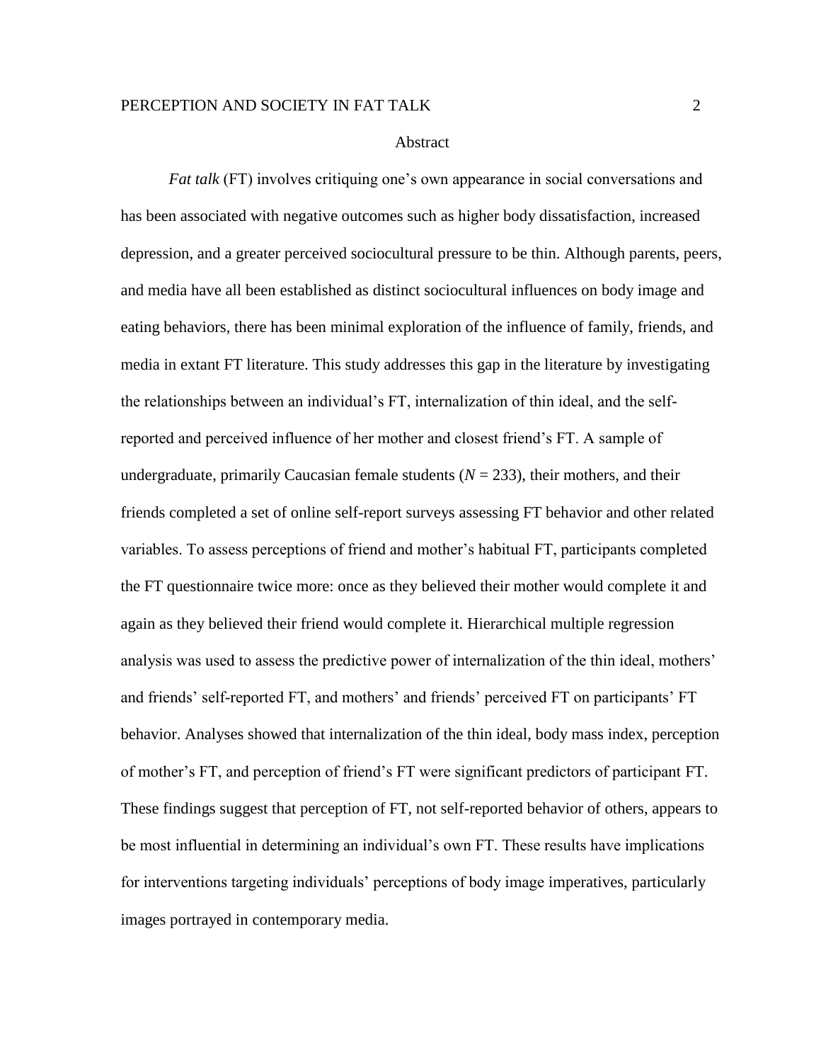# Abstract

*Fat talk* (FT) involves critiquing one's own appearance in social conversations and has been associated with negative outcomes such as higher body dissatisfaction, increased depression, and a greater perceived sociocultural pressure to be thin. Although parents, peers, and media have all been established as distinct sociocultural influences on body image and eating behaviors, there has been minimal exploration of the influence of family, friends, and media in extant FT literature. This study addresses this gap in the literature by investigating the relationships between an individual's FT, internalization of thin ideal, and the self-reported and perceived influence of her mother and closest friend's FT. A sample of undergraduate, primarily Caucasian female students ($N$ = 233), their mothers, and their friends completed a set of online self-report surveys assessing FT behavior and other related variables. To assess perceptions of friend and mother's habitual FT, participants completed the FT questionnaire twice more: once as they believed their mother would complete it and again as they believed their friend would complete it. Hierarchical multiple regression analysis was used to assess the predictive power of internalization of the thin ideal, mothers' and friends' self-reported FT, and mothers' and friends' perceived FT on participants' FT behavior. Analyses showed that internalization of the thin ideal, body mass index, perception of mother's FT, and perception of friend's FT were significant predictors of participant FT. These findings suggest that perception of FT, not self-reported behavior of others, appears to be most influential in determining an individual's own FT. These results have implications for interventions targeting individuals' perceptions of body image imperatives, particularly images portrayed in contemporary media.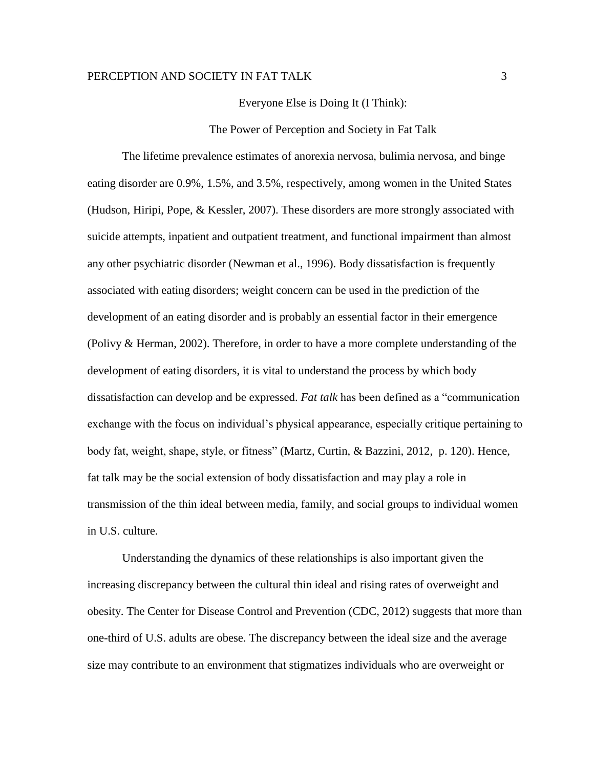# Everyone Else is Doing It (I Think):

## The Power of Perception and Society in Fat Talk

The lifetime prevalence estimates of anorexia nervosa, bulimia nervosa, and binge eating disorder are 0.9%, 1.5%, and 3.5%, respectively, among women in the United States (Hudson, Hiripi, Pope, & Kessler, 2007). These disorders are more strongly associated with suicide attempts, inpatient and outpatient treatment, and functional impairment than almost any other psychiatric disorder (Newman et al., 1996). Body dissatisfaction is frequently associated with eating disorders; weight concern can be used in the prediction of the development of an eating disorder and is probably an essential factor in their emergence (Polivy & Herman, 2002). Therefore, in order to have a more complete understanding of the development of eating disorders, it is vital to understand the process by which body dissatisfaction can develop and be expressed. *Fat talk* has been defined as a "communication exchange with the focus on individual's physical appearance, especially critique pertaining to body fat, weight, shape, style, or fitness" (Martz, Curtin, & Bazzini, 2012, p. 120). Hence, fat talk may be the social extension of body dissatisfaction and may play a role in transmission of the thin ideal between media, family, and social groups to individual women in U.S. culture.

Understanding the dynamics of these relationships is also important given the increasing discrepancy between the cultural thin ideal and rising rates of overweight and obesity. The Center for Disease Control and Prevention (CDC, 2012) suggests that more than one-third of U.S. adults are obese. The discrepancy between the ideal size and the average size may contribute to an environment that stigmatizes individuals who are overweight or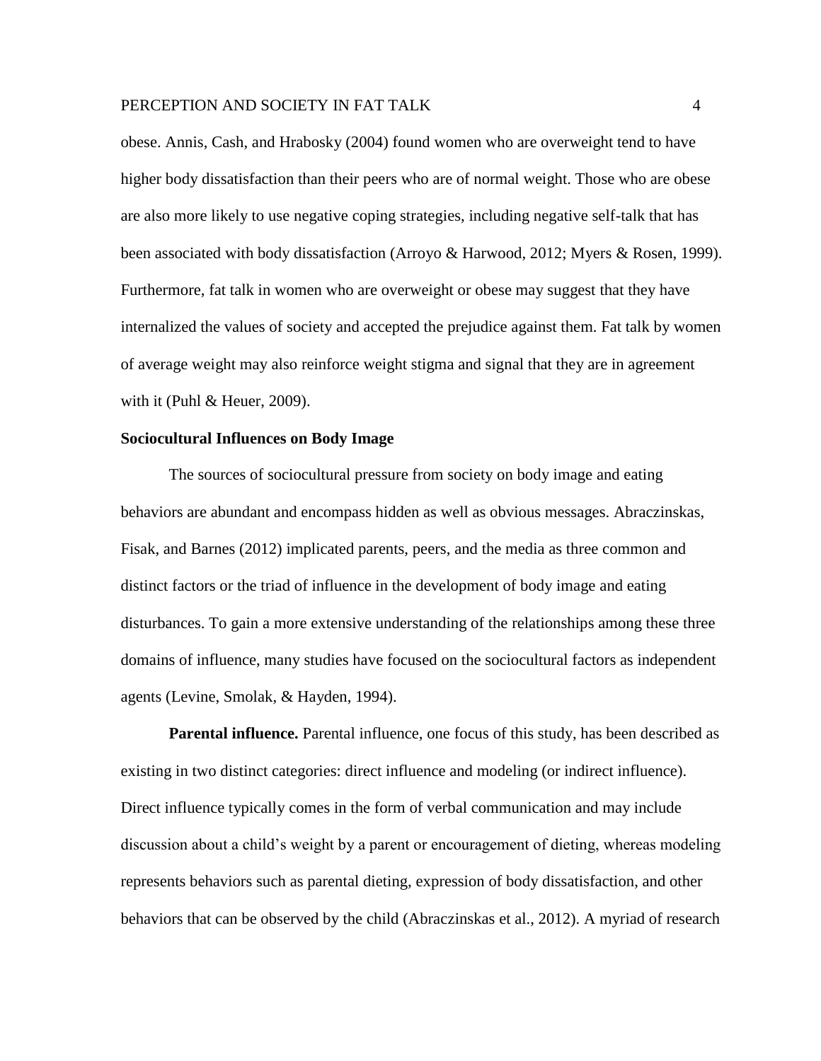obese. Annis, Cash, and Hrabosky (2004) found women who are overweight tend to have higher body dissatisfaction than their peers who are of normal weight. Those who are obese are also more likely to use negative coping strategies, including negative self-talk that has been associated with body dissatisfaction (Arroyo & Harwood, 2012; Myers & Rosen, 1999). Furthermore, fat talk in women who are overweight or obese may suggest that they have internalized the values of society and accepted the prejudice against them. Fat talk by women of average weight may also reinforce weight stigma and signal that they are in agreement with it (Puhl & Heuer, 2009).

## Sociocultural Influences on Body Image

The sources of sociocultural pressure from society on body image and eating behaviors are abundant and encompass hidden as well as obvious messages. Abraczinskas, Fisak, and Barnes (2012) implicated parents, peers, and the media as three common and distinct factors or the triad of influence in the development of body image and eating disturbances. To gain a more extensive understanding of the relationships among these three domains of influence, many studies have focused on the sociocultural factors as independent agents (Levine, Smolak, & Hayden, 1994).

**Parental influence.** Parental influence, one focus of this study, has been described as existing in two distinct categories: direct influence and modeling (or indirect influence). Direct influence typically comes in the form of verbal communication and may include discussion about a child's weight by a parent or encouragement of dieting, whereas modeling represents behaviors such as parental dieting, expression of body dissatisfaction, and other behaviors that can be observed by the child (Abraczinskas et al., 2012). A myriad of research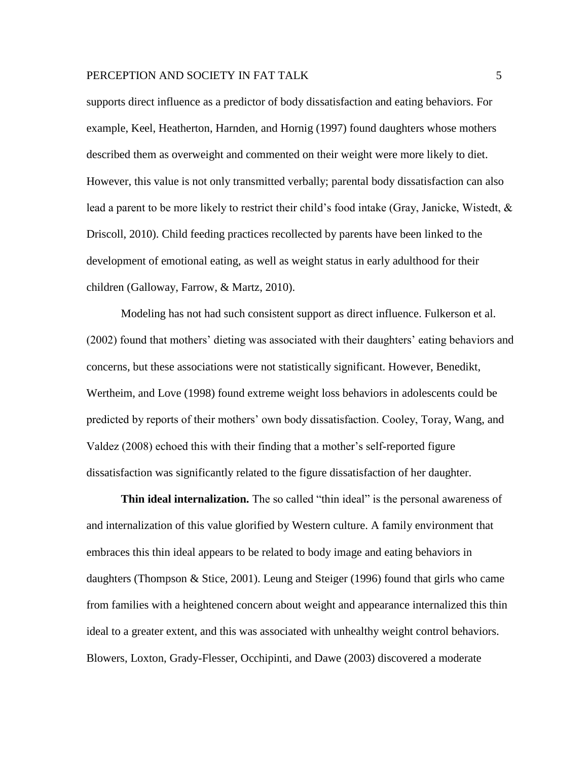supports direct influence as a predictor of body dissatisfaction and eating behaviors. For example, Keel, Heatherton, Harnden, and Hornig (1997) found daughters whose mothers described them as overweight and commented on their weight were more likely to diet. However, this value is not only transmitted verbally; parental body dissatisfaction can also lead a parent to be more likely to restrict their child's food intake (Gray, Janicke, Wistedt, & Driscoll, 2010). Child feeding practices recollected by parents have been linked to the development of emotional eating, as well as weight status in early adulthood for their children (Galloway, Farrow, & Martz, 2010).

Modeling has not had such consistent support as direct influence. Fulkerson et al. (2002) found that mothers' dieting was associated with their daughters' eating behaviors and concerns, but these associations were not statistically significant. However, Benedikt, Wertheim, and Love (1998) found extreme weight loss behaviors in adolescents could be predicted by reports of their mothers' own body dissatisfaction. Cooley, Toray, Wang, and Valdez (2008) echoed this with their finding that a mother's self-reported figure dissatisfaction was significantly related to the figure dissatisfaction of her daughter.

**Thin ideal internalization.** The so called "thin ideal" is the personal awareness of and internalization of this value glorified by Western culture. A family environment that embraces this thin ideal appears to be related to body image and eating behaviors in daughters (Thompson & Stice, 2001). Leung and Steiger (1996) found that girls who came from families with a heightened concern about weight and appearance internalized this thin ideal to a greater extent, and this was associated with unhealthy weight control behaviors. Blowers, Loxton, Grady-Flesser, Occhipinti, and Dawe (2003) discovered a moderate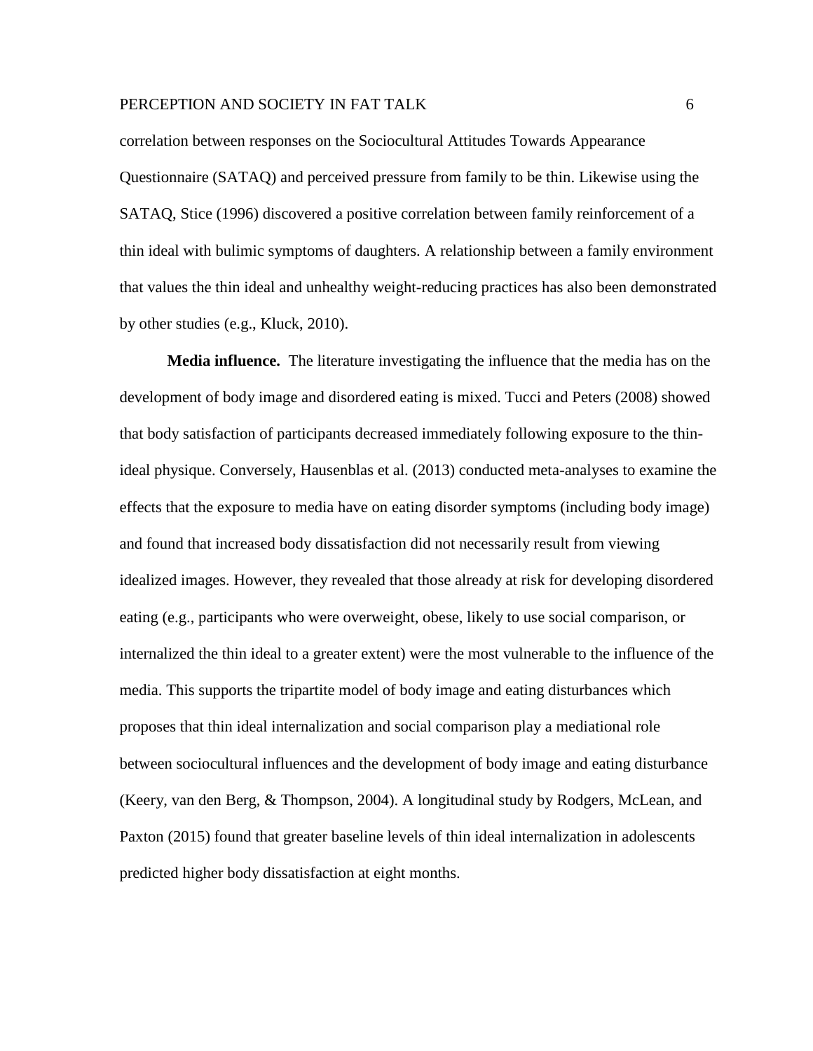correlation between responses on the Sociocultural Attitudes Towards Appearance Questionnaire (SATAQ) and perceived pressure from family to be thin. Likewise using the SATAQ, Stice (1996) discovered a positive correlation between family reinforcement of a thin ideal with bulimic symptoms of daughters. A relationship between a family environment that values the thin ideal and unhealthy weight-reducing practices has also been demonstrated by other studies (e.g., Kluck, 2010).

**Media influence.** The literature investigating the influence that the media has on the development of body image and disordered eating is mixed. Tucci and Peters (2008) showed that body satisfaction of participants decreased immediately following exposure to the thin-ideal physique. Conversely, Hausenblas et al. (2013) conducted meta-analyses to examine the effects that the exposure to media have on eating disorder symptoms (including body image) and found that increased body dissatisfaction did not necessarily result from viewing idealized images. However, they revealed that those already at risk for developing disordered eating (e.g., participants who were overweight, obese, likely to use social comparison, or internalized the thin ideal to a greater extent) were the most vulnerable to the influence of the media. This supports the tripartite model of body image and eating disturbances which proposes that thin ideal internalization and social comparison play a mediational role between sociocultural influences and the development of body image and eating disturbance (Keery, van den Berg, & Thompson, 2004). A longitudinal study by Rodgers, McLean, and Paxton (2015) found that greater baseline levels of thin ideal internalization in adolescents predicted higher body dissatisfaction at eight months.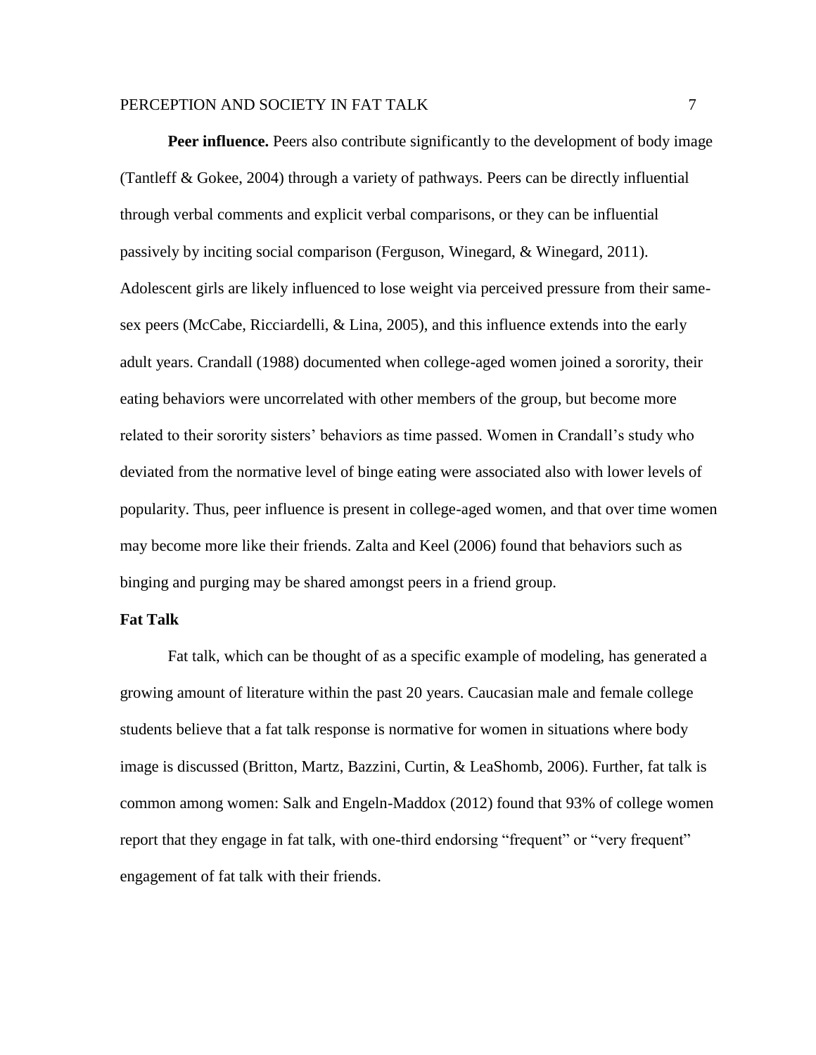**Peer influence.** Peers also contribute significantly to the development of body image (Tantleff & Gokee, 2004) through a variety of pathways. Peers can be directly influential through verbal comments and explicit verbal comparisons, or they can be influential passively by inciting social comparison (Ferguson, Winegard, & Winegard, 2011). Adolescent girls are likely influenced to lose weight via perceived pressure from their same-sex peers (McCabe, Ricciardelli, & Lina, 2005), and this influence extends into the early adult years. Crandall (1988) documented when college-aged women joined a sorority, their eating behaviors were uncorrelated with other members of the group, but become more related to their sorority sisters' behaviors as time passed. Women in Crandall's study who deviated from the normative level of binge eating were associated also with lower levels of popularity. Thus, peer influence is present in college-aged women, and that over time women may become more like their friends. Zalta and Keel (2006) found that behaviors such as binging and purging may be shared amongst peers in a friend group.

## Fat Talk

Fat talk, which can be thought of as a specific example of modeling, has generated a growing amount of literature within the past 20 years. Caucasian male and female college students believe that a fat talk response is normative for women in situations where body image is discussed (Britton, Martz, Bazzini, Curtin, & LeaShomb, 2006). Further, fat talk is common among women: Salk and Engeln-Maddox (2012) found that 93% of college women report that they engage in fat talk, with one-third endorsing "frequent" or "very frequent" engagement of fat talk with their friends.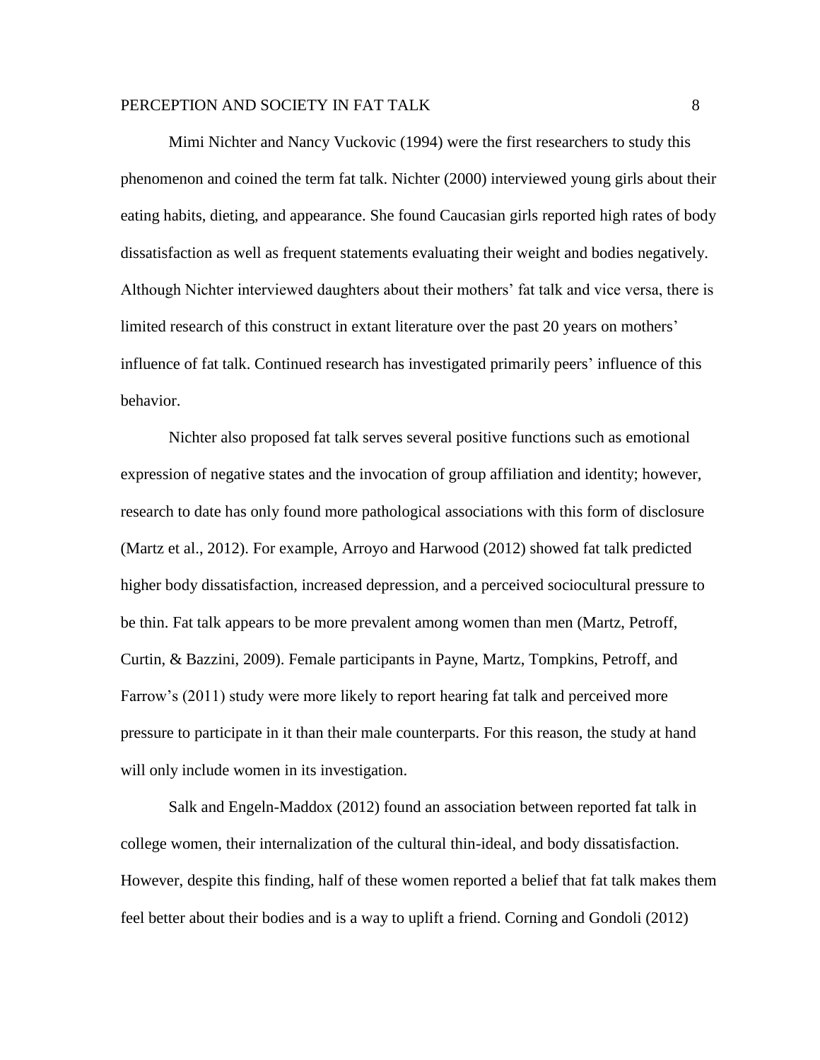Mimi Nichter and Nancy Vuckovic (1994) were the first researchers to study this phenomenon and coined the term fat talk. Nichter (2000) interviewed young girls about their eating habits, dieting, and appearance. She found Caucasian girls reported high rates of body dissatisfaction as well as frequent statements evaluating their weight and bodies negatively. Although Nichter interviewed daughters about their mothers' fat talk and vice versa, there is limited research of this construct in extant literature over the past 20 years on mothers' influence of fat talk. Continued research has investigated primarily peers' influence of this behavior.

Nichter also proposed fat talk serves several positive functions such as emotional expression of negative states and the invocation of group affiliation and identity; however, research to date has only found more pathological associations with this form of disclosure (Martz et al., 2012). For example, Arroyo and Harwood (2012) showed fat talk predicted higher body dissatisfaction, increased depression, and a perceived sociocultural pressure to be thin. Fat talk appears to be more prevalent among women than men (Martz, Petroff, Curtin, & Bazzini, 2009). Female participants in Payne, Martz, Tompkins, Petroff, and Farrow's (2011) study were more likely to report hearing fat talk and perceived more pressure to participate in it than their male counterparts. For this reason, the study at hand will only include women in its investigation.

Salk and Engeln-Maddox (2012) found an association between reported fat talk in college women, their internalization of the cultural thin-ideal, and body dissatisfaction. However, despite this finding, half of these women reported a belief that fat talk makes them feel better about their bodies and is a way to uplift a friend. Corning and Gondoli (2012)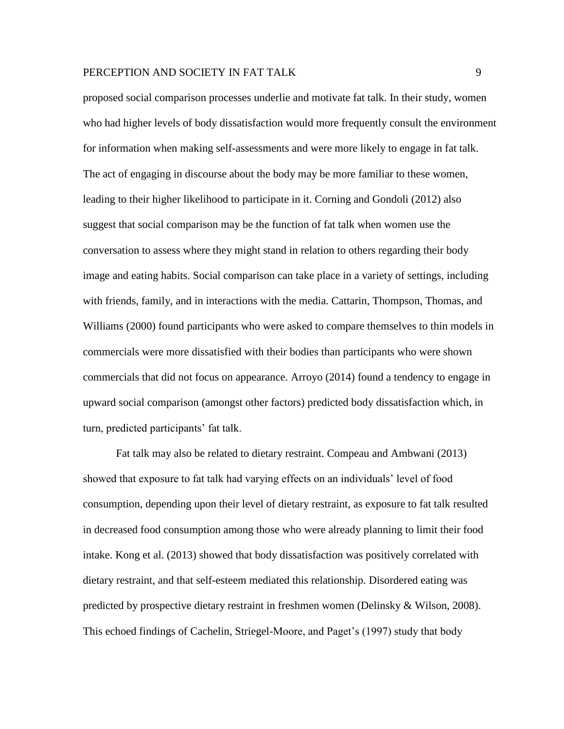proposed social comparison processes underlie and motivate fat talk. In their study, women who had higher levels of body dissatisfaction would more frequently consult the environment for information when making self-assessments and were more likely to engage in fat talk. The act of engaging in discourse about the body may be more familiar to these women, leading to their higher likelihood to participate in it. Corning and Gondoli (2012) also suggest that social comparison may be the function of fat talk when women use the conversation to assess where they might stand in relation to others regarding their body image and eating habits. Social comparison can take place in a variety of settings, including with friends, family, and in interactions with the media. Cattarin, Thompson, Thomas, and Williams (2000) found participants who were asked to compare themselves to thin models in commercials were more dissatisfied with their bodies than participants who were shown commercials that did not focus on appearance. Arroyo (2014) found a tendency to engage in upward social comparison (amongst other factors) predicted body dissatisfaction which, in turn, predicted participants' fat talk.

Fat talk may also be related to dietary restraint. Compeau and Ambwani (2013) showed that exposure to fat talk had varying effects on an individuals' level of food consumption, depending upon their level of dietary restraint, as exposure to fat talk resulted in decreased food consumption among those who were already planning to limit their food intake. Kong et al. (2013) showed that body dissatisfaction was positively correlated with dietary restraint, and that self-esteem mediated this relationship. Disordered eating was predicted by prospective dietary restraint in freshmen women (Delinsky & Wilson, 2008). This echoed findings of Cachelin, Striegel-Moore, and Paget's (1997) study that body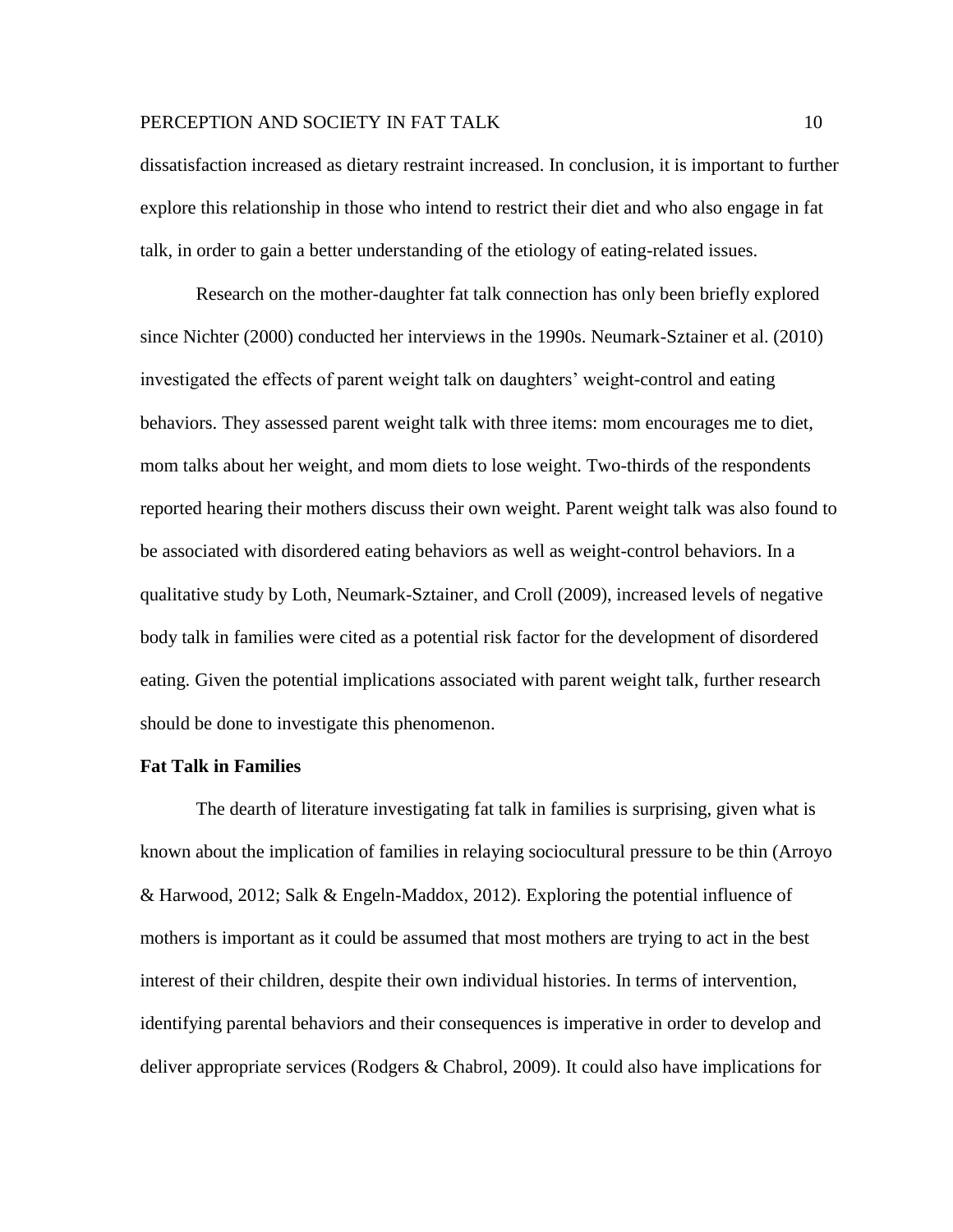dissatisfaction increased as dietary restraint increased. In conclusion, it is important to further explore this relationship in those who intend to restrict their diet and who also engage in fat talk, in order to gain a better understanding of the etiology of eating-related issues.

Research on the mother-daughter fat talk connection has only been briefly explored since Nichter (2000) conducted her interviews in the 1990s. Neumark-Sztainer et al. (2010) investigated the effects of parent weight talk on daughters' weight-control and eating behaviors. They assessed parent weight talk with three items: mom encourages me to diet, mom talks about her weight, and mom diets to lose weight. Two-thirds of the respondents reported hearing their mothers discuss their own weight. Parent weight talk was also found to be associated with disordered eating behaviors as well as weight-control behaviors. In a qualitative study by Loth, Neumark-Sztainer, and Croll (2009), increased levels of negative body talk in families were cited as a potential risk factor for the development of disordered eating. Given the potential implications associated with parent weight talk, further research should be done to investigate this phenomenon.

**Fat Talk in Families**

The dearth of literature investigating fat talk in families is surprising, given what is known about the implication of families in relaying sociocultural pressure to be thin (Arroyo & Harwood, 2012; Salk & Engeln-Maddox, 2012). Exploring the potential influence of mothers is important as it could be assumed that most mothers are trying to act in the best interest of their children, despite their own individual histories. In terms of intervention, identifying parental behaviors and their consequences is imperative in order to develop and deliver appropriate services (Rodgers & Chabrol, 2009). It could also have implications for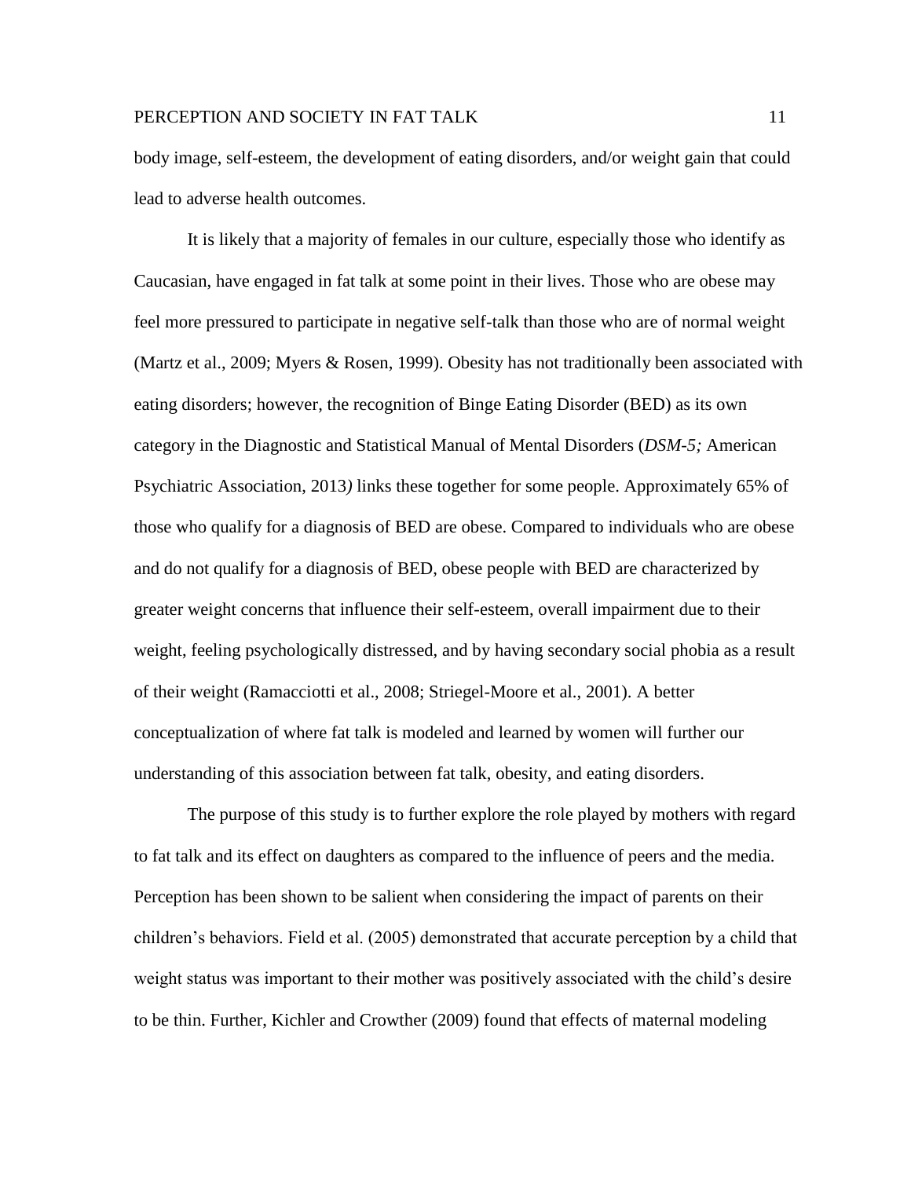body image, self-esteem, the development of eating disorders, and/or weight gain that could lead to adverse health outcomes.

It is likely that a majority of females in our culture, especially those who identify as Caucasian, have engaged in fat talk at some point in their lives. Those who are obese may feel more pressured to participate in negative self-talk than those who are of normal weight (Martz et al., 2009; Myers & Rosen, 1999). Obesity has not traditionally been associated with eating disorders; however, the recognition of Binge Eating Disorder (BED) as its own category in the Diagnostic and Statistical Manual of Mental Disorders (*DSM-5;* American Psychiatric Association, 2013*)* links these together for some people. Approximately 65% of those who qualify for a diagnosis of BED are obese. Compared to individuals who are obese and do not qualify for a diagnosis of BED, obese people with BED are characterized by greater weight concerns that influence their self-esteem, overall impairment due to their weight, feeling psychologically distressed, and by having secondary social phobia as a result of their weight (Ramacciotti et al., 2008; Striegel-Moore et al., 2001). A better conceptualization of where fat talk is modeled and learned by women will further our understanding of this association between fat talk, obesity, and eating disorders.

The purpose of this study is to further explore the role played by mothers with regard to fat talk and its effect on daughters as compared to the influence of peers and the media. Perception has been shown to be salient when considering the impact of parents on their children's behaviors. Field et al. (2005) demonstrated that accurate perception by a child that weight status was important to their mother was positively associated with the child's desire to be thin. Further, Kichler and Crowther (2009) found that effects of maternal modeling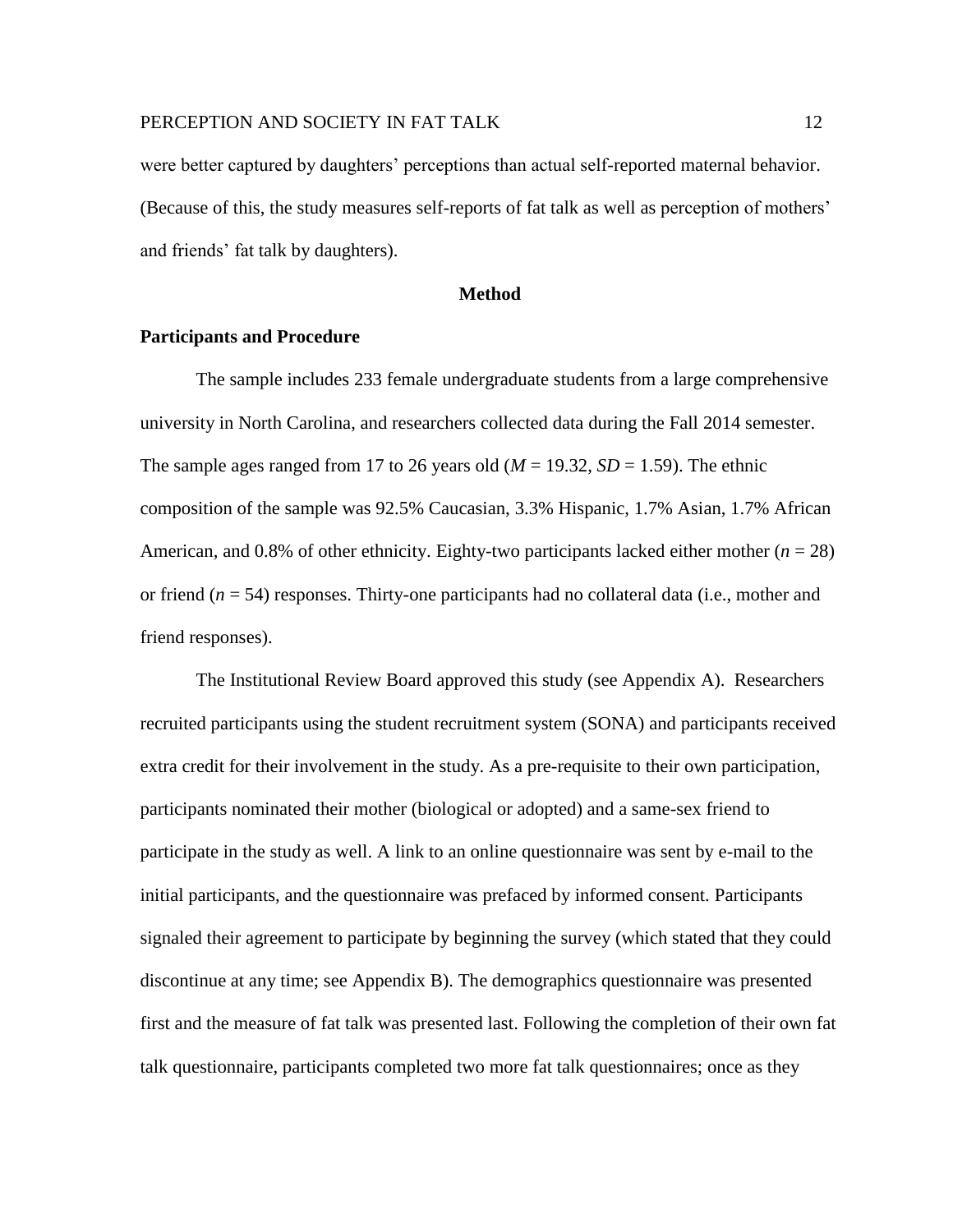were better captured by daughters' perceptions than actual self-reported maternal behavior. (Because of this, the study measures self-reports of fat talk as well as perception of mothers' and friends' fat talk by daughters).

## Method

### Participants and Procedure

The sample includes 233 female undergraduate students from a large comprehensive university in North Carolina, and researchers collected data during the Fall 2014 semester. The sample ages ranged from 17 to 26 years old ($M$ = 19.32, $SD$ = 1.59). The ethnic composition of the sample was 92.5% Caucasian, 3.3% Hispanic, 1.7% Asian, 1.7% African American, and 0.8% of other ethnicity. Eighty-two participants lacked either mother ($n$ = 28) or friend ($n$ = 54) responses. Thirty-one participants had no collateral data (i.e., mother and friend responses).

The Institutional Review Board approved this study (see Appendix A). Researchers recruited participants using the student recruitment system (SONA) and participants received extra credit for their involvement in the study. As a pre-requisite to their own participation, participants nominated their mother (biological or adopted) and a same-sex friend to participate in the study as well. A link to an online questionnaire was sent by e-mail to the initial participants, and the questionnaire was prefaced by informed consent. Participants signaled their agreement to participate by beginning the survey (which stated that they could discontinue at any time; see Appendix B). The demographics questionnaire was presented first and the measure of fat talk was presented last. Following the completion of their own fat talk questionnaire, participants completed two more fat talk questionnaires; once as they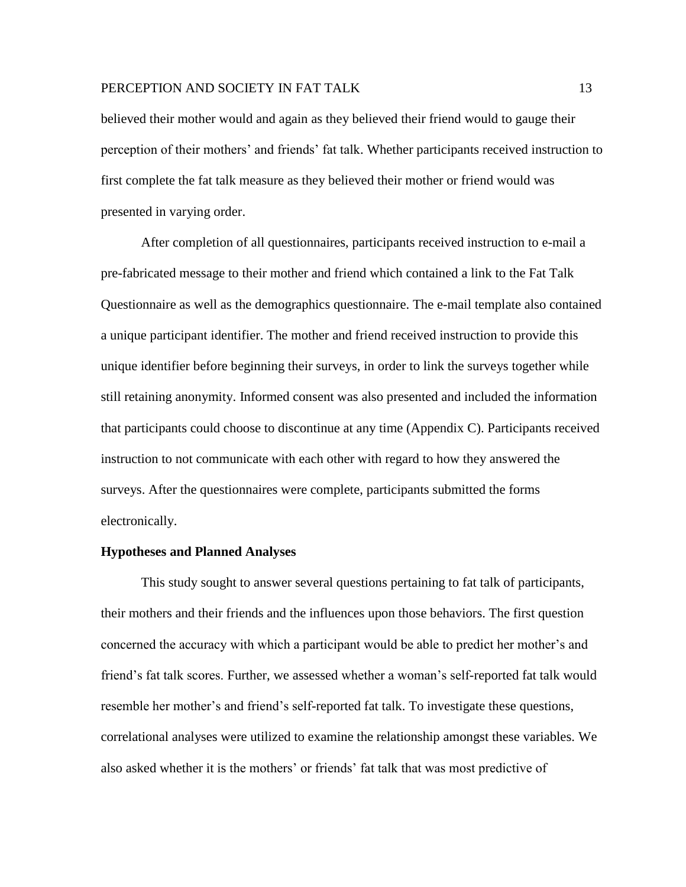believed their mother would and again as they believed their friend would to gauge their perception of their mothers' and friends' fat talk. Whether participants received instruction to first complete the fat talk measure as they believed their mother or friend would was presented in varying order.

After completion of all questionnaires, participants received instruction to e-mail a pre-fabricated message to their mother and friend which contained a link to the Fat Talk Questionnaire as well as the demographics questionnaire. The e-mail template also contained a unique participant identifier. The mother and friend received instruction to provide this unique identifier before beginning their surveys, in order to link the surveys together while still retaining anonymity. Informed consent was also presented and included the information that participants could choose to discontinue at any time (Appendix C). Participants received instruction to not communicate with each other with regard to how they answered the surveys. After the questionnaires were complete, participants submitted the forms electronically.

**Hypotheses and Planned Analyses**

This study sought to answer several questions pertaining to fat talk of participants, their mothers and their friends and the influences upon those behaviors. The first question concerned the accuracy with which a participant would be able to predict her mother's and friend's fat talk scores. Further, we assessed whether a woman's self-reported fat talk would resemble her mother's and friend's self-reported fat talk. To investigate these questions, correlational analyses were utilized to examine the relationship amongst these variables. We also asked whether it is the mothers' or friends' fat talk that was most predictive of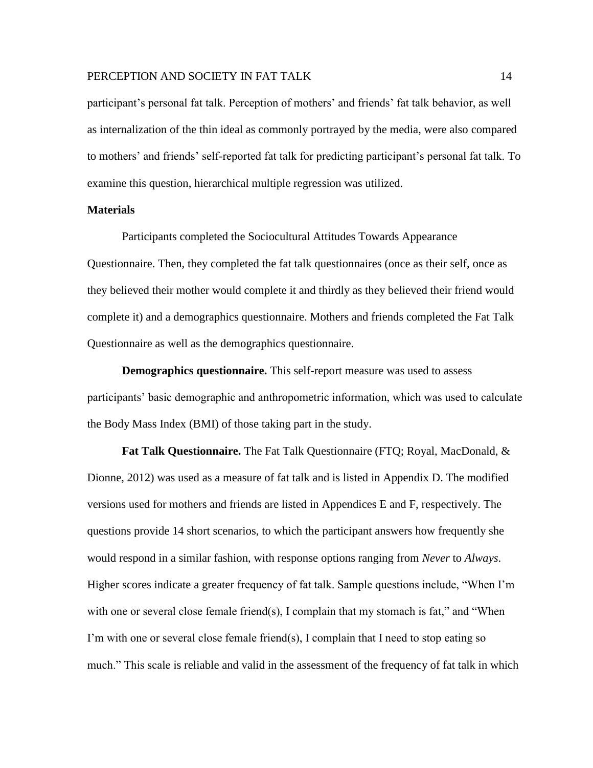participant's personal fat talk. Perception of mothers' and friends' fat talk behavior, as well as internalization of the thin ideal as commonly portrayed by the media, were also compared to mothers' and friends' self-reported fat talk for predicting participant's personal fat talk. To examine this question, hierarchical multiple regression was utilized.

## Materials

Participants completed the Sociocultural Attitudes Towards Appearance Questionnaire. Then, they completed the fat talk questionnaires (once as their self, once as they believed their mother would complete it and thirdly as they believed their friend would complete it) and a demographics questionnaire. Mothers and friends completed the Fat Talk Questionnaire as well as the demographics questionnaire.

**Demographics questionnaire.** This self-report measure was used to assess participants' basic demographic and anthropometric information, which was used to calculate the Body Mass Index (BMI) of those taking part in the study.

**Fat Talk Questionnaire.** The Fat Talk Questionnaire (FTQ; Royal, MacDonald, & Dionne, 2012) was used as a measure of fat talk and is listed in Appendix D. The modified versions used for mothers and friends are listed in Appendices E and F, respectively. The questions provide 14 short scenarios, to which the participant answers how frequently she would respond in a similar fashion, with response options ranging from *Never* to *Always*. Higher scores indicate a greater frequency of fat talk. Sample questions include, "When I'm with one or several close female friend(s), I complain that my stomach is fat," and "When I'm with one or several close female friend(s), I complain that I need to stop eating so much." This scale is reliable and valid in the assessment of the frequency of fat talk in which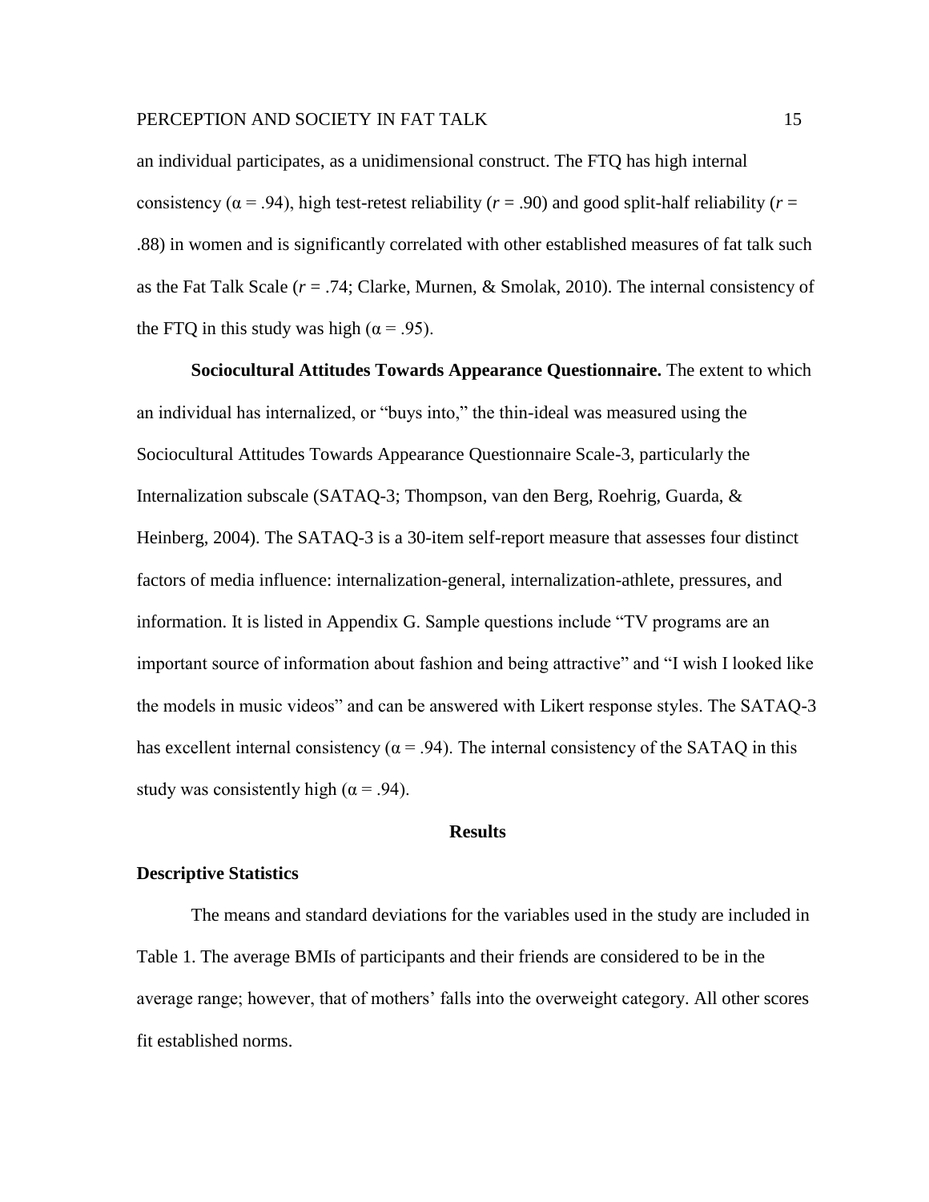an individual participates, as a unidimensional construct. The FTQ has high internal consistency ($\alpha = .94$), high test-retest reliability ($r = .90$) and good split-half reliability ($r = .88$) in women and is significantly correlated with other established measures of fat talk such as the Fat Talk Scale ($r = .74$; Clarke, Murnen, & Smolak, 2010). The internal consistency of the FTQ in this study was high ($\alpha = .95$).

**Sociocultural Attitudes Towards Appearance Questionnaire.** The extent to which an individual has internalized, or "buys into," the thin-ideal was measured using the Sociocultural Attitudes Towards Appearance Questionnaire Scale-3, particularly the Internalization subscale (SATAQ-3; Thompson, van den Berg, Roehrig, Guarda, & Heinberg, 2004). The SATAQ-3 is a 30-item self-report measure that assesses four distinct factors of media influence: internalization-general, internalization-athlete, pressures, and information. It is listed in Appendix G. Sample questions include "TV programs are an important source of information about fashion and being attractive" and "I wish I looked like the models in music videos" and can be answered with Likert response styles. The SATAQ-3 has excellent internal consistency ($\alpha = .94$). The internal consistency of the SATAQ in this study was consistently high ($\alpha = .94$).

## Results

### Descriptive Statistics

The means and standard deviations for the variables used in the study are included in Table 1. The average BMIs of participants and their friends are considered to be in the average range; however, that of mothers' falls into the overweight category. All other scores fit established norms.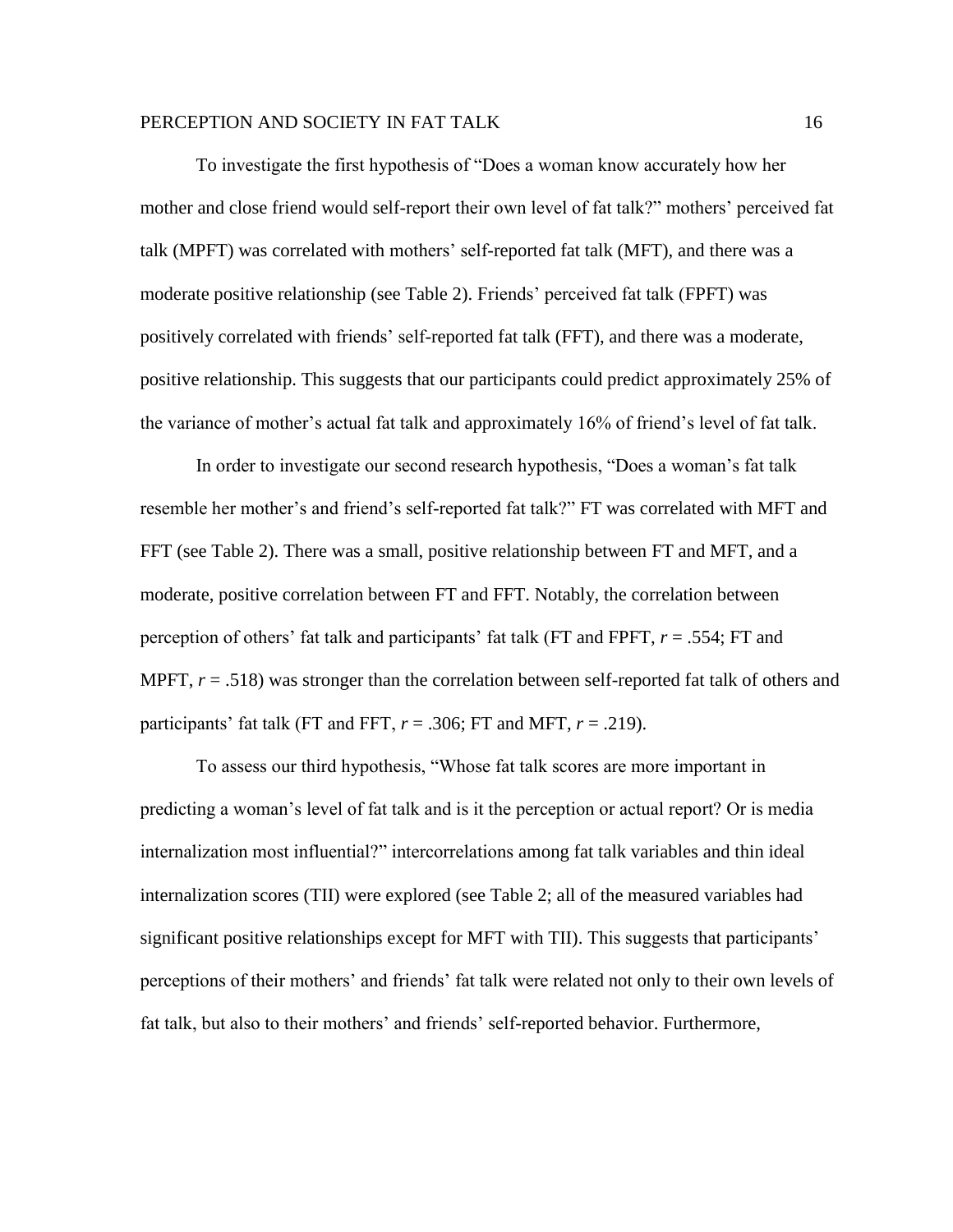To investigate the first hypothesis of "Does a woman know accurately how her mother and close friend would self-report their own level of fat talk?" mothers' perceived fat talk (MPFT) was correlated with mothers' self-reported fat talk (MFT), and there was a moderate positive relationship (see Table 2). Friends' perceived fat talk (FPFT) was positively correlated with friends' self-reported fat talk (FFT), and there was a moderate, positive relationship. This suggests that our participants could predict approximately 25% of the variance of mother's actual fat talk and approximately 16% of friend's level of fat talk.

In order to investigate our second research hypothesis, "Does a woman's fat talk resemble her mother's and friend's self-reported fat talk?" FT was correlated with MFT and FFT (see Table 2). There was a small, positive relationship between FT and MFT, and a moderate, positive correlation between FT and FFT. Notably, the correlation between perception of others' fat talk and participants' fat talk (FT and FPFT, $r = .554$; FT and MPFT, $r = .518$) was stronger than the correlation between self-reported fat talk of others and participants' fat talk (FT and FFT, $r = .306$; FT and MFT, $r = .219$).

To assess our third hypothesis, "Whose fat talk scores are more important in predicting a woman's level of fat talk and is it the perception or actual report? Or is media internalization most influential?" intercorrelations among fat talk variables and thin ideal internalization scores (TII) were explored (see Table 2; all of the measured variables had significant positive relationships except for MFT with TII). This suggests that participants' perceptions of their mothers' and friends' fat talk were related not only to their own levels of fat talk, but also to their mothers' and friends' self-reported behavior. Furthermore,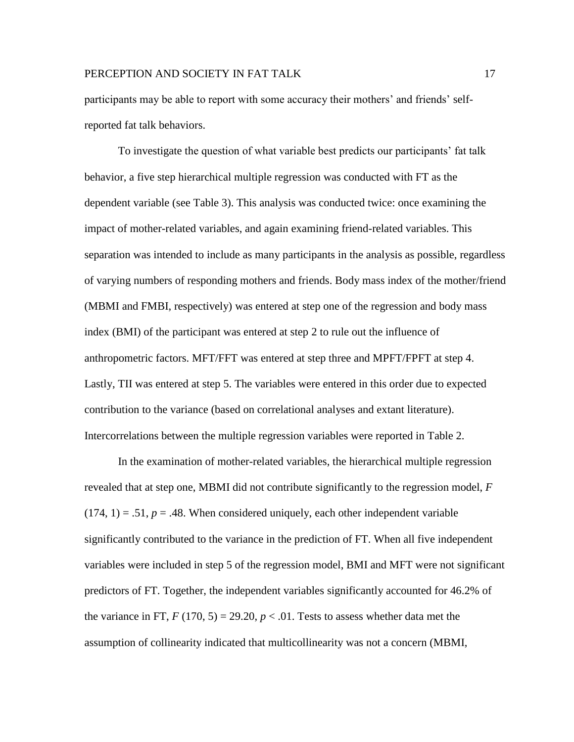participants may be able to report with some accuracy their mothers' and friends' self-reported fat talk behaviors.

To investigate the question of what variable best predicts our participants' fat talk behavior, a five step hierarchical multiple regression was conducted with FT as the dependent variable (see Table 3). This analysis was conducted twice: once examining the impact of mother-related variables, and again examining friend-related variables. This separation was intended to include as many participants in the analysis as possible, regardless of varying numbers of responding mothers and friends. Body mass index of the mother/friend (MBMI and FMBI, respectively) was entered at step one of the regression and body mass index (BMI) of the participant was entered at step 2 to rule out the influence of anthropometric factors. MFT/FFT was entered at step three and MPFT/FPFT at step 4. Lastly, TII was entered at step 5. The variables were entered in this order due to expected contribution to the variance (based on correlational analyses and extant literature). Intercorrelations between the multiple regression variables were reported in Table 2.

In the examination of mother-related variables, the hierarchical multiple regression revealed that at step one, MBMI did not contribute significantly to the regression model, $F$ $(174, 1) = .51$, $p = .48$. When considered uniquely, each other independent variable significantly contributed to the variance in the prediction of FT. When all five independent variables were included in step 5 of the regression model, BMI and MFT were not significant predictors of FT. Together, the independent variables significantly accounted for 46.2% of the variance in FT, $F$ $(170, 5) = 29.20$, $p < .01$. Tests to assess whether data met the assumption of collinearity indicated that multicollinearity was not a concern (MBMI,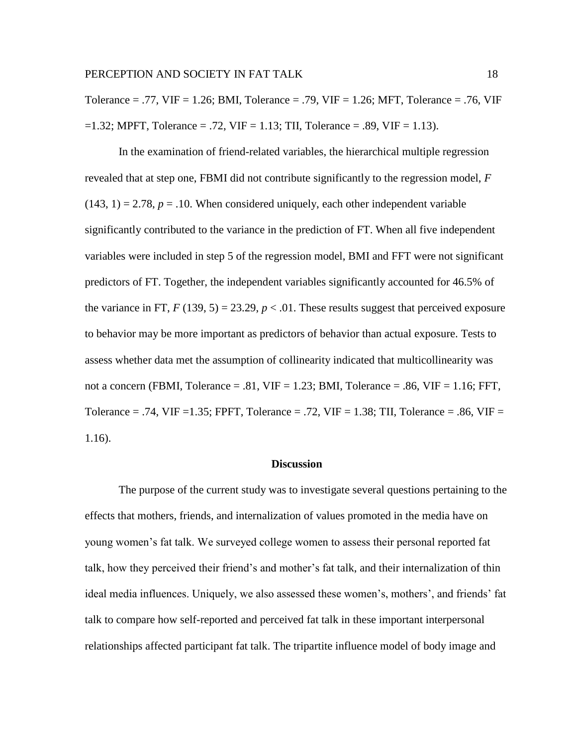Tolerance = .77, VIF = 1.26; BMI, Tolerance = .79, VIF = 1.26; MFT, Tolerance = .76, VIF =1.32; MPFT, Tolerance = .72, VIF = 1.13; TII, Tolerance = .89, VIF = 1.13).

In the examination of friend-related variables, the hierarchical multiple regression revealed that at step one, FBMI did not contribute significantly to the regression model, $F$ (143, 1) = 2.78, $p$ = .10. When considered uniquely, each other independent variable significantly contributed to the variance in the prediction of FT. When all five independent variables were included in step 5 of the regression model, BMI and FFT were not significant predictors of FT. Together, the independent variables significantly accounted for 46.5% of the variance in FT, $F$ (139, 5) = 23.29, $p$ < .01. These results suggest that perceived exposure to behavior may be more important as predictors of behavior than actual exposure. Tests to assess whether data met the assumption of collinearity indicated that multicollinearity was not a concern (FBMI, Tolerance = .81, VIF = 1.23; BMI, Tolerance = .86, VIF = 1.16; FFT, Tolerance = .74, VIF =1.35; FPFT, Tolerance = .72, VIF = 1.38; TII, Tolerance = .86, VIF = 1.16).

## Discussion

The purpose of the current study was to investigate several questions pertaining to the effects that mothers, friends, and internalization of values promoted in the media have on young women's fat talk. We surveyed college women to assess their personal reported fat talk, how they perceived their friend's and mother's fat talk, and their internalization of thin ideal media influences. Uniquely, we also assessed these women's, mothers', and friends' fat talk to compare how self-reported and perceived fat talk in these important interpersonal relationships affected participant fat talk. The tripartite influence model of body image and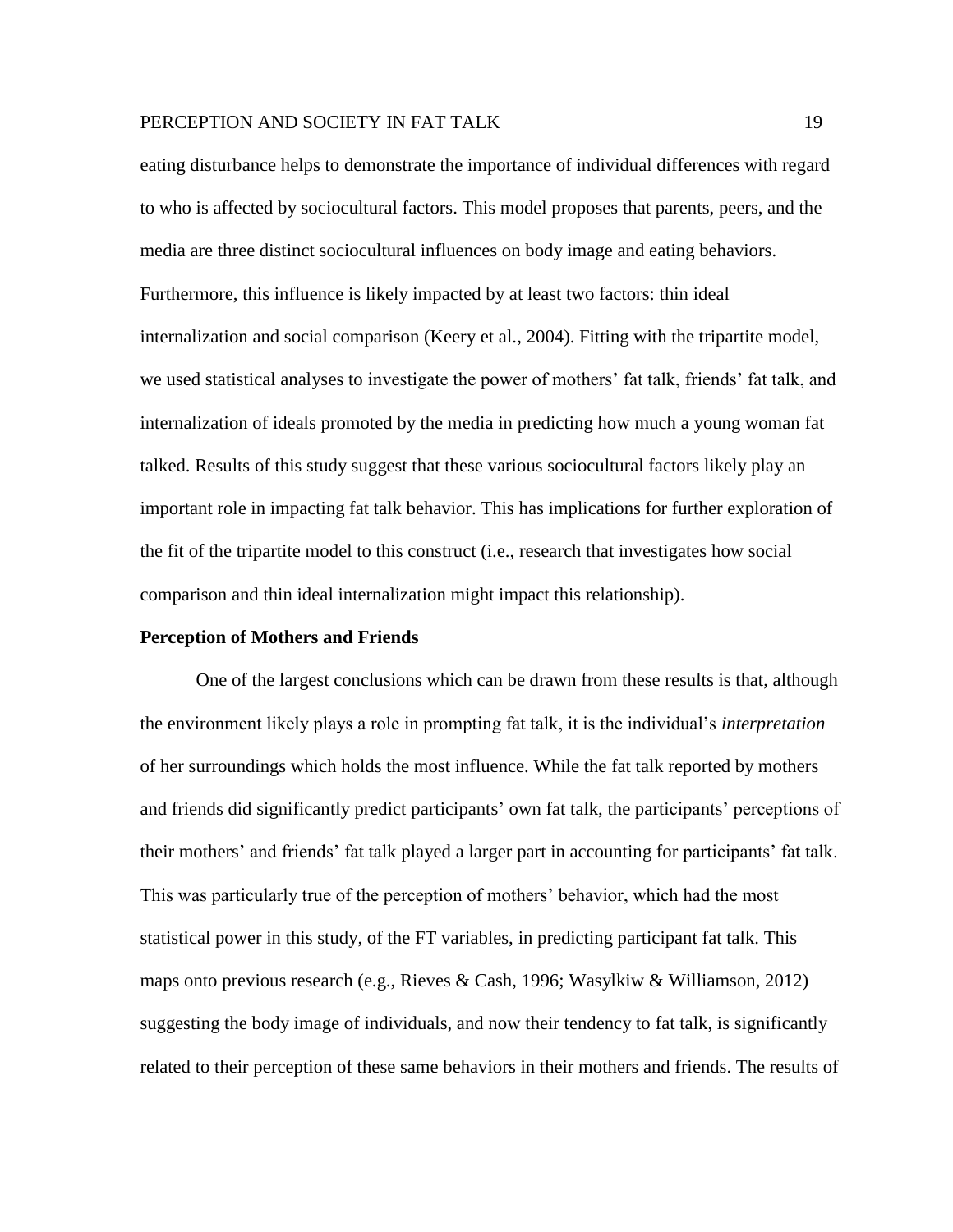eating disturbance helps to demonstrate the importance of individual differences with regard to who is affected by sociocultural factors. This model proposes that parents, peers, and the media are three distinct sociocultural influences on body image and eating behaviors. Furthermore, this influence is likely impacted by at least two factors: thin ideal internalization and social comparison (Keery et al., 2004). Fitting with the tripartite model, we used statistical analyses to investigate the power of mothers' fat talk, friends' fat talk, and internalization of ideals promoted by the media in predicting how much a young woman fat talked. Results of this study suggest that these various sociocultural factors likely play an important role in impacting fat talk behavior. This has implications for further exploration of the fit of the tripartite model to this construct (i.e., research that investigates how social comparison and thin ideal internalization might impact this relationship).

**Perception of Mothers and Friends**

One of the largest conclusions which can be drawn from these results is that, although the environment likely plays a role in prompting fat talk, it is the individual's *interpretation* of her surroundings which holds the most influence. While the fat talk reported by mothers and friends did significantly predict participants' own fat talk, the participants' perceptions of their mothers' and friends' fat talk played a larger part in accounting for participants' fat talk. This was particularly true of the perception of mothers' behavior, which had the most statistical power in this study, of the FT variables, in predicting participant fat talk. This maps onto previous research (e.g., Rieves & Cash, 1996; Wasylkiw & Williamson, 2012) suggesting the body image of individuals, and now their tendency to fat talk, is significantly related to their perception of these same behaviors in their mothers and friends. The results of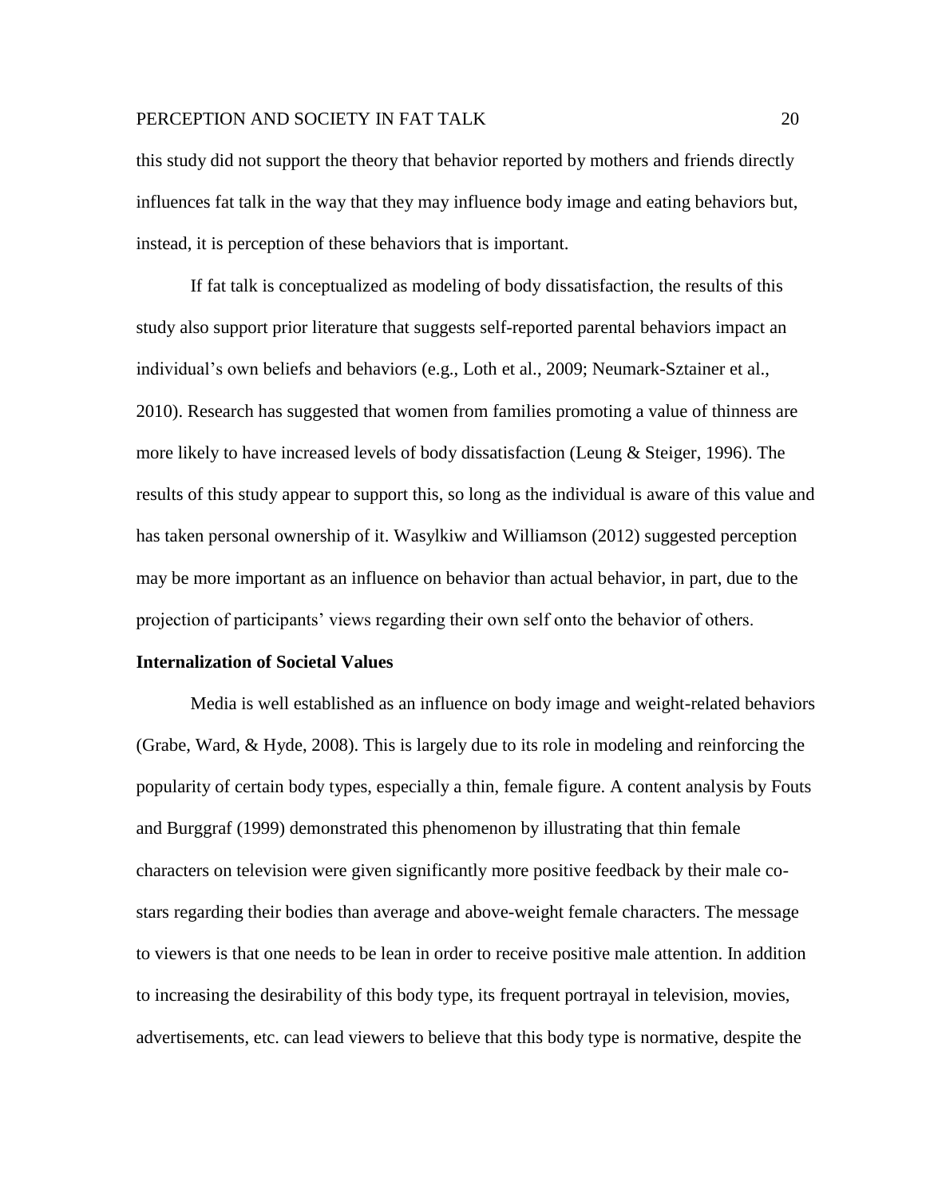this study did not support the theory that behavior reported by mothers and friends directly influences fat talk in the way that they may influence body image and eating behaviors but, instead, it is perception of these behaviors that is important.

If fat talk is conceptualized as modeling of body dissatisfaction, the results of this study also support prior literature that suggests self-reported parental behaviors impact an individual's own beliefs and behaviors (e.g., Loth et al., 2009; Neumark-Sztainer et al., 2010). Research has suggested that women from families promoting a value of thinness are more likely to have increased levels of body dissatisfaction (Leung & Steiger, 1996). The results of this study appear to support this, so long as the individual is aware of this value and has taken personal ownership of it. Wasylkiw and Williamson (2012) suggested perception may be more important as an influence on behavior than actual behavior, in part, due to the projection of participants' views regarding their own self onto the behavior of others.

## Internalization of Societal Values

Media is well established as an influence on body image and weight-related behaviors (Grabe, Ward, & Hyde, 2008). This is largely due to its role in modeling and reinforcing the popularity of certain body types, especially a thin, female figure. A content analysis by Fouts and Burggraf (1999) demonstrated this phenomenon by illustrating that thin female characters on television were given significantly more positive feedback by their male co-stars regarding their bodies than average and above-weight female characters. The message to viewers is that one needs to be lean in order to receive positive male attention. In addition to increasing the desirability of this body type, its frequent portrayal in television, movies, advertisements, etc. can lead viewers to believe that this body type is normative, despite the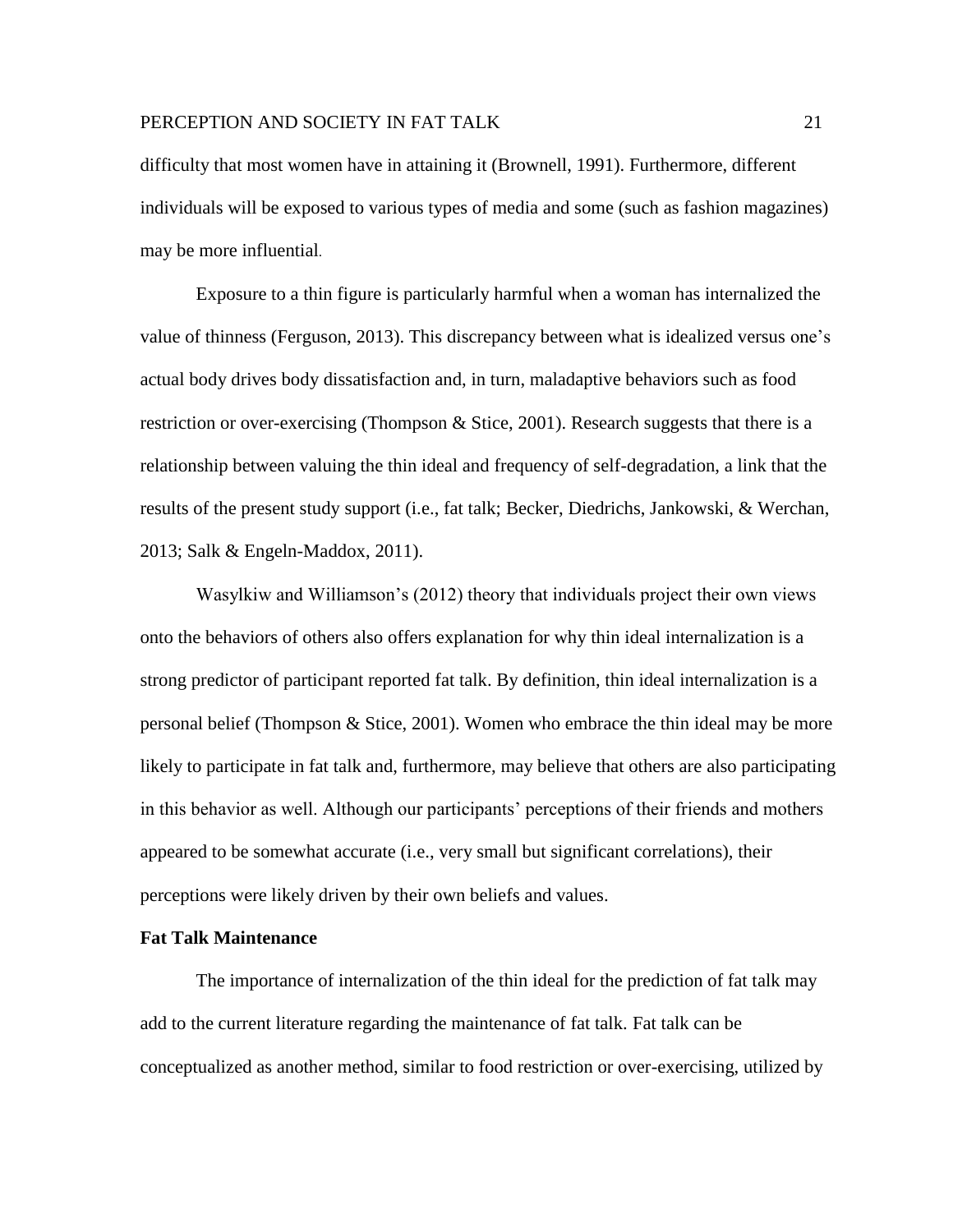difficulty that most women have in attaining it (Brownell, 1991). Furthermore, different individuals will be exposed to various types of media and some (such as fashion magazines) may be more influential.

Exposure to a thin figure is particularly harmful when a woman has internalized the value of thinness (Ferguson, 2013). This discrepancy between what is idealized versus one's actual body drives body dissatisfaction and, in turn, maladaptive behaviors such as food restriction or over-exercising (Thompson & Stice, 2001). Research suggests that there is a relationship between valuing the thin ideal and frequency of self-degradation, a link that the results of the present study support (i.e., fat talk; Becker, Diedrichs, Jankowski, & Werchan, 2013; Salk & Engeln-Maddox, 2011).

Wasylkiw and Williamson's (2012) theory that individuals project their own views onto the behaviors of others also offers explanation for why thin ideal internalization is a strong predictor of participant reported fat talk. By definition, thin ideal internalization is a personal belief (Thompson & Stice, 2001). Women who embrace the thin ideal may be more likely to participate in fat talk and, furthermore, may believe that others are also participating in this behavior as well. Although our participants' perceptions of their friends and mothers appeared to be somewhat accurate (i.e., very small but significant correlations), their perceptions were likely driven by their own beliefs and values.

**Fat Talk Maintenance**

The importance of internalization of the thin ideal for the prediction of fat talk may add to the current literature regarding the maintenance of fat talk. Fat talk can be conceptualized as another method, similar to food restriction or over-exercising, utilized by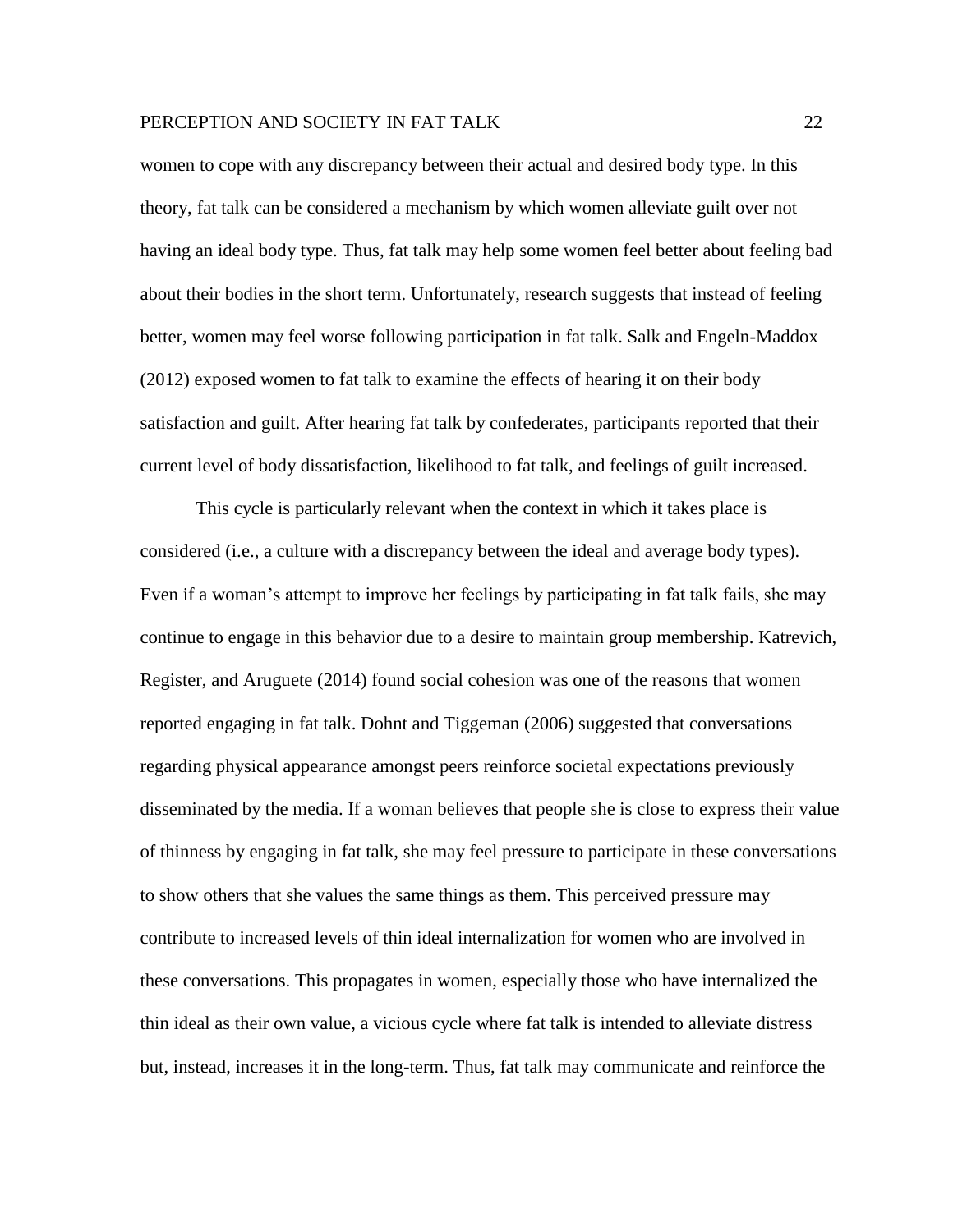women to cope with any discrepancy between their actual and desired body type. In this theory, fat talk can be considered a mechanism by which women alleviate guilt over not having an ideal body type. Thus, fat talk may help some women feel better about feeling bad about their bodies in the short term. Unfortunately, research suggests that instead of feeling better, women may feel worse following participation in fat talk. Salk and Engeln-Maddox (2012) exposed women to fat talk to examine the effects of hearing it on their body satisfaction and guilt. After hearing fat talk by confederates, participants reported that their current level of body dissatisfaction, likelihood to fat talk, and feelings of guilt increased.

This cycle is particularly relevant when the context in which it takes place is considered (i.e., a culture with a discrepancy between the ideal and average body types). Even if a woman's attempt to improve her feelings by participating in fat talk fails, she may continue to engage in this behavior due to a desire to maintain group membership. Katrevich, Register, and Aruguete (2014) found social cohesion was one of the reasons that women reported engaging in fat talk. Dohnt and Tiggeman (2006) suggested that conversations regarding physical appearance amongst peers reinforce societal expectations previously disseminated by the media. If a woman believes that people she is close to express their value of thinness by engaging in fat talk, she may feel pressure to participate in these conversations to show others that she values the same things as them. This perceived pressure may contribute to increased levels of thin ideal internalization for women who are involved in these conversations. This propagates in women, especially those who have internalized the thin ideal as their own value, a vicious cycle where fat talk is intended to alleviate distress but, instead, increases it in the long-term. Thus, fat talk may communicate and reinforce the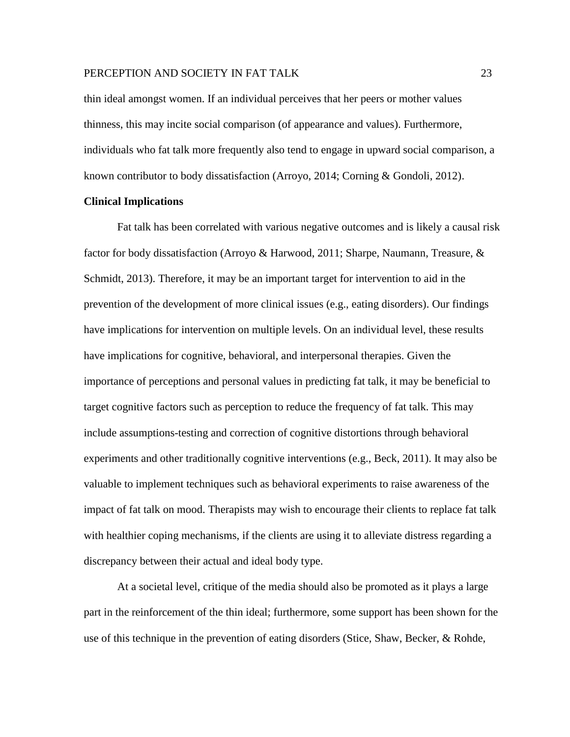thin ideal amongst women. If an individual perceives that her peers or mother values thinness, this may incite social comparison (of appearance and values). Furthermore, individuals who fat talk more frequently also tend to engage in upward social comparison, a known contributor to body dissatisfaction (Arroyo, 2014; Corning & Gondoli, 2012).

**Clinical Implications**

Fat talk has been correlated with various negative outcomes and is likely a causal risk factor for body dissatisfaction (Arroyo & Harwood, 2011; Sharpe, Naumann, Treasure, & Schmidt, 2013). Therefore, it may be an important target for intervention to aid in the prevention of the development of more clinical issues (e.g., eating disorders). Our findings have implications for intervention on multiple levels. On an individual level, these results have implications for cognitive, behavioral, and interpersonal therapies. Given the importance of perceptions and personal values in predicting fat talk, it may be beneficial to target cognitive factors such as perception to reduce the frequency of fat talk. This may include assumptions-testing and correction of cognitive distortions through behavioral experiments and other traditionally cognitive interventions (e.g., Beck, 2011). It may also be valuable to implement techniques such as behavioral experiments to raise awareness of the impact of fat talk on mood. Therapists may wish to encourage their clients to replace fat talk with healthier coping mechanisms, if the clients are using it to alleviate distress regarding a discrepancy between their actual and ideal body type.

At a societal level, critique of the media should also be promoted as it plays a large part in the reinforcement of the thin ideal; furthermore, some support has been shown for the use of this technique in the prevention of eating disorders (Stice, Shaw, Becker, & Rohde,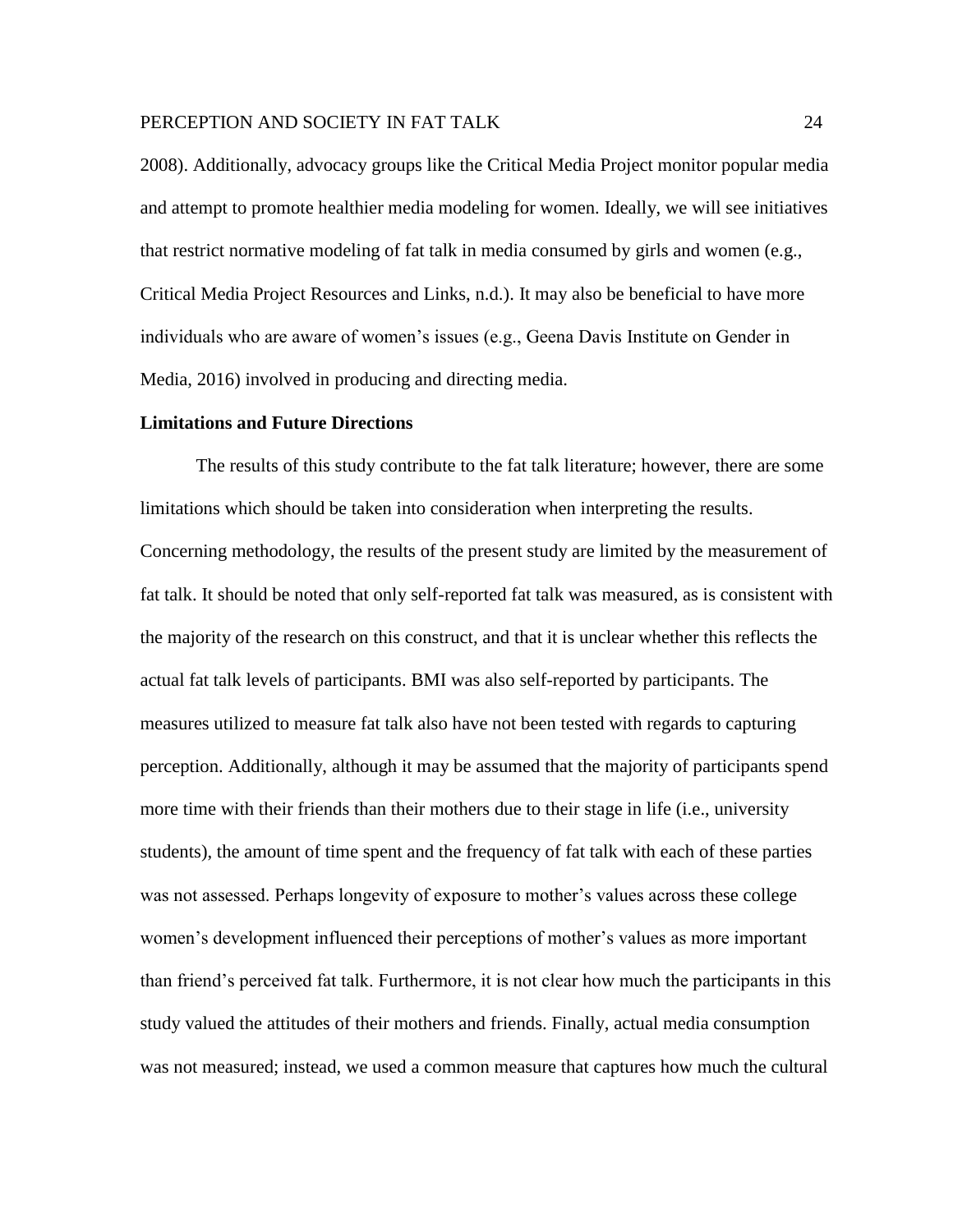2008). Additionally, advocacy groups like the Critical Media Project monitor popular media and attempt to promote healthier media modeling for women. Ideally, we will see initiatives that restrict normative modeling of fat talk in media consumed by girls and women (e.g., Critical Media Project Resources and Links, n.d.). It may also be beneficial to have more individuals who are aware of women's issues (e.g., Geena Davis Institute on Gender in Media, 2016) involved in producing and directing media.

**Limitations and Future Directions**

The results of this study contribute to the fat talk literature; however, there are some limitations which should be taken into consideration when interpreting the results. Concerning methodology, the results of the present study are limited by the measurement of fat talk. It should be noted that only self-reported fat talk was measured, as is consistent with the majority of the research on this construct, and that it is unclear whether this reflects the actual fat talk levels of participants. BMI was also self-reported by participants. The measures utilized to measure fat talk also have not been tested with regards to capturing perception. Additionally, although it may be assumed that the majority of participants spend more time with their friends than their mothers due to their stage in life (i.e., university students), the amount of time spent and the frequency of fat talk with each of these parties was not assessed. Perhaps longevity of exposure to mother's values across these college women's development influenced their perceptions of mother's values as more important than friend's perceived fat talk. Furthermore, it is not clear how much the participants in this study valued the attitudes of their mothers and friends. Finally, actual media consumption was not measured; instead, we used a common measure that captures how much the cultural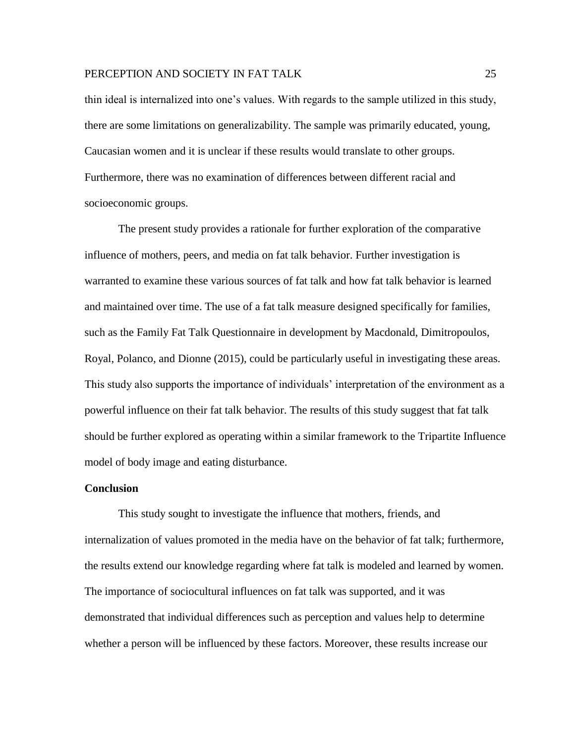thin ideal is internalized into one's values. With regards to the sample utilized in this study, there are some limitations on generalizability. The sample was primarily educated, young, Caucasian women and it is unclear if these results would translate to other groups. Furthermore, there was no examination of differences between different racial and socioeconomic groups.

The present study provides a rationale for further exploration of the comparative influence of mothers, peers, and media on fat talk behavior. Further investigation is warranted to examine these various sources of fat talk and how fat talk behavior is learned and maintained over time. The use of a fat talk measure designed specifically for families, such as the Family Fat Talk Questionnaire in development by Macdonald, Dimitropoulos, Royal, Polanco, and Dionne (2015), could be particularly useful in investigating these areas. This study also supports the importance of individuals' interpretation of the environment as a powerful influence on their fat talk behavior. The results of this study suggest that fat talk should be further explored as operating within a similar framework to the Tripartite Influence model of body image and eating disturbance.

**Conclusion**

This study sought to investigate the influence that mothers, friends, and internalization of values promoted in the media have on the behavior of fat talk; furthermore, the results extend our knowledge regarding where fat talk is modeled and learned by women. The importance of sociocultural influences on fat talk was supported, and it was demonstrated that individual differences such as perception and values help to determine whether a person will be influenced by these factors. Moreover, these results increase our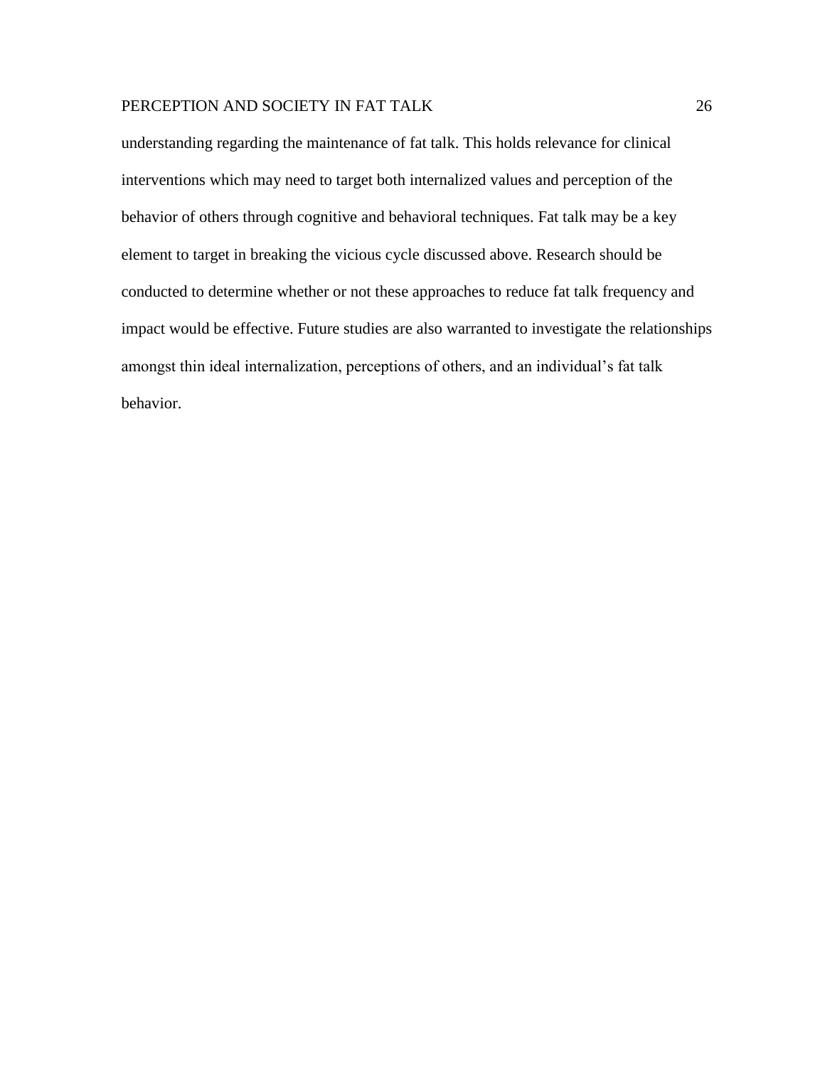understanding regarding the maintenance of fat talk. This holds relevance for clinical interventions which may need to target both internalized values and perception of the behavior of others through cognitive and behavioral techniques. Fat talk may be a key element to target in breaking the vicious cycle discussed above. Research should be conducted to determine whether or not these approaches to reduce fat talk frequency and impact would be effective. Future studies are also warranted to investigate the relationships amongst thin ideal internalization, perceptions of others, and an individual's fat talk behavior.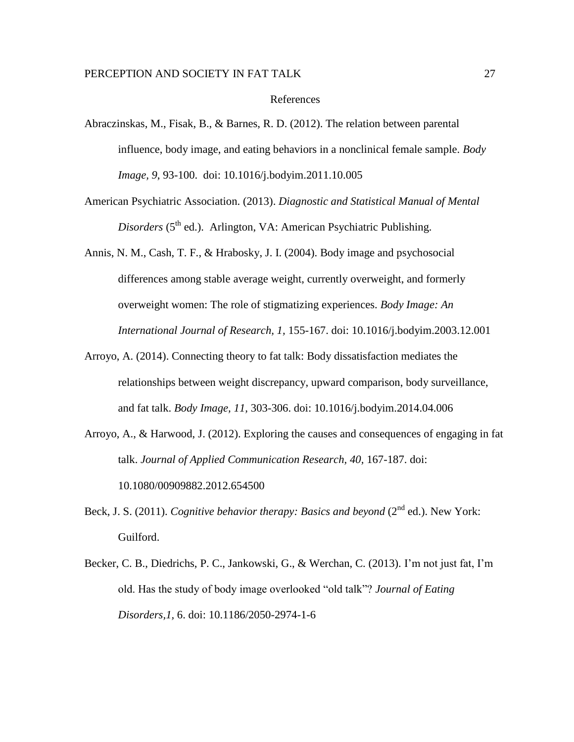# References

Abraczinskas, M., Fisak, B., & Barnes, R. D. (2012). The relation between parental influence, body image, and eating behaviors in a nonclinical female sample. *Body Image*, *9*, 93-100. doi: 10.1016/j.bodyim.2011.10.005

American Psychiatric Association. (2013). *Diagnostic and Statistical Manual of Mental Disorders* (5th ed.). Arlington, VA: American Psychiatric Publishing.

Annis, N. M., Cash, T. F., & Hrabosky, J. I. (2004). Body image and psychosocial differences among stable average weight, currently overweight, and formerly overweight women: The role of stigmatizing experiences. *Body Image: An International Journal of Research, 1*, 155-167. doi: 10.1016/j.bodyim.2003.12.001

Arroyo, A. (2014). Connecting theory to fat talk: Body dissatisfaction mediates the relationships between weight discrepancy, upward comparison, body surveillance, and fat talk. *Body Image, 11,* 303-306. doi: 10.1016/j.bodyim.2014.04.006

Arroyo, A., & Harwood, J. (2012). Exploring the causes and consequences of engaging in fat talk. *Journal of Applied Communication Research, 40,* 167-187. doi: 10.1080/00909882.2012.654500

Beck, J. S. (2011). *Cognitive behavior therapy: Basics and beyond* (2nd ed.). New York: Guilford.

Becker, C. B., Diedrichs, P. C., Jankowski, G., & Werchan, C. (2013). I'm not just fat, I'm old. Has the study of body image overlooked "old talk"? *Journal of Eating Disorders,1,* 6. doi: 10.1186/2050-2974-1-6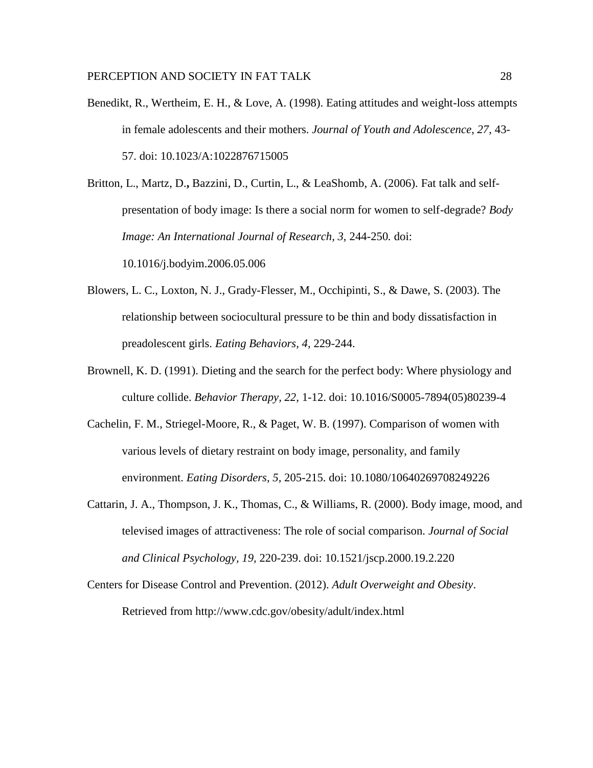Benedikt, R., Wertheim, E. H., & Love, A. (1998). Eating attitudes and weight-loss attempts in female adolescents and their mothers. *Journal of Youth and Adolescence, 27,* 43-57. doi: 10.1023/A:1022876715005

Britton, L., Martz, D.**,** Bazzini, D., Curtin, L., & LeaShomb, A. (2006). Fat talk and self-presentation of body image: Is there a social norm for women to self-degrade? *Body Image: An International Journal of Research, 3,* 244-250*.* doi: 10.1016/j.bodyim.2006.05.006

Blowers, L. C., Loxton, N. J., Grady-Flesser, M., Occhipinti, S., & Dawe, S. (2003). The relationship between sociocultural pressure to be thin and body dissatisfaction in preadolescent girls. *Eating Behaviors, 4,* 229-244.

Brownell, K. D. (1991). Dieting and the search for the perfect body: Where physiology and culture collide. *Behavior Therapy, 22,* 1-12. doi: 10.1016/S0005-7894(05)80239-4

Cachelin, F. M., Striegel-Moore, R., & Paget, W. B. (1997). Comparison of women with various levels of dietary restraint on body image, personality, and family environment. *Eating Disorders, 5,* 205-215. doi: 10.1080/10640269708249226

Cattarin, J. A., Thompson, J. K., Thomas, C., & Williams, R. (2000). Body image, mood, and televised images of attractiveness: The role of social comparison. *Journal of Social and Clinical Psychology, 19,* 220-239. doi: 10.1521/jscp.2000.19.2.220

Centers for Disease Control and Prevention. (2012). *Adult Overweight and Obesity*. Retrieved from http://www.cdc.gov/obesity/adult/index.html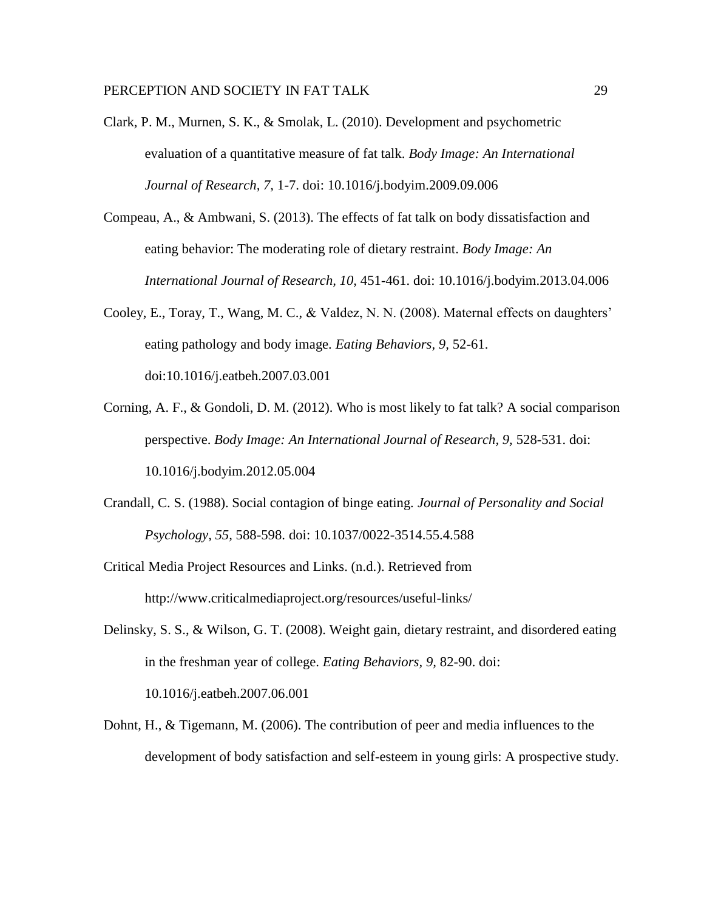Clark, P. M., Murnen, S. K., & Smolak, L. (2010). Development and psychometric evaluation of a quantitative measure of fat talk. *Body Image: An International Journal of Research, 7,* 1-7. doi: 10.1016/j.bodyim.2009.09.006

Compeau, A., & Ambwani, S. (2013). The effects of fat talk on body dissatisfaction and eating behavior: The moderating role of dietary restraint. *Body Image: An International Journal of Research, 10,* 451-461. doi: 10.1016/j.bodyim.2013.04.006

Cooley, E., Toray, T., Wang, M. C., & Valdez, N. N. (2008). Maternal effects on daughters' eating pathology and body image. *Eating Behaviors, 9,* 52-61. doi:10.1016/j.eatbeh.2007.03.001

Corning, A. F., & Gondoli, D. M. (2012). Who is most likely to fat talk? A social comparison perspective. *Body Image: An International Journal of Research, 9,* 528-531. doi: 10.1016/j.bodyim.2012.05.004

Crandall, C. S. (1988). Social contagion of binge eating. *Journal of Personality and Social Psychology, 55,* 588-598. doi: 10.1037/0022-3514.55.4.588

Critical Media Project Resources and Links. (n.d.). Retrieved from http://www.criticalmediaproject.org/resources/useful-links/

Delinsky, S. S., & Wilson, G. T. (2008). Weight gain, dietary restraint, and disordered eating in the freshman year of college. *Eating Behaviors, 9,* 82-90. doi: 10.1016/j.eatbeh.2007.06.001

Dohnt, H., & Tigemann, M. (2006). The contribution of peer and media influences to the development of body satisfaction and self-esteem in young girls: A prospective study.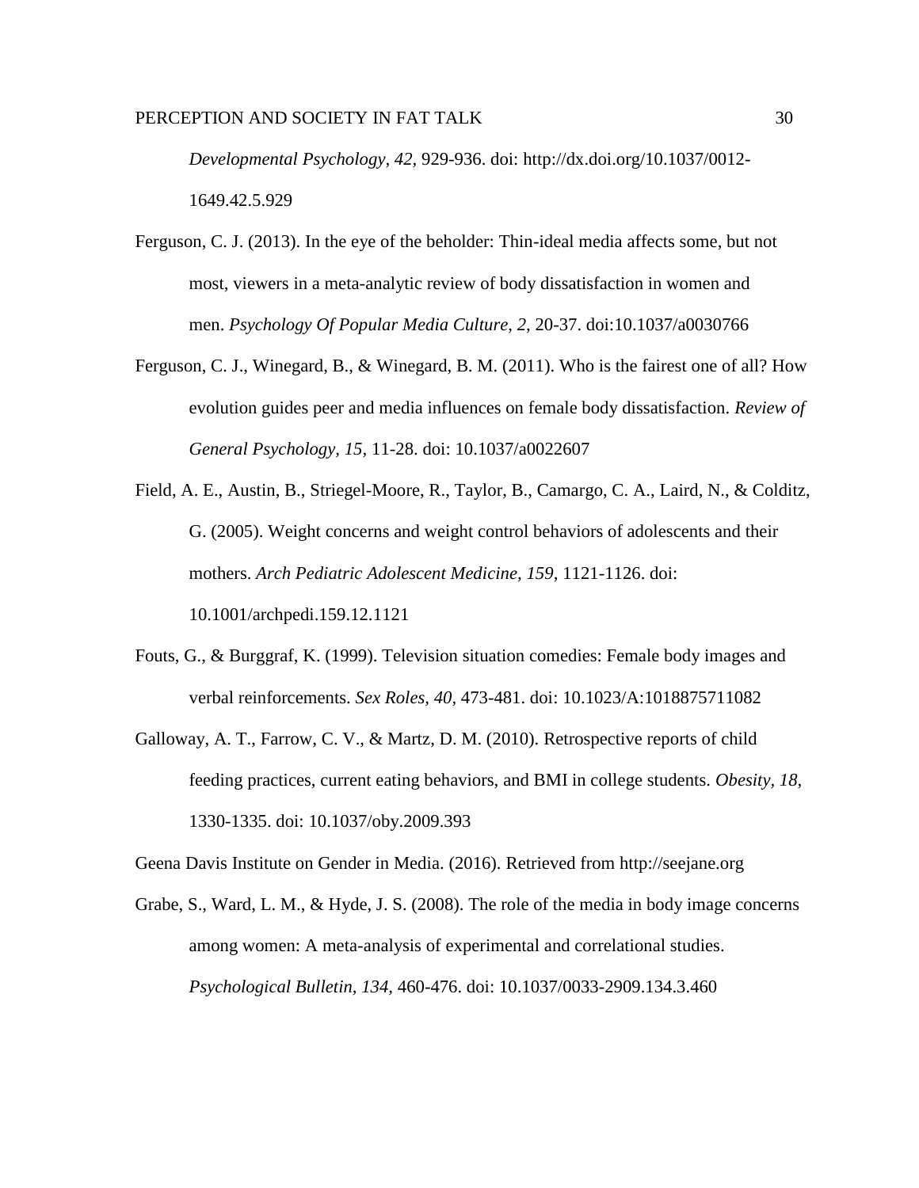*Developmental Psychology, 42*, 929-936. doi: http://dx.doi.org/10.1037/0012-1649.42.5.929

Ferguson, C. J. (2013). In the eye of the beholder: Thin-ideal media affects some, but not most, viewers in a meta-analytic review of body dissatisfaction in women and men. *Psychology Of Popular Media Culture, 2*, 20-37. doi:10.1037/a0030766

Ferguson, C. J., Winegard, B., & Winegard, B. M. (2011). Who is the fairest one of all? How evolution guides peer and media influences on female body dissatisfaction. *Review of General Psychology, 15,* 11-28. doi: 10.1037/a0022607

Field, A. E., Austin, B., Striegel-Moore, R., Taylor, B., Camargo, C. A., Laird, N., & Colditz, G. (2005). Weight concerns and weight control behaviors of adolescents and their mothers. *Arch Pediatric Adolescent Medicine, 159,* 1121-1126. doi: 10.1001/archpedi.159.12.1121

Fouts, G., & Burggraf, K. (1999). Television situation comedies: Female body images and verbal reinforcements. *Sex Roles, 40,* 473-481. doi: 10.1023/A:1018875711082

Galloway, A. T., Farrow, C. V., & Martz, D. M. (2010). Retrospective reports of child feeding practices, current eating behaviors, and BMI in college students. *Obesity, 18,* 1330-1335. doi: 10.1037/oby.2009.393

Geena Davis Institute on Gender in Media. (2016). Retrieved from http://seejane.org

Grabe, S., Ward, L. M., & Hyde, J. S. (2008). The role of the media in body image concerns among women: A meta-analysis of experimental and correlational studies. *Psychological Bulletin, 134,* 460-476. doi: 10.1037/0033-2909.134.3.460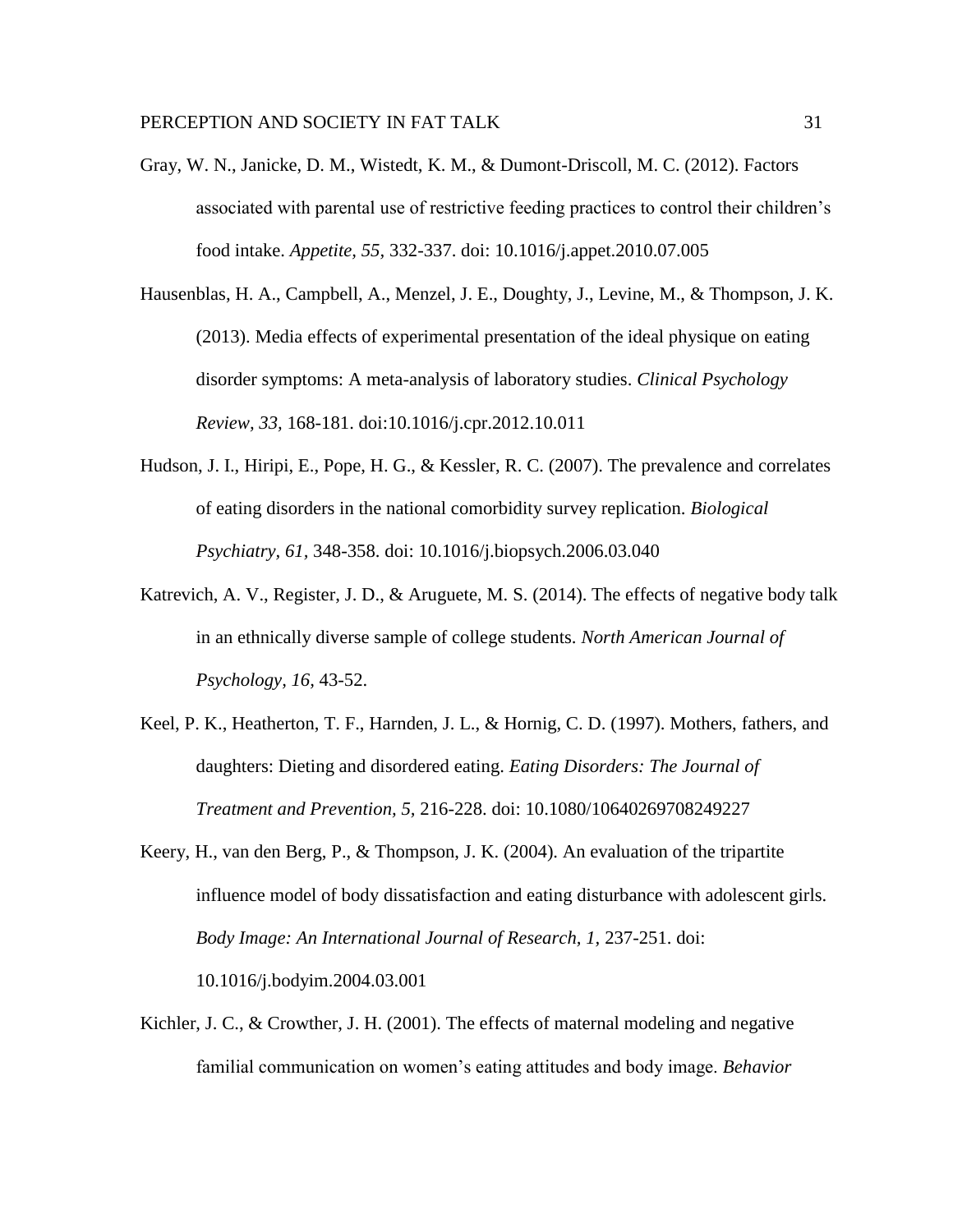Gray, W. N., Janicke, D. M., Wistedt, K. M., & Dumont-Driscoll, M. C. (2012). Factors associated with parental use of restrictive feeding practices to control their children's food intake. *Appetite, 55*, 332-337. doi: 10.1016/j.appet.2010.07.005

Hausenblas, H. A., Campbell, A., Menzel, J. E., Doughty, J., Levine, M., & Thompson, J. K. (2013). Media effects of experimental presentation of the ideal physique on eating disorder symptoms: A meta-analysis of laboratory studies. *Clinical Psychology Review, 33,* 168-181. doi:10.1016/j.cpr.2012.10.011

Hudson, J. I., Hiripi, E., Pope, H. G., & Kessler, R. C. (2007). The prevalence and correlates of eating disorders in the national comorbidity survey replication. *Biological Psychiatry, 61*, 348-358. doi: 10.1016/j.biopsych.2006.03.040

Katrevich, A. V., Register, J. D., & Aruguete, M. S. (2014). The effects of negative body talk in an ethnically diverse sample of college students. *North American Journal of Psychology, 16*, 43-52.

Keel, P. K., Heatherton, T. F., Harnden, J. L., & Hornig, C. D. (1997). Mothers, fathers, and daughters: Dieting and disordered eating. *Eating Disorders: The Journal of Treatment and Prevention, 5,* 216-228. doi: 10.1080/10640269708249227

Keery, H., van den Berg, P., & Thompson, J. K. (2004). An evaluation of the tripartite influence model of body dissatisfaction and eating disturbance with adolescent girls. *Body Image: An International Journal of Research, 1,* 237-251. doi: 10.1016/j.bodyim.2004.03.001

Kichler, J. C., & Crowther, J. H. (2001). The effects of maternal modeling and negative familial communication on women's eating attitudes and body image. *Behavior*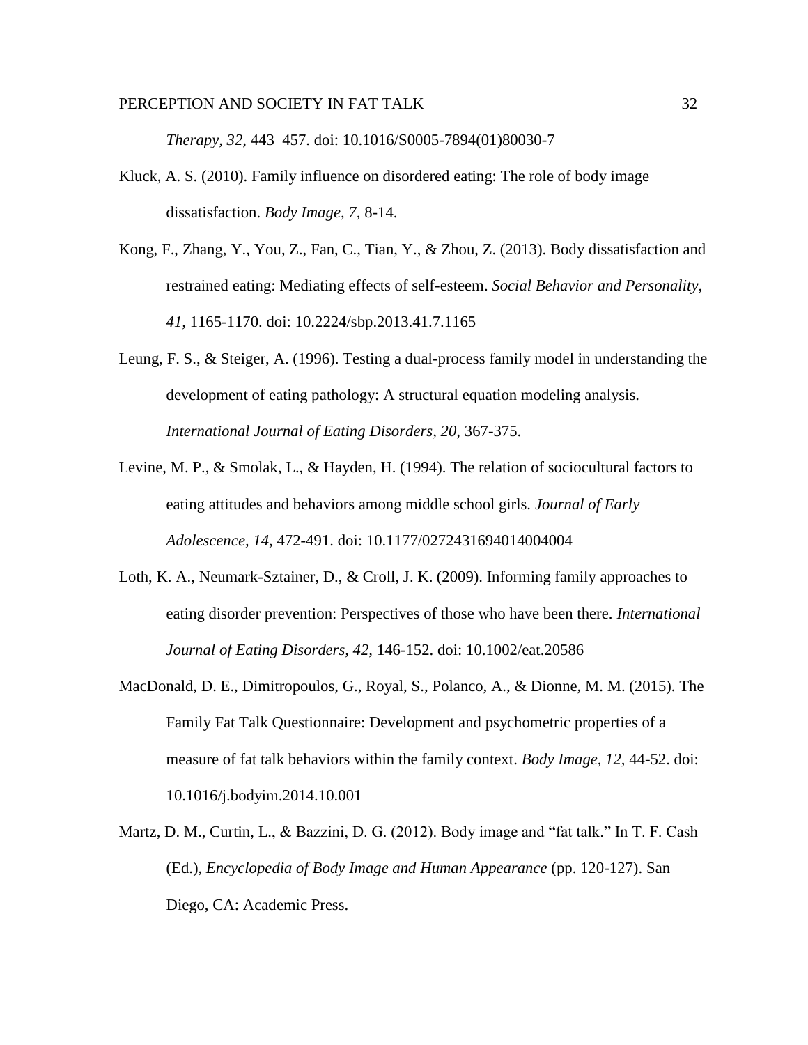*Therapy*, *32*, 443–457. doi: 10.1016/S0005-7894(01)80030-7

Kluck, A. S. (2010). Family influence on disordered eating: The role of body image dissatisfaction. *Body Image, 7,* 8-14.

Kong, F., Zhang, Y., You, Z., Fan, C., Tian, Y., & Zhou, Z. (2013). Body dissatisfaction and restrained eating: Mediating effects of self-esteem. *Social Behavior and Personality, 41,* 1165-1170. doi: 10.2224/sbp.2013.41.7.1165

Leung, F. S., & Steiger, A. (1996). Testing a dual-process family model in understanding the development of eating pathology: A structural equation modeling analysis. *International Journal of Eating Disorders, 20,* 367-375.

Levine, M. P., & Smolak, L., & Hayden, H. (1994). The relation of sociocultural factors to eating attitudes and behaviors among middle school girls. *Journal of Early Adolescence, 14,* 472-491. doi: 10.1177/0272431694014004004

Loth, K. A., Neumark-Sztainer, D., & Croll, J. K. (2009). Informing family approaches to eating disorder prevention: Perspectives of those who have been there. *International Journal of Eating Disorders, 42,* 146-152. doi: 10.1002/eat.20586

MacDonald, D. E., Dimitropoulos, G., Royal, S., Polanco, A., & Dionne, M. M. (2015). The Family Fat Talk Questionnaire: Development and psychometric properties of a measure of fat talk behaviors within the family context. *Body Image, 12,* 44-52. doi: 10.1016/j.bodyim.2014.10.001

Martz, D. M., Curtin, L., & Bazzini, D. G. (2012). Body image and "fat talk." In T. F. Cash (Ed.), *Encyclopedia of Body Image and Human Appearance* (pp. 120-127). San Diego, CA: Academic Press.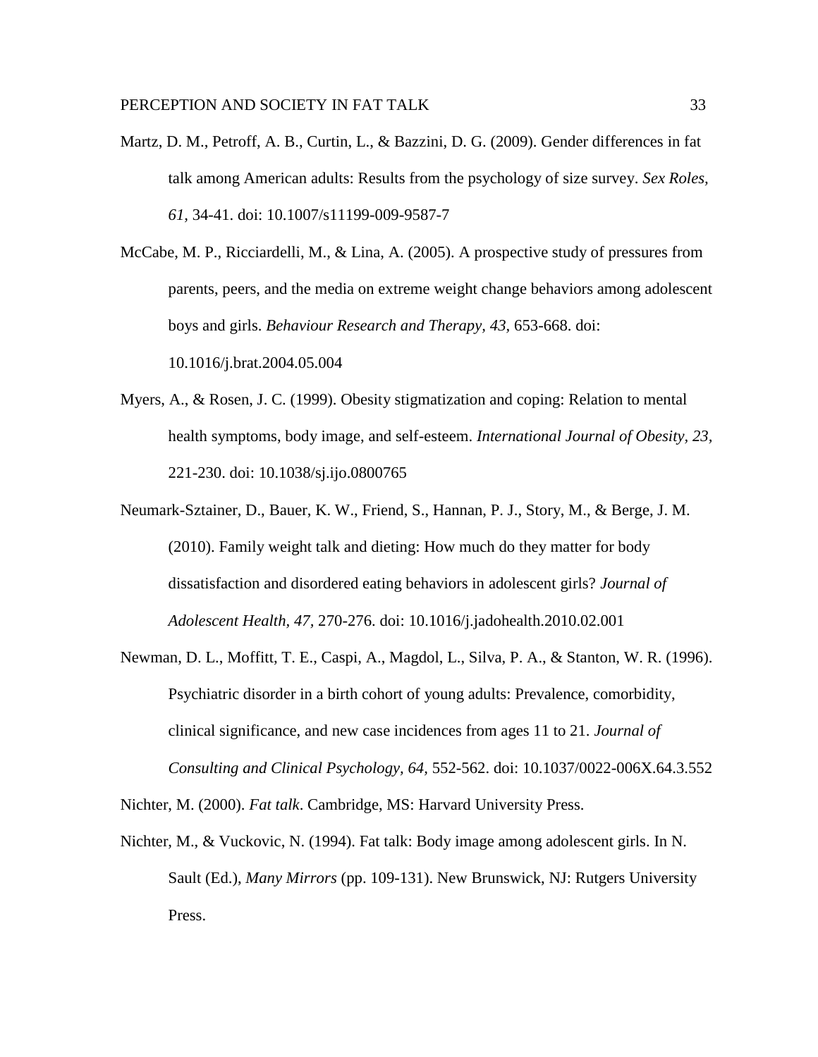Martz, D. M., Petroff, A. B., Curtin, L., & Bazzini, D. G. (2009). Gender differences in fat talk among American adults: Results from the psychology of size survey. *Sex Roles*, *61*, 34-41. doi: 10.1007/s11199-009-9587-7

McCabe, M. P., Ricciardelli, M., & Lina, A. (2005). A prospective study of pressures from parents, peers, and the media on extreme weight change behaviors among adolescent boys and girls. *Behaviour Research and Therapy, 43*, 653-668. doi: 10.1016/j.brat.2004.05.004

Myers, A., & Rosen, J. C. (1999). Obesity stigmatization and coping: Relation to mental health symptoms, body image, and self-esteem. *International Journal of Obesity, 23*, 221-230. doi: 10.1038/sj.ijo.0800765

Neumark-Sztainer, D., Bauer, K. W., Friend, S., Hannan, P. J., Story, M., & Berge, J. M. (2010). Family weight talk and dieting: How much do they matter for body dissatisfaction and disordered eating behaviors in adolescent girls? *Journal of Adolescent Health, 47*, 270-276. doi: 10.1016/j.jadohealth.2010.02.001

Newman, D. L., Moffitt, T. E., Caspi, A., Magdol, L., Silva, P. A., & Stanton, W. R. (1996). Psychiatric disorder in a birth cohort of young adults: Prevalence, comorbidity, clinical significance, and new case incidences from ages 11 to 21. *Journal of Consulting and Clinical Psychology, 64*, 552-562. doi: 10.1037/0022-006X.64.3.552

Nichter, M. (2000). *Fat talk*. Cambridge, MS: Harvard University Press.

Nichter, M., & Vuckovic, N. (1994). Fat talk: Body image among adolescent girls. In N. Sault (Ed.), *Many Mirrors* (pp. 109-131). New Brunswick, NJ: Rutgers University Press.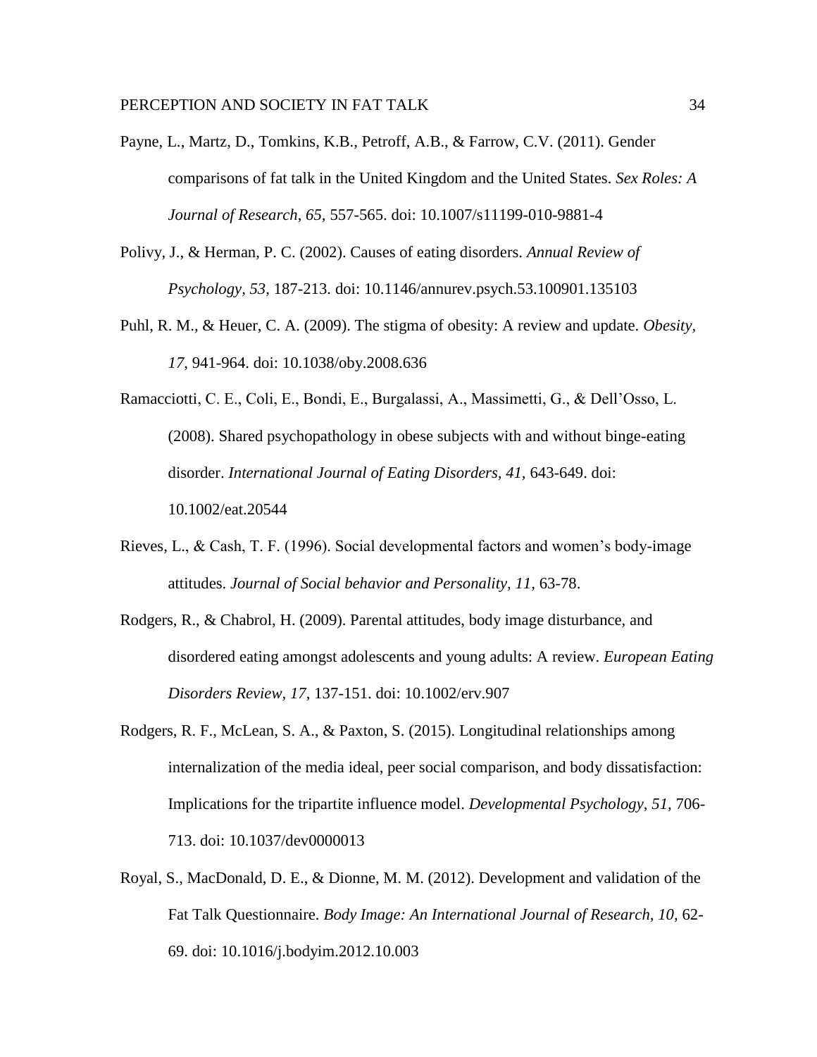Payne, L., Martz, D., Tomkins, K.B., Petroff, A.B., & Farrow, C.V. (2011). Gender comparisons of fat talk in the United Kingdom and the United States. *Sex Roles: A Journal of Research*, *65*, 557-565. doi: 10.1007/s11199-010-9881-4

Polivy, J., & Herman, P. C. (2002). Causes of eating disorders. *Annual Review of Psychology, 53*, 187-213. doi: 10.1146/annurev.psych.53.100901.135103

Puhl, R. M., & Heuer, C. A. (2009). The stigma of obesity: A review and update. *Obesity, 17,* 941-964. doi: 10.1038/oby.2008.636

Ramacciotti, C. E., Coli, E., Bondi, E., Burgalassi, A., Massimetti, G., & Dell'Osso, L. (2008). Shared psychopathology in obese subjects with and without binge-eating disorder. *International Journal of Eating Disorders, 41,* 643-649. doi: 10.1002/eat.20544

Rieves, L., & Cash, T. F. (1996). Social developmental factors and women's body-image attitudes. *Journal of Social behavior and Personality, 11,* 63-78.

Rodgers, R., & Chabrol, H. (2009). Parental attitudes, body image disturbance, and disordered eating amongst adolescents and young adults: A review. *European Eating Disorders Review, 17*, 137-151. doi: 10.1002/erv.907

Rodgers, R. F., McLean, S. A., & Paxton, S. (2015). Longitudinal relationships among internalization of the media ideal, peer social comparison, and body dissatisfaction: Implications for the tripartite influence model. *Developmental Psychology, 51,* 706-713. doi: 10.1037/dev0000013

Royal, S., MacDonald, D. E., & Dionne, M. M. (2012). Development and validation of the Fat Talk Questionnaire. *Body Image: An International Journal of Research, 10,* 62-69. doi: 10.1016/j.bodyim.2012.10.003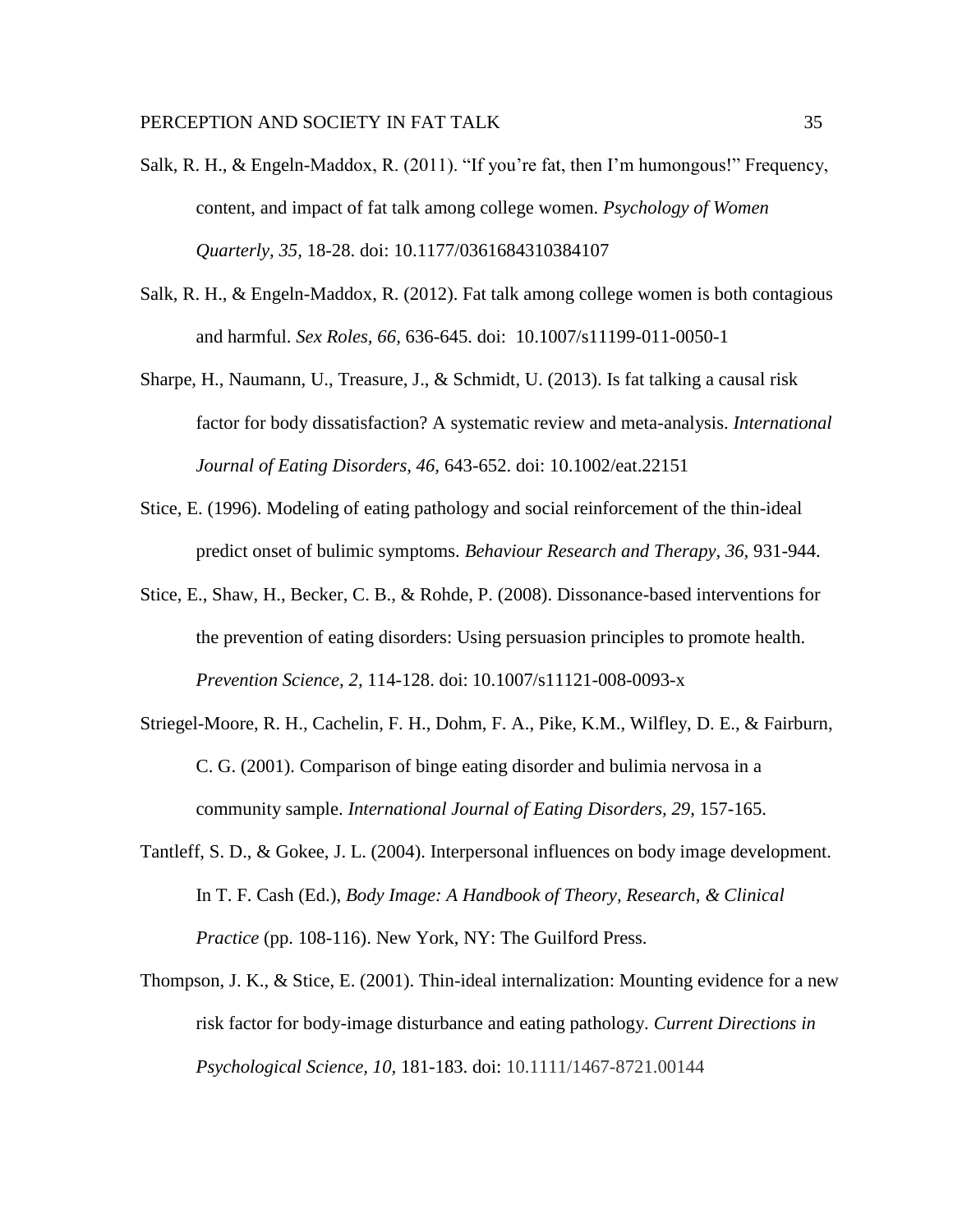Salk, R. H., & Engeln-Maddox, R. (2011). "If you're fat, then I'm humongous!" Frequency, content, and impact of fat talk among college women. *Psychology of Women Quarterly, 35,* 18-28. doi: 10.1177/0361684310384107

Salk, R. H., & Engeln-Maddox, R. (2012). Fat talk among college women is both contagious and harmful. *Sex Roles, 66,* 636-645. doi: 10.1007/s11199-011-0050-1

Sharpe, H., Naumann, U., Treasure, J., & Schmidt, U. (2013). Is fat talking a causal risk factor for body dissatisfaction? A systematic review and meta-analysis. *International Journal of Eating Disorders, 46,* 643-652. doi: 10.1002/eat.22151

Stice, E. (1996). Modeling of eating pathology and social reinforcement of the thin-ideal predict onset of bulimic symptoms. *Behaviour Research and Therapy, 36,* 931-944.

Stice, E., Shaw, H., Becker, C. B., & Rohde, P. (2008). Dissonance-based interventions for the prevention of eating disorders: Using persuasion principles to promote health. *Prevention Science, 2,* 114-128. doi: 10.1007/s11121-008-0093-x

Striegel-Moore, R. H., Cachelin, F. H., Dohm, F. A., Pike, K.M., Wilfley, D. E., & Fairburn, C. G. (2001). Comparison of binge eating disorder and bulimia nervosa in a community sample. *International Journal of Eating Disorders, 29,* 157-165.

Tantleff, S. D., & Gokee, J. L. (2004). Interpersonal influences on body image development. In T. F. Cash (Ed.), *Body Image: A Handbook of Theory, Research, & Clinical Practice* (pp. 108-116). New York, NY: The Guilford Press.

Thompson, J. K., & Stice, E. (2001). Thin-ideal internalization: Mounting evidence for a new risk factor for body-image disturbance and eating pathology. *Current Directions in Psychological Science, 10,* 181-183. doi: 10.1111/1467-8721.00144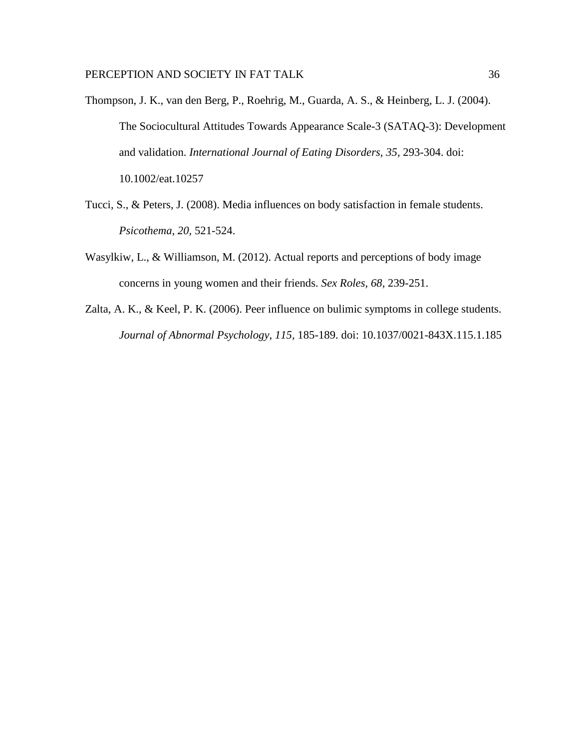Thompson, J. K., van den Berg, P., Roehrig, M., Guarda, A. S., & Heinberg, L. J. (2004). The Sociocultural Attitudes Towards Appearance Scale-3 (SATAQ-3): Development and validation. *International Journal of Eating Disorders, 35,* 293-304. doi: 10.1002/eat.10257

Tucci, S., & Peters, J. (2008). Media influences on body satisfaction in female students. *Psicothema, 20,* 521-524.

Wasylkiw, L., & Williamson, M. (2012). Actual reports and perceptions of body image concerns in young women and their friends. *Sex Roles, 68,* 239-251.

Zalta, A. K., & Keel, P. K. (2006). Peer influence on bulimic symptoms in college students. *Journal of Abnormal Psychology, 115,* 185-189. doi: 10.1037/0021-843X.115.1.185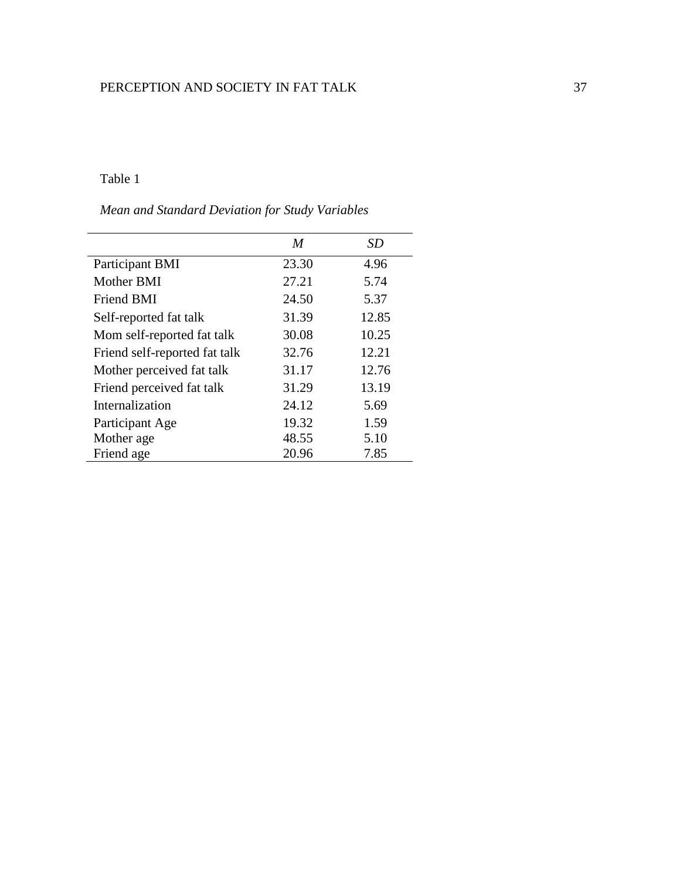Table 1

*Mean and Standard Deviation for Study Variables*

| | *M* | *SD* |
|---|---|---|
| Participant BMI | 23.30 | 4.96 |
| Mother BMI | 27.21 | 5.74 |
| Friend BMI | 24.50 | 5.37 |
| Self-reported fat talk | 31.39 | 12.85 |
| Mom self-reported fat talk | 30.08 | 10.25 |
| Friend self-reported fat talk | 32.76 | 12.21 |
| Mother perceived fat talk | 31.17 | 12.76 |
| Friend perceived fat talk | 31.29 | 13.19 |
| Internalization | 24.12 | 5.69 |
| Participant Age | 19.32 | 1.59 |
| Mother age | 48.55 | 5.10 |
| Friend age | 20.96 | 7.85 |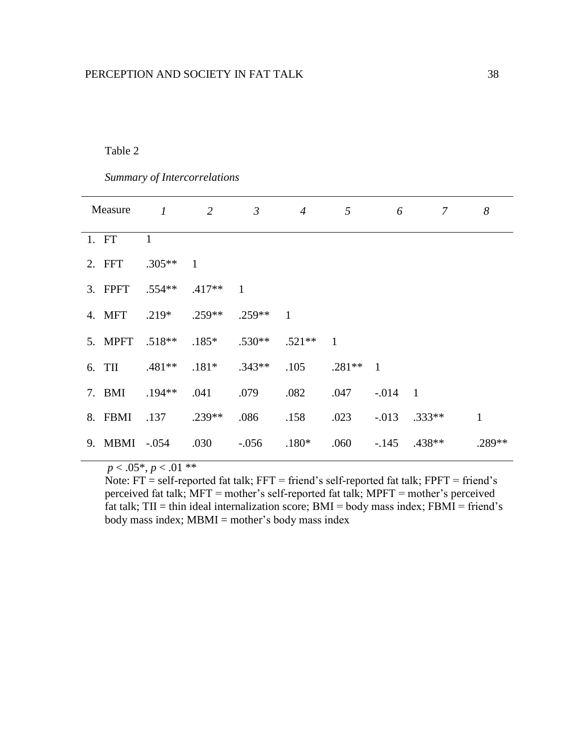Table 2

*Summary of Intercorrelations*

| Measure | *1* | *2* | *3* | *4* | *5* | *6* | *7* | *8* |
|---|---|---|---|---|---|---|---|---|
| 1. FT | 1 | | | | | | | |
| 2. FFT | .305** | 1 | | | | | | |
| 3. FPFT | .554** | .417** | 1 | | | | | |
| 4. MFT | .219* | .259** | .259** | 1 | | | | |
| 5. MPFT | .518** | .185* | .530** | .521** | 1 | | | |
| 6. TII | .481** | .181* | .343** | .105 | .281** | 1 | | |
| 7. BMI | .194** | .041 | .079 | .082 | .047 | -.014 | 1 | |
| 8. FBMI | .137 | .239** | .086 | .158 | .023 | -.013 | .333** | 1 |
| 9. MBMI | -.054 | .030 | -.056 | .180* | .060 | -.145 | .438** | .289** |

$p < .05$*, $p < .01$ **

Note: FT = self-reported fat talk; FFT = friend's self-reported fat talk; FPFT = friend's perceived fat talk; MFT = mother's self-reported fat talk; MPFT = mother's perceived fat talk; TII = thin ideal internalization score; BMI = body mass index; FBMI = friend's body mass index; MBMI = mother's body mass index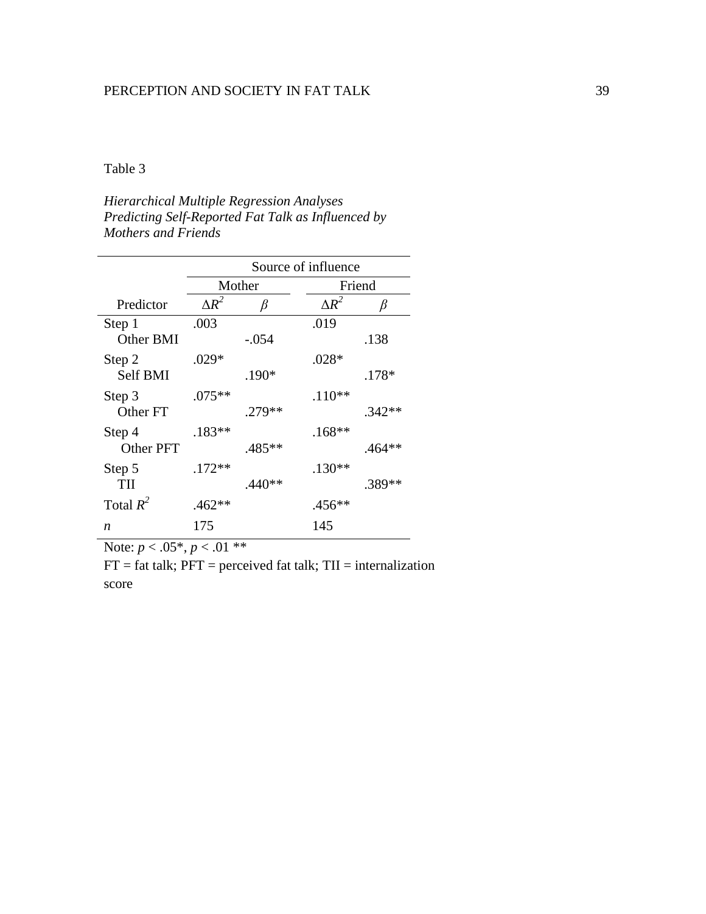Table 3

*Hierarchical Multiple Regression Analyses Predicting Self-Reported Fat Talk as Influenced by Mothers and Friends*

| | Source of influence | | | |
|---|---|---|---|---|
| | Mother | | Friend | |
| Predictor | $\Delta R^2$ | $\beta$ | $\Delta R^2$ | $\beta$ |
| Step 1 | .003 | | .019 | |
| Other BMI | | -.054 | | .138 |
| Step 2 | .029* | | .028* | |
| Self BMI | | .190* | | .178* |
| Step 3 | .075** | | .110** | |
| Other FT | | .279** | | .342** |
| Step 4 | .183** | | .168** | |
| Other PFT | | .485** | | .464** |
| Step 5 | .172** | | .130** | |
| TII | | .440** | | .389** |
| Total $R^2$ | .462** | | .456** | |
| *n* | 175 | | 145 | |

Note: $p < .05$*, $p < .01$ **

FT = fat talk; PFT = perceived fat talk; TII = internalization score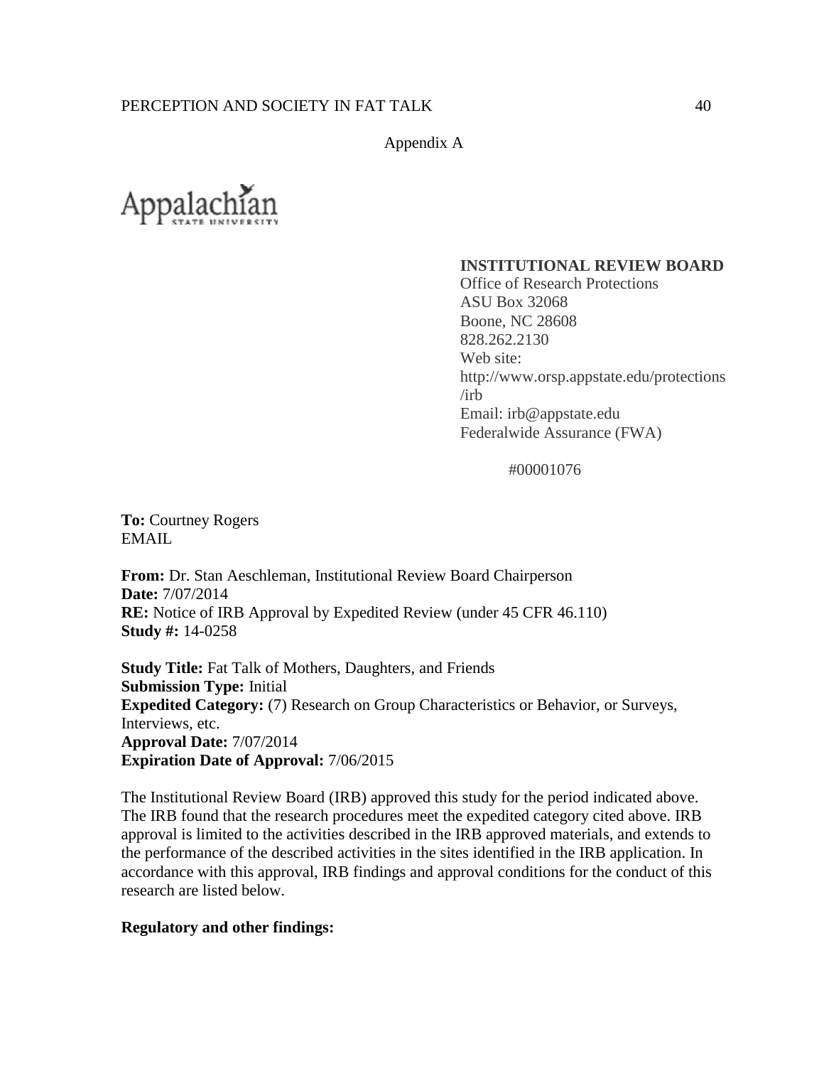Appendix A

Appalachian
STATE UNIVERSITY

**INSTITUTIONAL REVIEW BOARD**
Office of Research Protections
ASU Box 32068
Boone, NC 28608
828.262.2130
Web site: http://www.orsp.appstate.edu/protections/irb
Email: irb@appstate.edu
Federalwide Assurance (FWA) #00001076

**To:** Courtney Rogers
EMAIL

**From:** Dr. Stan Aeschleman, Institutional Review Board Chairperson
**Date:** 7/07/2014
**RE:** Notice of IRB Approval by Expedited Review (under 45 CFR 46.110)
**Study #:** 14-0258

**Study Title:** Fat Talk of Mothers, Daughters, and Friends
**Submission Type:** Initial
**Expedited Category:** (7) Research on Group Characteristics or Behavior, or Surveys, Interviews, etc.
**Approval Date:** 7/07/2014
**Expiration Date of Approval:** 7/06/2015

The Institutional Review Board (IRB) approved this study for the period indicated above. The IRB found that the research procedures meet the expedited category cited above. IRB approval is limited to the activities described in the IRB approved materials, and extends to the performance of the described activities in the sites identified in the IRB application. In accordance with this approval, IRB findings and approval conditions for the conduct of this research are listed below.

**Regulatory and other findings:**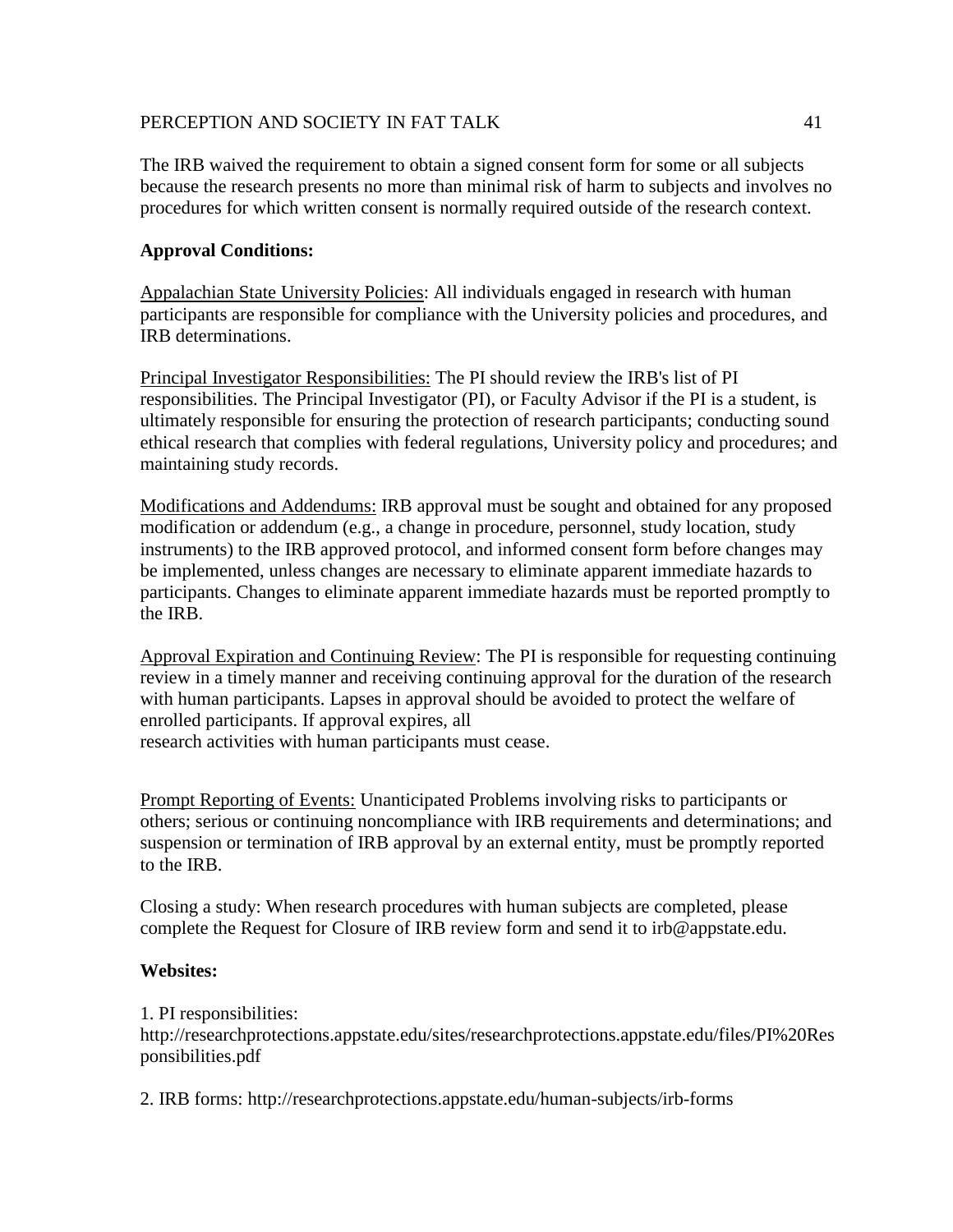The IRB waived the requirement to obtain a signed consent form for some or all subjects because the research presents no more than minimal risk of harm to subjects and involves no procedures for which written consent is normally required outside of the research context.

**Approval Conditions:**

<u>Appalachian State University Policies</u>: All individuals engaged in research with human participants are responsible for compliance with the University policies and procedures, and IRB determinations.

<u>Principal Investigator Responsibilities:</u> The PI should review the IRB's list of PI responsibilities. The Principal Investigator (PI), or Faculty Advisor if the PI is a student, is ultimately responsible for ensuring the protection of research participants; conducting sound ethical research that complies with federal regulations, University policy and procedures; and maintaining study records.

<u>Modifications and Addendums:</u> IRB approval must be sought and obtained for any proposed modification or addendum (e.g., a change in procedure, personnel, study location, study instruments) to the IRB approved protocol, and informed consent form before changes may be implemented, unless changes are necessary to eliminate apparent immediate hazards to participants. Changes to eliminate apparent immediate hazards must be reported promptly to the IRB.

<u>Approval Expiration and Continuing Review</u>: The PI is responsible for requesting continuing review in a timely manner and receiving continuing approval for the duration of the research with human participants. Lapses in approval should be avoided to protect the welfare of enrolled participants. If approval expires, all research activities with human participants must cease.

<u>Prompt Reporting of Events:</u> Unanticipated Problems involving risks to participants or others; serious or continuing noncompliance with IRB requirements and determinations; and suspension or termination of IRB approval by an external entity, must be promptly reported to the IRB.

Closing a study: When research procedures with human subjects are completed, please complete the Request for Closure of IRB review form and send it to irb@appstate.edu.

**Websites:**

1. PI responsibilities: http://researchprotections.appstate.edu/sites/researchprotections.appstate.edu/files/PI%20Responsibilities.pdf

2. IRB forms: http://researchprotections.appstate.edu/human-subjects/irb-forms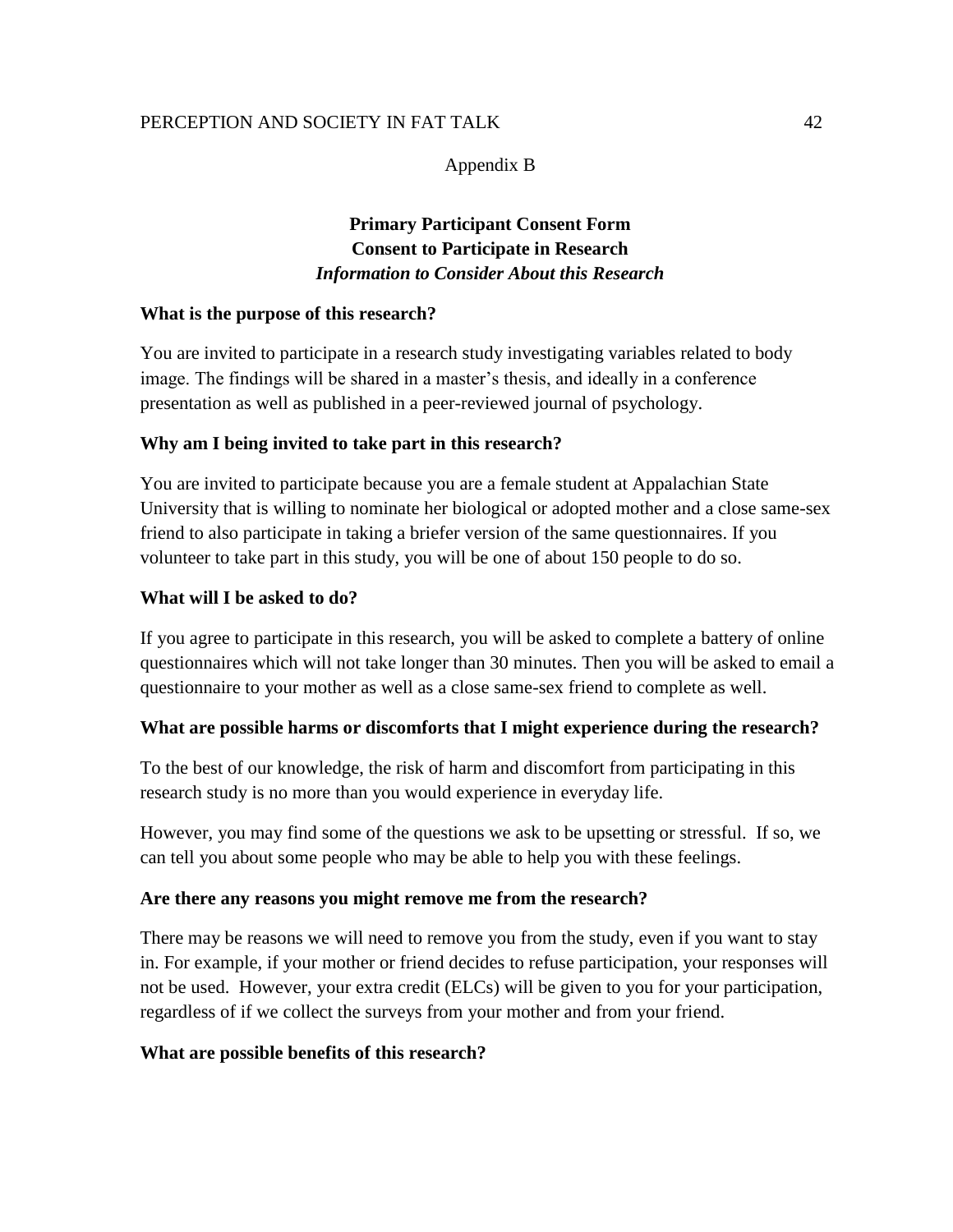Appendix B

## Primary Participant Consent Form
## Consent to Participate in Research
### *Information to Consider About this Research*

**What is the purpose of this research?**

You are invited to participate in a research study investigating variables related to body image. The findings will be shared in a master's thesis, and ideally in a conference presentation as well as published in a peer-reviewed journal of psychology.

**Why am I being invited to take part in this research?**

You are invited to participate because you are a female student at Appalachian State University that is willing to nominate her biological or adopted mother and a close same-sex friend to also participate in taking a briefer version of the same questionnaires. If you volunteer to take part in this study, you will be one of about 150 people to do so.

**What will I be asked to do?**

If you agree to participate in this research, you will be asked to complete a battery of online questionnaires which will not take longer than 30 minutes. Then you will be asked to email a questionnaire to your mother as well as a close same-sex friend to complete as well.

**What are possible harms or discomforts that I might experience during the research?**

To the best of our knowledge, the risk of harm and discomfort from participating in this research study is no more than you would experience in everyday life.

However, you may find some of the questions we ask to be upsetting or stressful. If so, we can tell you about some people who may be able to help you with these feelings.

**Are there any reasons you might remove me from the research?**

There may be reasons we will need to remove you from the study, even if you want to stay in. For example, if your mother or friend decides to refuse participation, your responses will not be used. However, your extra credit (ELCs) will be given to you for your participation, regardless of if we collect the surveys from your mother and from your friend.

**What are possible benefits of this research?**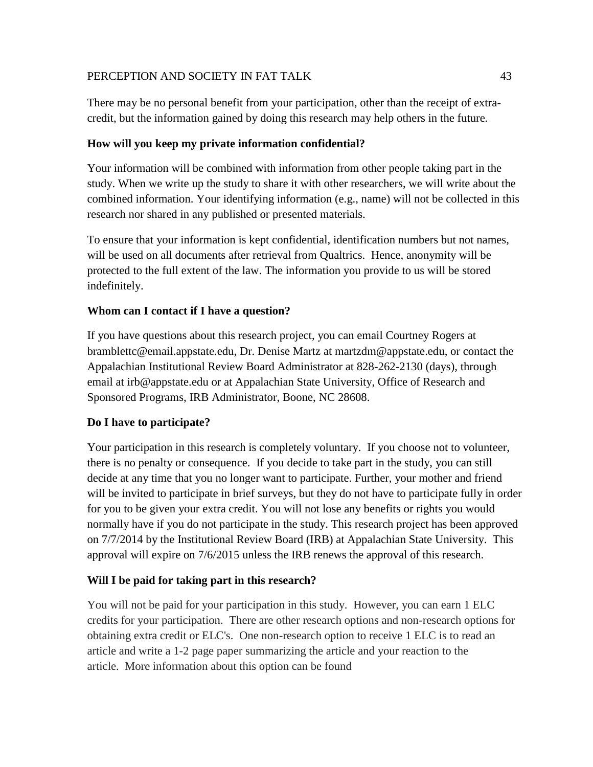There may be no personal benefit from your participation, other than the receipt of extra-credit, but the information gained by doing this research may help others in the future.

**How will you keep my private information confidential?**

Your information will be combined with information from other people taking part in the study. When we write up the study to share it with other researchers, we will write about the combined information. Your identifying information (e.g., name) will not be collected in this research nor shared in any published or presented materials.

To ensure that your information is kept confidential, identification numbers but not names, will be used on all documents after retrieval from Qualtrics. Hence, anonymity will be protected to the full extent of the law. The information you provide to us will be stored indefinitely.

**Whom can I contact if I have a question?**

If you have questions about this research project, you can email Courtney Rogers at bramblettc@email.appstate.edu, Dr. Denise Martz at martzdm@appstate.edu, or contact the Appalachian Institutional Review Board Administrator at 828-262-2130 (days), through email at irb@appstate.edu or at Appalachian State University, Office of Research and Sponsored Programs, IRB Administrator, Boone, NC 28608.

**Do I have to participate?**

Your participation in this research is completely voluntary. If you choose not to volunteer, there is no penalty or consequence. If you decide to take part in the study, you can still decide at any time that you no longer want to participate. Further, your mother and friend will be invited to participate in brief surveys, but they do not have to participate fully in order for you to be given your extra credit. You will not lose any benefits or rights you would normally have if you do not participate in the study. This research project has been approved on 7/7/2014 by the Institutional Review Board (IRB) at Appalachian State University. This approval will expire on 7/6/2015 unless the IRB renews the approval of this research.

**Will I be paid for taking part in this research?**

You will not be paid for your participation in this study. However, you can earn 1 ELC credits for your participation. There are other research options and non-research options for obtaining extra credit or ELC's. One non-research option to receive 1 ELC is to read an article and write a 1-2 page paper summarizing the article and your reaction to the article. More information about this option can be found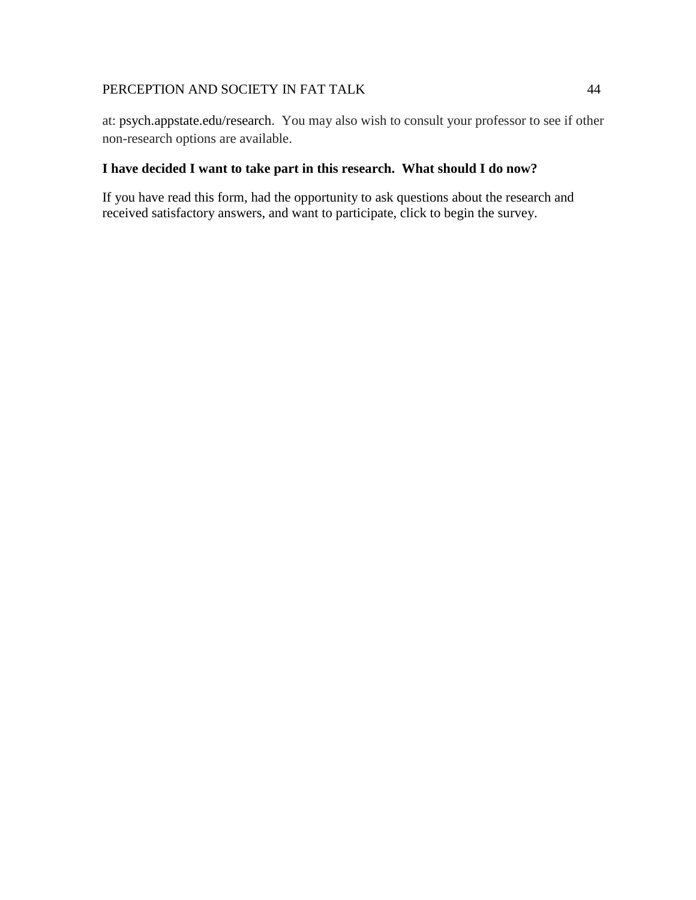at: psych.appstate.edu/research. You may also wish to consult your professor to see if other non-research options are available.

**I have decided I want to take part in this research. What should I do now?**

If you have read this form, had the opportunity to ask questions about the research and received satisfactory answers, and want to participate, click to begin the survey.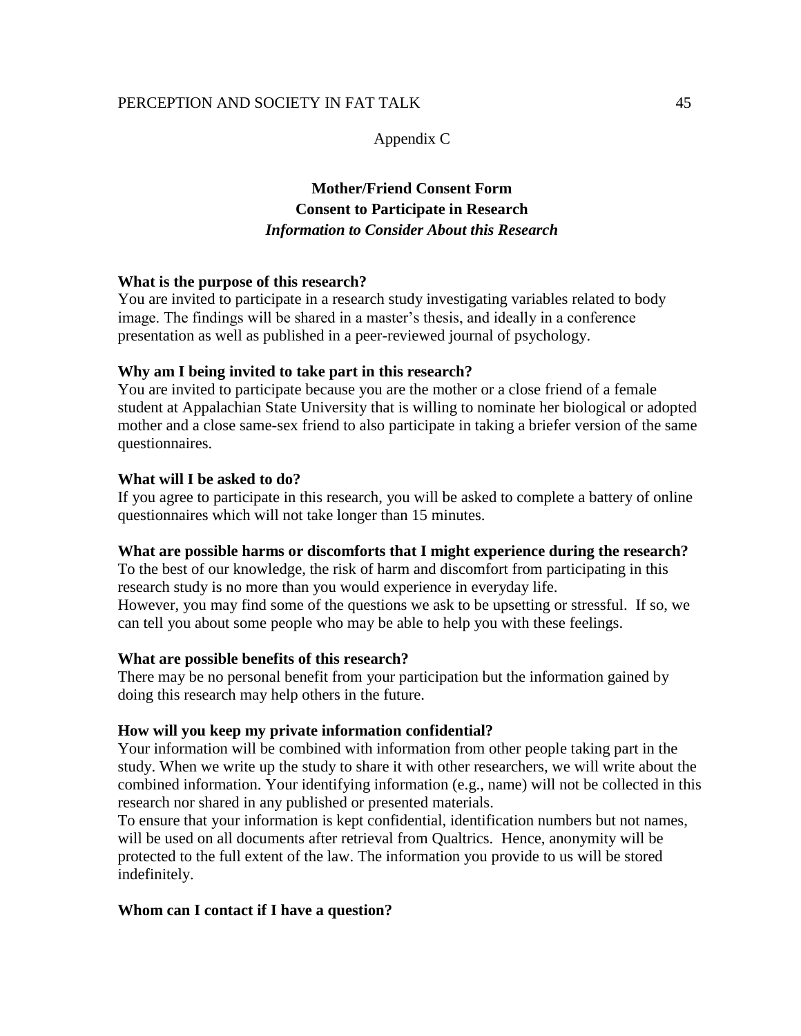Appendix C

**Mother/Friend Consent Form**
**Consent to Participate in Research**
***Information to Consider About this Research***

**What is the purpose of this research?**
You are invited to participate in a research study investigating variables related to body image. The findings will be shared in a master's thesis, and ideally in a conference presentation as well as published in a peer-reviewed journal of psychology.

**Why am I being invited to take part in this research?**
You are invited to participate because you are the mother or a close friend of a female student at Appalachian State University that is willing to nominate her biological or adopted mother and a close same-sex friend to also participate in taking a briefer version of the same questionnaires.

**What will I be asked to do?**
If you agree to participate in this research, you will be asked to complete a battery of online questionnaires which will not take longer than 15 minutes.

**What are possible harms or discomforts that I might experience during the research?**
To the best of our knowledge, the risk of harm and discomfort from participating in this research study is no more than you would experience in everyday life.
However, you may find some of the questions we ask to be upsetting or stressful. If so, we can tell you about some people who may be able to help you with these feelings.

**What are possible benefits of this research?**
There may be no personal benefit from your participation but the information gained by doing this research may help others in the future.

**How will you keep my private information confidential?**
Your information will be combined with information from other people taking part in the study. When we write up the study to share it with other researchers, we will write about the combined information. Your identifying information (e.g., name) will not be collected in this research nor shared in any published or presented materials.
To ensure that your information is kept confidential, identification numbers but not names, will be used on all documents after retrieval from Qualtrics. Hence, anonymity will be protected to the full extent of the law. The information you provide to us will be stored indefinitely.

**Whom can I contact if I have a question?**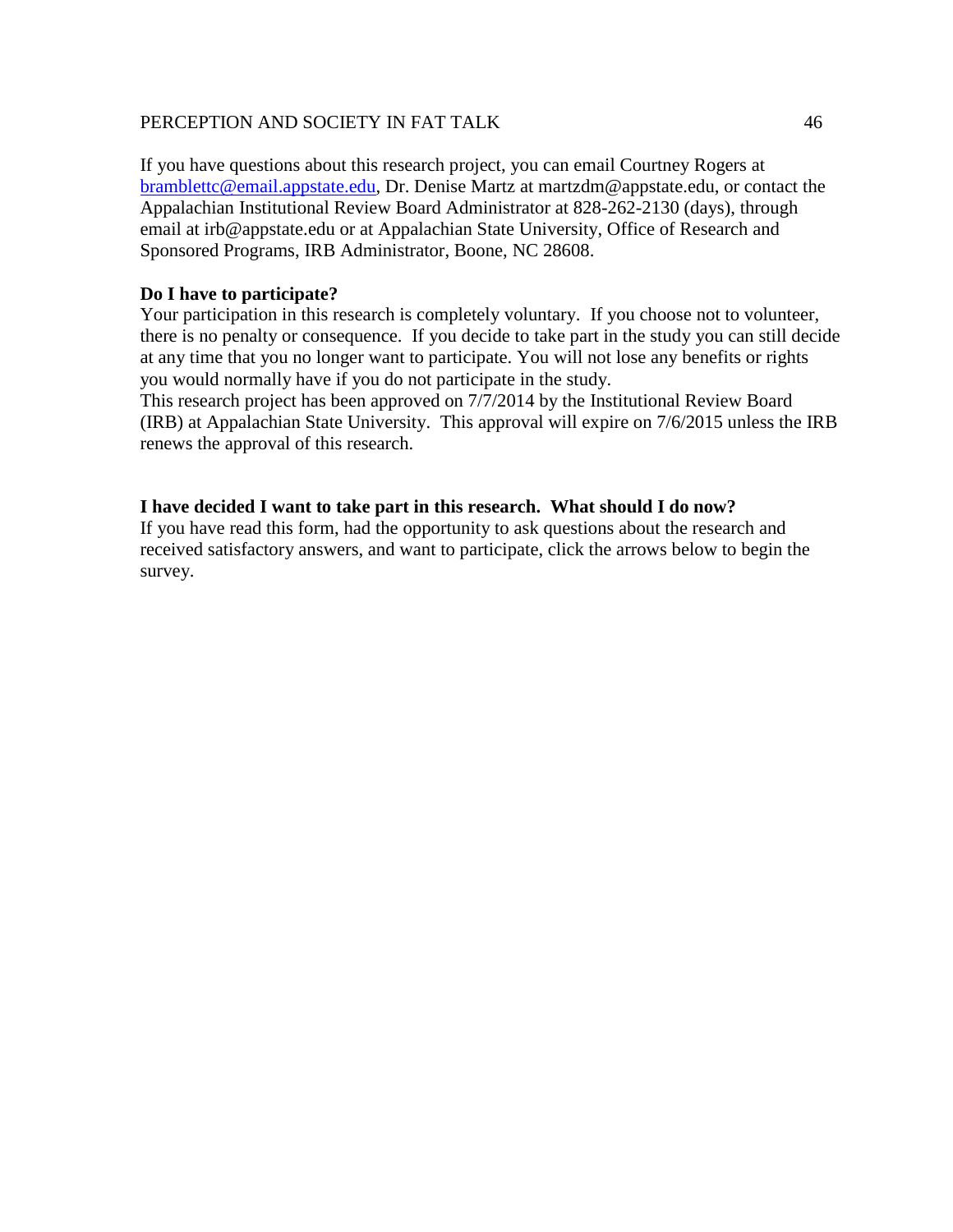If you have questions about this research project, you can email Courtney Rogers at bramblettc@email.appstate.edu, Dr. Denise Martz at martzdm@appstate.edu, or contact the Appalachian Institutional Review Board Administrator at 828-262-2130 (days), through email at irb@appstate.edu or at Appalachian State University, Office of Research and Sponsored Programs, IRB Administrator, Boone, NC 28608.

**Do I have to participate?**

Your participation in this research is completely voluntary. If you choose not to volunteer, there is no penalty or consequence. If you decide to take part in the study you can still decide at any time that you no longer want to participate. You will not lose any benefits or rights you would normally have if you do not participate in the study.

This research project has been approved on 7/7/2014 by the Institutional Review Board (IRB) at Appalachian State University. This approval will expire on 7/6/2015 unless the IRB renews the approval of this research.

**I have decided I want to take part in this research. What should I do now?**

If you have read this form, had the opportunity to ask questions about the research and received satisfactory answers, and want to participate, click the arrows below to begin the survey.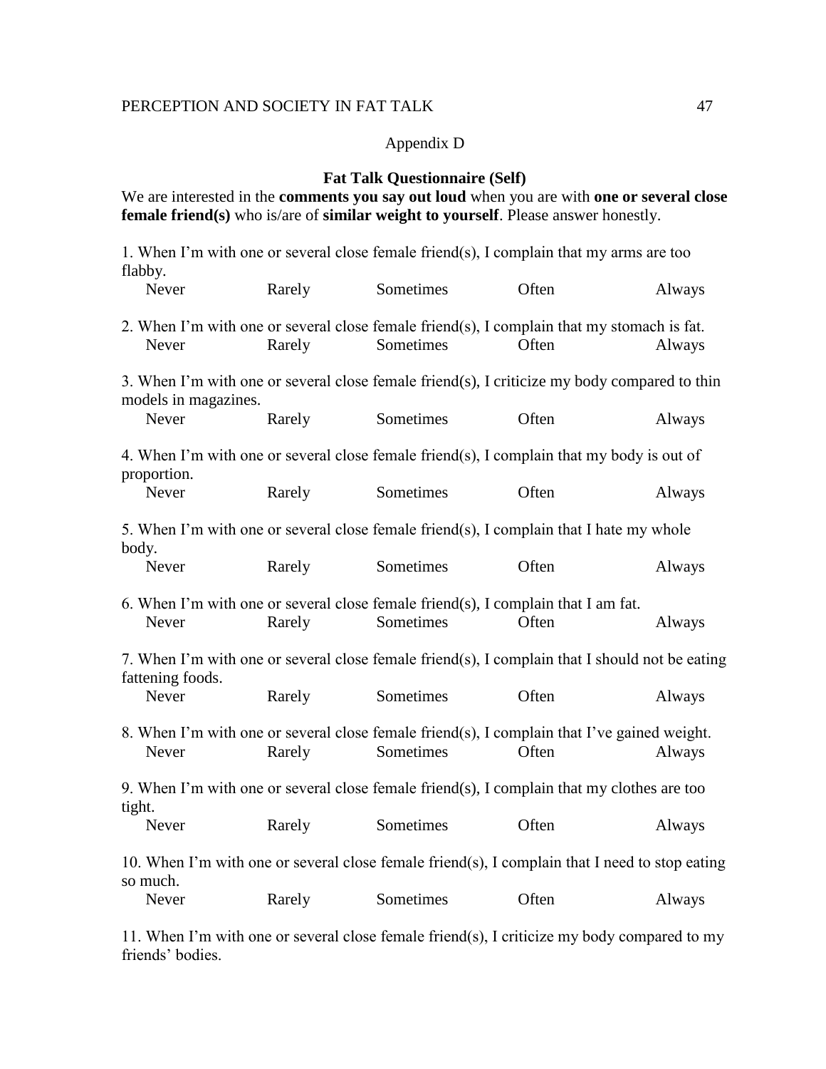Appendix D

**Fat Talk Questionnaire (Self)**

We are interested in the **comments you say out loud** when you are with **one or several close female friend(s)** who is/are of **similar weight to yourself**. Please answer honestly.

1. When I'm with one or several close female friend(s), I complain that my arms are too flabby.

Never Rarely Sometimes Often Always

2. When I'm with one or several close female friend(s), I complain that my stomach is fat.

Never Rarely Sometimes Often Always

3. When I'm with one or several close female friend(s), I criticize my body compared to thin models in magazines.

Never Rarely Sometimes Often Always

4. When I'm with one or several close female friend(s), I complain that my body is out of proportion.

Never Rarely Sometimes Often Always

5. When I'm with one or several close female friend(s), I complain that I hate my whole body.

Never Rarely Sometimes Often Always

6. When I'm with one or several close female friend(s), I complain that I am fat.

Never Rarely Sometimes Often Always

7. When I'm with one or several close female friend(s), I complain that I should not be eating fattening foods.

Never Rarely Sometimes Often Always

8. When I'm with one or several close female friend(s), I complain that I've gained weight.

Never Rarely Sometimes Often Always

9. When I'm with one or several close female friend(s), I complain that my clothes are too tight.

Never Rarely Sometimes Often Always

10. When I'm with one or several close female friend(s), I complain that I need to stop eating so much.

Never Rarely Sometimes Often Always

11. When I'm with one or several close female friend(s), I criticize my body compared to my friends' bodies.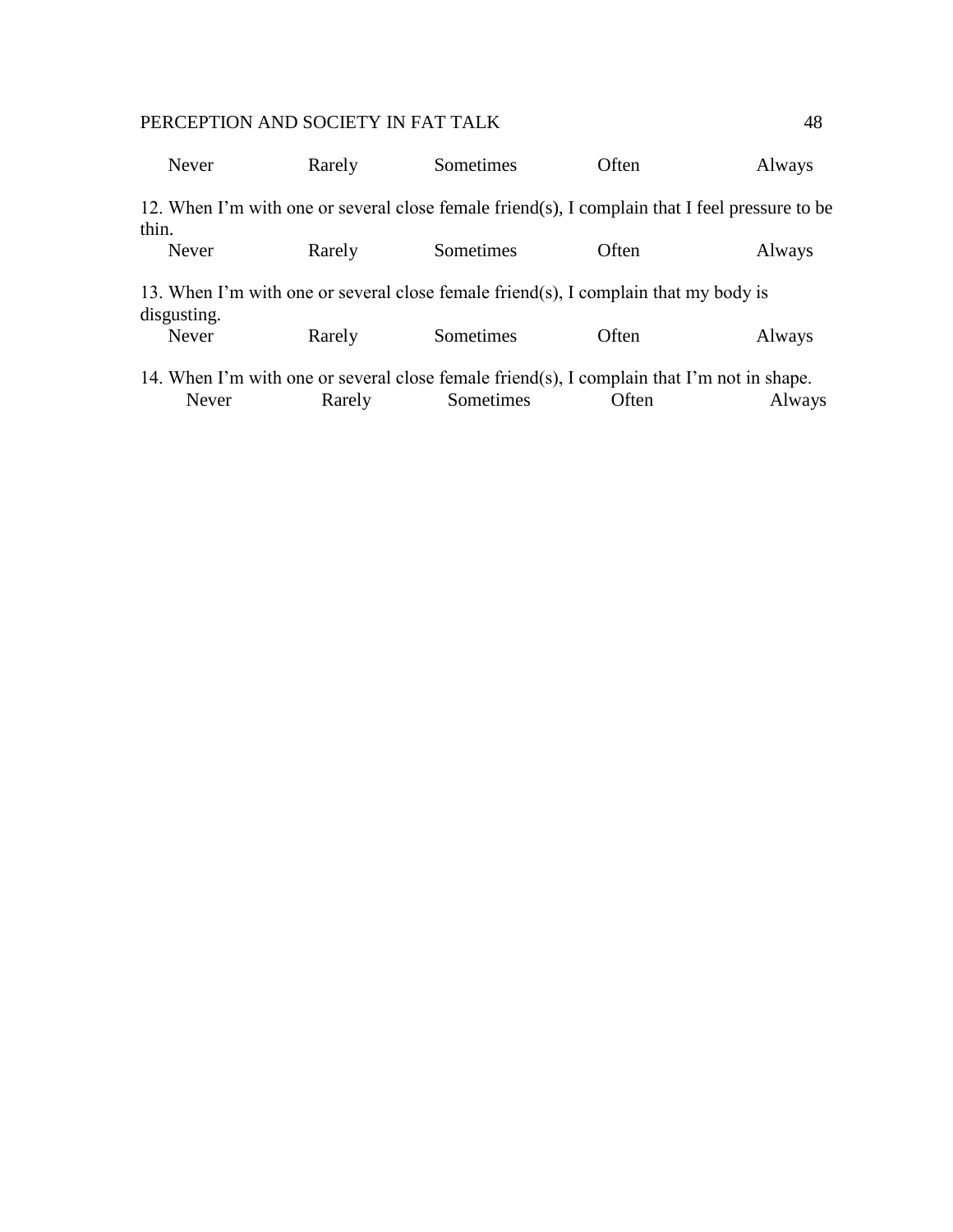Never Rarely Sometimes Often Always

12. When I'm with one or several close female friend(s), I complain that I feel pressure to be thin.

Never Rarely Sometimes Often Always

13. When I'm with one or several close female friend(s), I complain that my body is disgusting.

Never Rarely Sometimes Often Always

14. When I'm with one or several close female friend(s), I complain that I'm not in shape.

Never Rarely Sometimes Often Always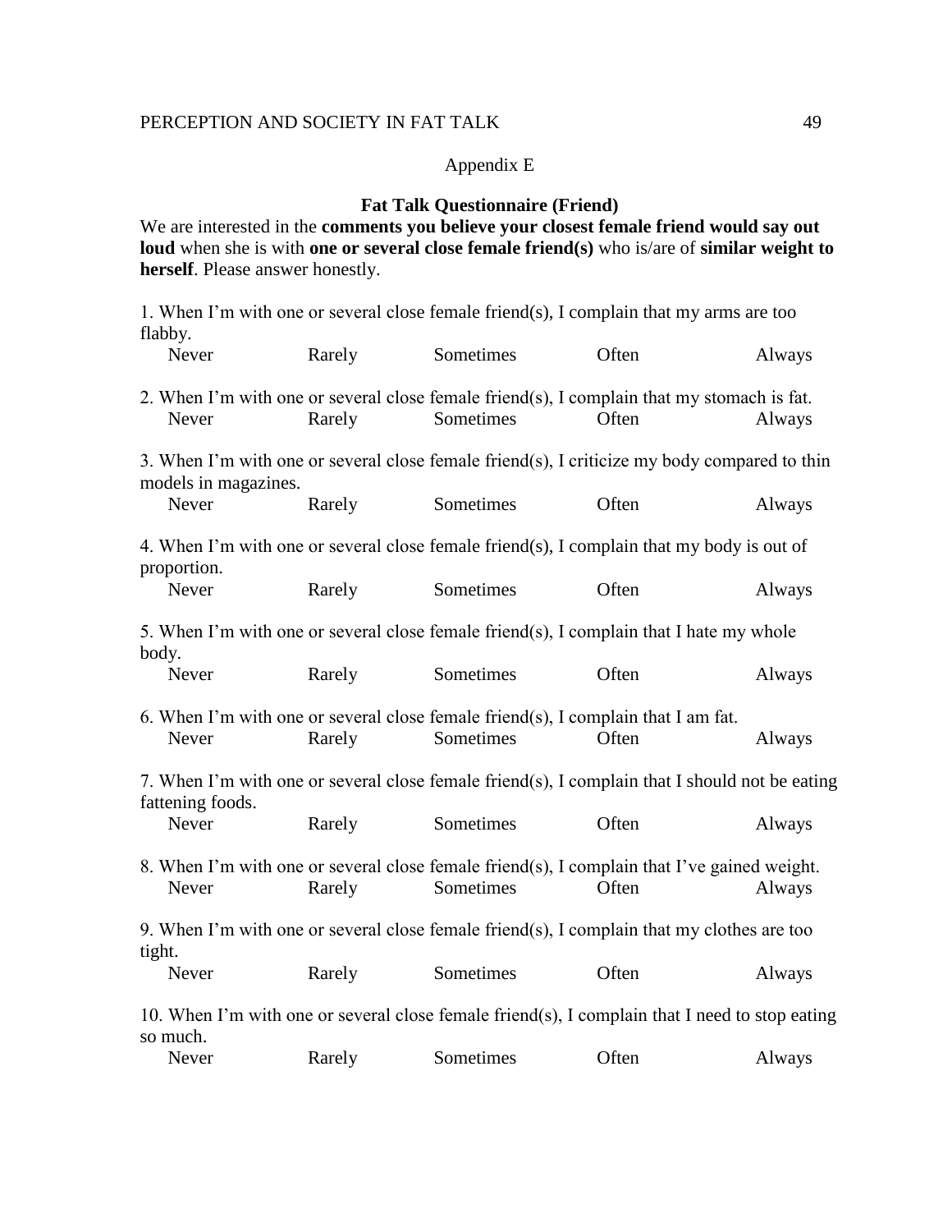Appendix E

**Fat Talk Questionnaire (Friend)**

We are interested in the **comments you believe your closest female friend would say out loud** when she is with **one or several close female friend(s)** who is/are of **similar weight to herself**. Please answer honestly.

1. When I'm with one or several close female friend(s), I complain that my arms are too flabby.

Never Rarely Sometimes Often Always

2. When I'm with one or several close female friend(s), I complain that my stomach is fat.

Never Rarely Sometimes Often Always

3. When I'm with one or several close female friend(s), I criticize my body compared to thin models in magazines.

Never Rarely Sometimes Often Always

4. When I'm with one or several close female friend(s), I complain that my body is out of proportion.

Never Rarely Sometimes Often Always

5. When I'm with one or several close female friend(s), I complain that I hate my whole body.

Never Rarely Sometimes Often Always

6. When I'm with one or several close female friend(s), I complain that I am fat.

Never Rarely Sometimes Often Always

7. When I'm with one or several close female friend(s), I complain that I should not be eating fattening foods.

Never Rarely Sometimes Often Always

8. When I'm with one or several close female friend(s), I complain that I've gained weight.

Never Rarely Sometimes Often Always

9. When I'm with one or several close female friend(s), I complain that my clothes are too tight.

Never Rarely Sometimes Often Always

10. When I'm with one or several close female friend(s), I complain that I need to stop eating so much.

Never Rarely Sometimes Often Always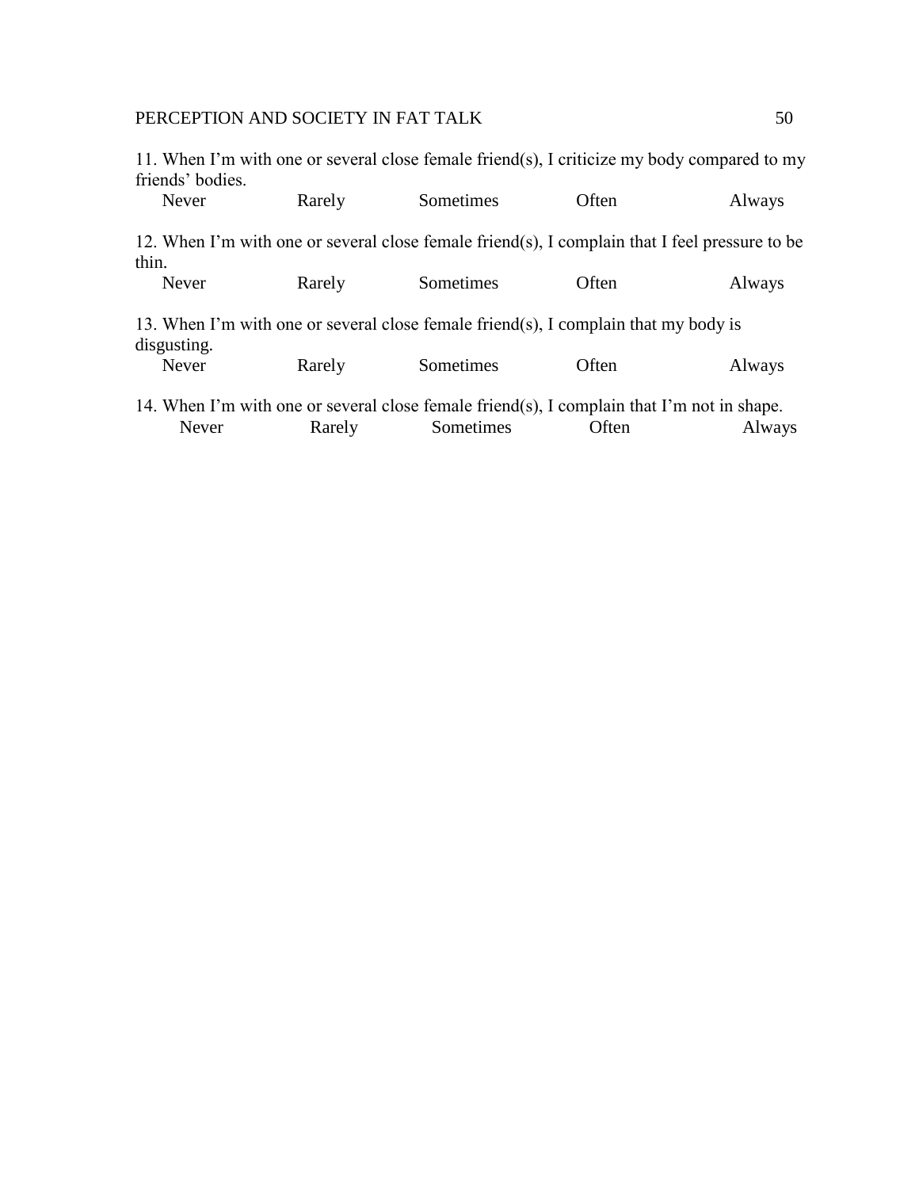11. When I'm with one or several close female friend(s), I criticize my body compared to my friends' bodies.

Never Rarely Sometimes Often Always

12. When I'm with one or several close female friend(s), I complain that I feel pressure to be thin.

Never Rarely Sometimes Often Always

13. When I'm with one or several close female friend(s), I complain that my body is disgusting.

Never Rarely Sometimes Often Always

14. When I'm with one or several close female friend(s), I complain that I'm not in shape.

Never Rarely Sometimes Often Always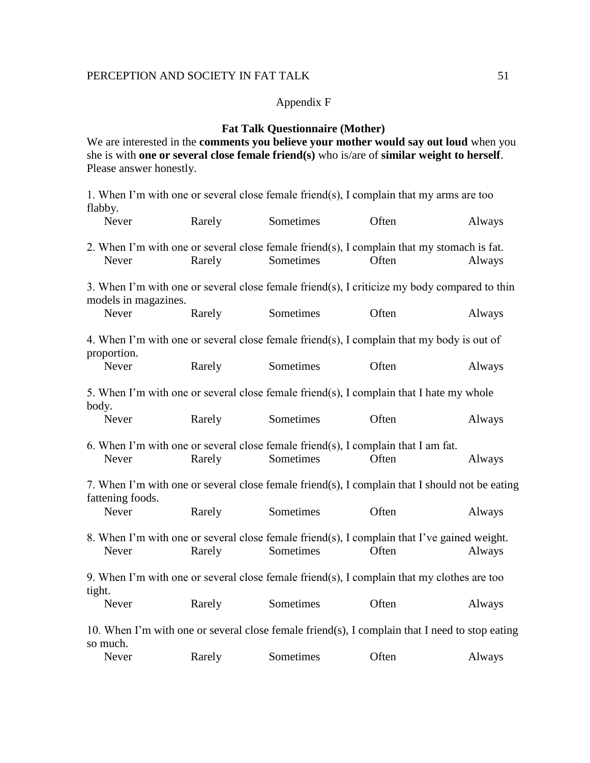Appendix F

**Fat Talk Questionnaire (Mother)**

We are interested in the **comments you believe your mother would say out loud** when you she is with **one or several close female friend(s)** who is/are of **similar weight to herself**. Please answer honestly.

1. When I'm with one or several close female friend(s), I complain that my arms are too flabby.

Never Rarely Sometimes Often Always

2. When I'm with one or several close female friend(s), I complain that my stomach is fat.

Never Rarely Sometimes Often Always

3. When I'm with one or several close female friend(s), I criticize my body compared to thin models in magazines.

Never Rarely Sometimes Often Always

4. When I'm with one or several close female friend(s), I complain that my body is out of proportion.

Never Rarely Sometimes Often Always

5. When I'm with one or several close female friend(s), I complain that I hate my whole body.

Never Rarely Sometimes Often Always

6. When I'm with one or several close female friend(s), I complain that I am fat.

Never Rarely Sometimes Often Always

7. When I'm with one or several close female friend(s), I complain that I should not be eating fattening foods.

Never Rarely Sometimes Often Always

8. When I'm with one or several close female friend(s), I complain that I've gained weight.

Never Rarely Sometimes Often Always

9. When I'm with one or several close female friend(s), I complain that my clothes are too tight.

Never Rarely Sometimes Often Always

10. When I'm with one or several close female friend(s), I complain that I need to stop eating so much.

Never Rarely Sometimes Often Always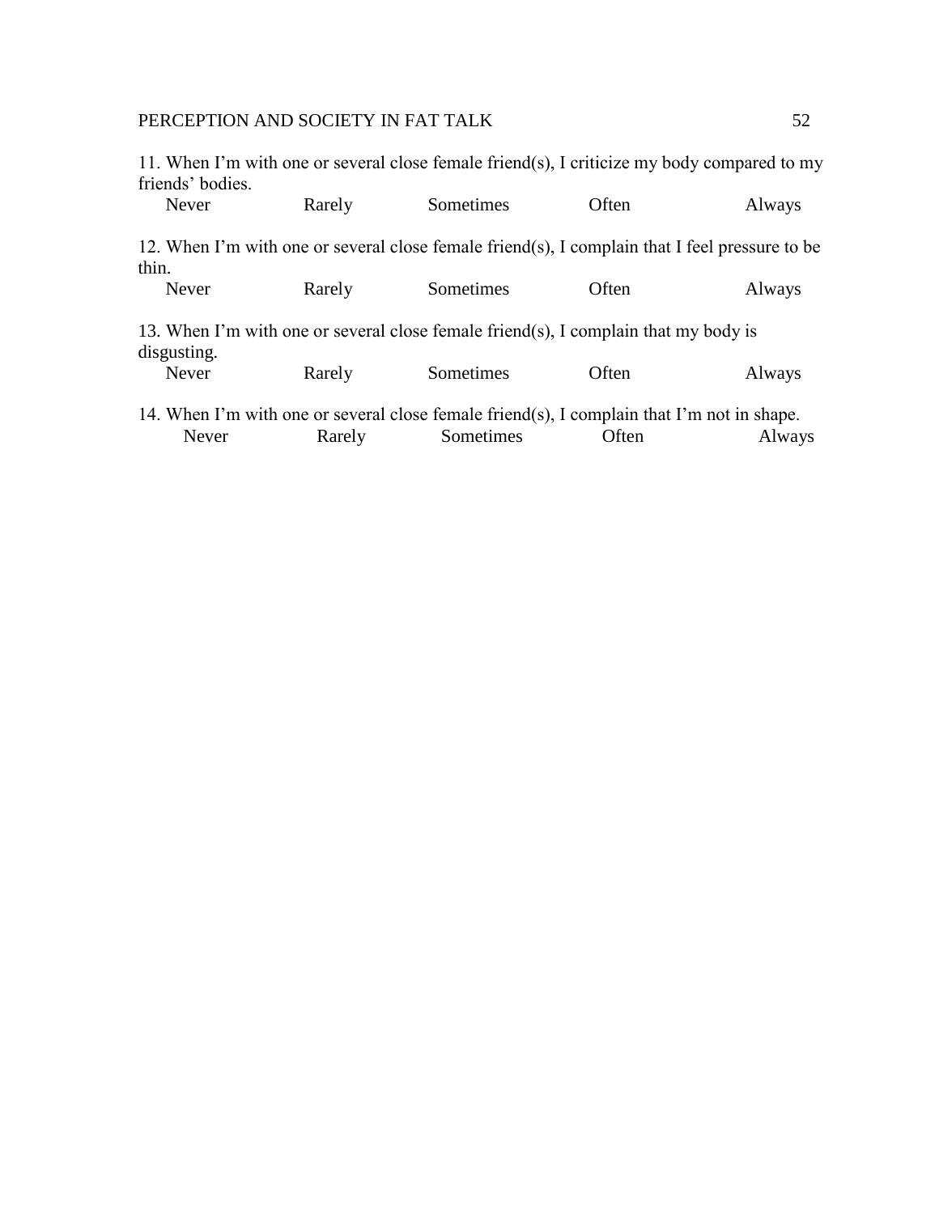11. When I'm with one or several close female friend(s), I criticize my body compared to my friends' bodies.

Never Rarely Sometimes Often Always

12. When I'm with one or several close female friend(s), I complain that I feel pressure to be thin.

Never Rarely Sometimes Often Always

13. When I'm with one or several close female friend(s), I complain that my body is disgusting.

Never Rarely Sometimes Often Always

14. When I'm with one or several close female friend(s), I complain that I'm not in shape.

Never Rarely Sometimes Often Always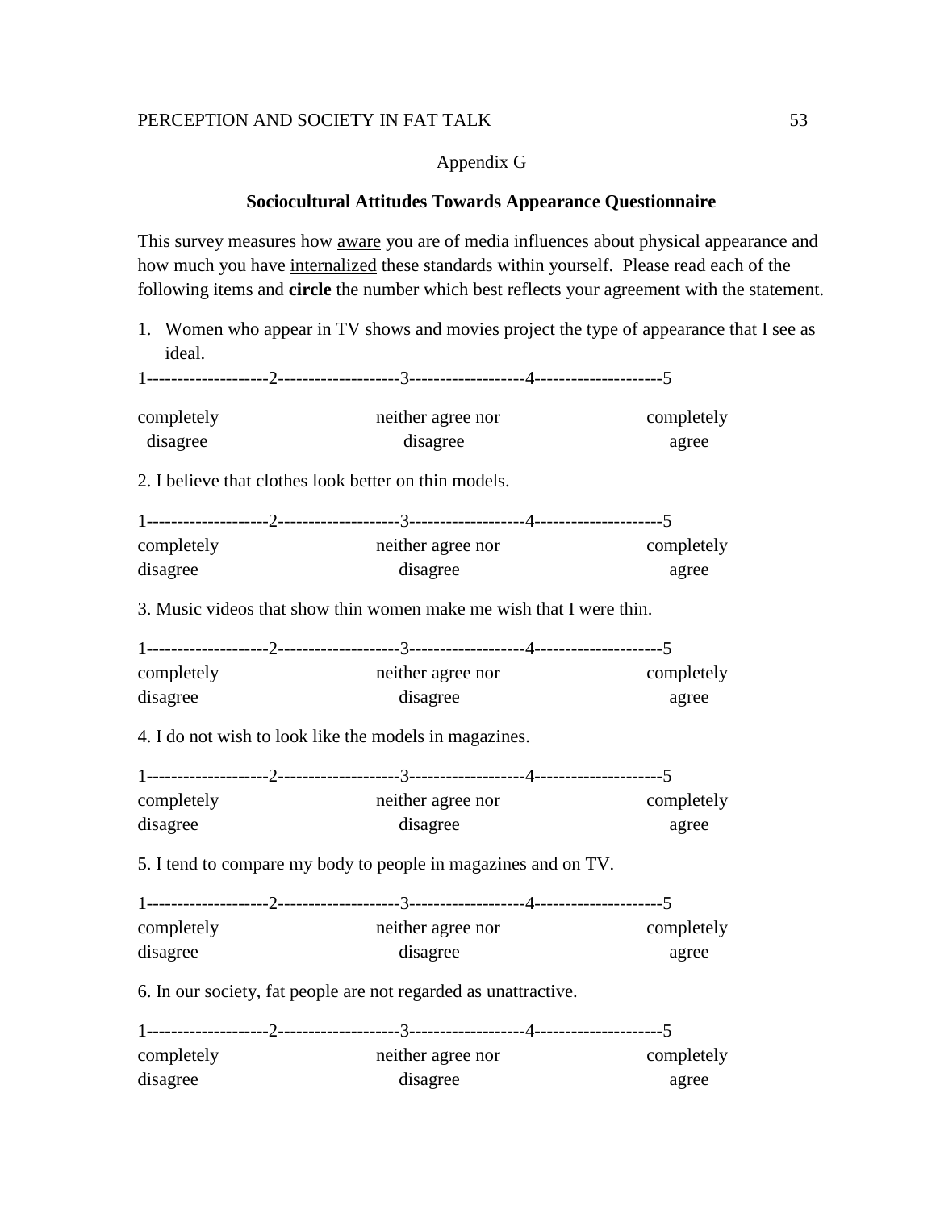Appendix G

**Sociocultural Attitudes Towards Appearance Questionnaire**

This survey measures how <u>aware</u> you are of media influences about physical appearance and how much you have <u>internalized</u> these standards within yourself. Please read each of the following items and **circle** the number which best reflects your agreement with the statement.

1. Women who appear in TV shows and movies project the type of appearance that I see as ideal.

1--------------------2--------------------3-------------------4---------------------5

completely disagree | neither agree nor disagree | completely agree

2. I believe that clothes look better on thin models.

1--------------------2--------------------3-------------------4---------------------5

completely disagree | neither agree nor disagree | completely agree

3. Music videos that show thin women make me wish that I were thin.

1--------------------2--------------------3-------------------4---------------------5

completely disagree | neither agree nor disagree | completely agree

4. I do not wish to look like the models in magazines.

1--------------------2--------------------3-------------------4---------------------5

completely disagree | neither agree nor disagree | completely agree

5. I tend to compare my body to people in magazines and on TV.

1--------------------2--------------------3-------------------4---------------------5

completely disagree | neither agree nor disagree | completely agree

6. In our society, fat people are not regarded as unattractive.

1--------------------2--------------------3-------------------4---------------------5

completely disagree | neither agree nor disagree | completely agree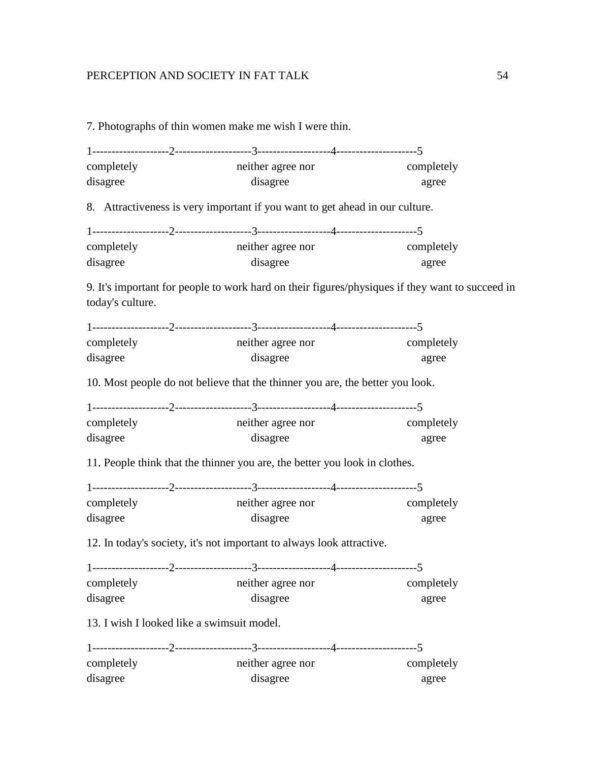7. Photographs of thin women make me wish I were thin.

1--------------------2--------------------3-------------------4---------------------5
completely neither agree nor completely
disagree disagree agree

8. Attractiveness is very important if you want to get ahead in our culture.

1--------------------2--------------------3-------------------4---------------------5
completely neither agree nor completely
disagree disagree agree

9. It's important for people to work hard on their figures/physiques if they want to succeed in today's culture.

1--------------------2--------------------3-------------------4---------------------5
completely neither agree nor completely
disagree disagree agree

10. Most people do not believe that the thinner you are, the better you look.

1--------------------2--------------------3-------------------4---------------------5
completely neither agree nor completely
disagree disagree agree

11. People think that the thinner you are, the better you look in clothes.

1--------------------2--------------------3-------------------4---------------------5
completely neither agree nor completely
disagree disagree agree

12. In today's society, it's not important to always look attractive.

1--------------------2--------------------3-------------------4---------------------5
completely neither agree nor completely
disagree disagree agree

13. I wish I looked like a swimsuit model.

1--------------------2--------------------3-------------------4---------------------5
completely neither agree nor completely
disagree disagree agree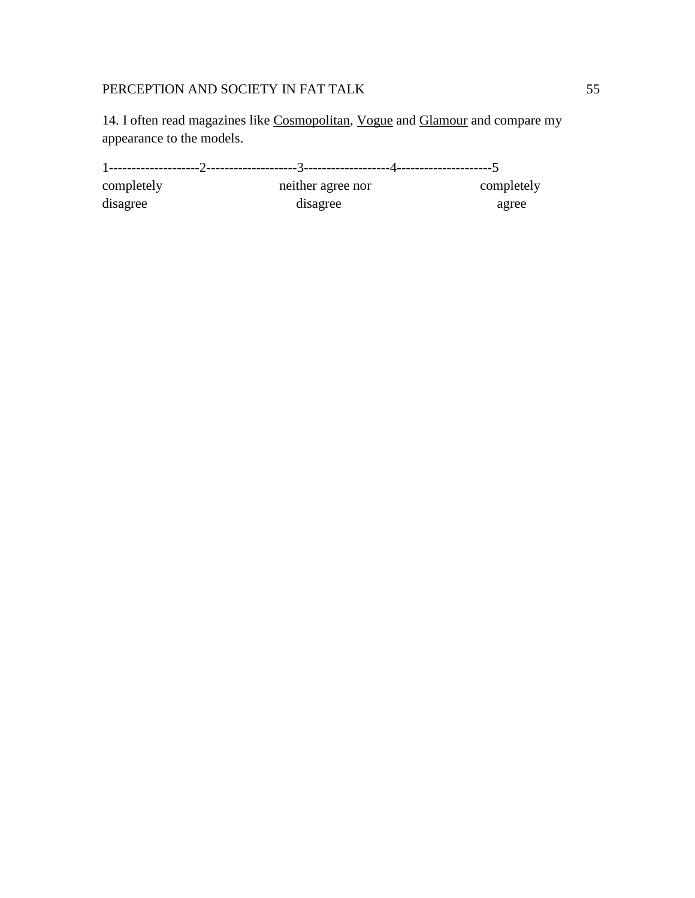14. I often read magazines like <u>Cosmopolitan</u>, <u>Vogue</u> and <u>Glamour</u> and compare my appearance to the models.

1--------------------2--------------------3-------------------4---------------------5

| completely disagree | neither agree nor disagree | completely agree |
|---|---|---|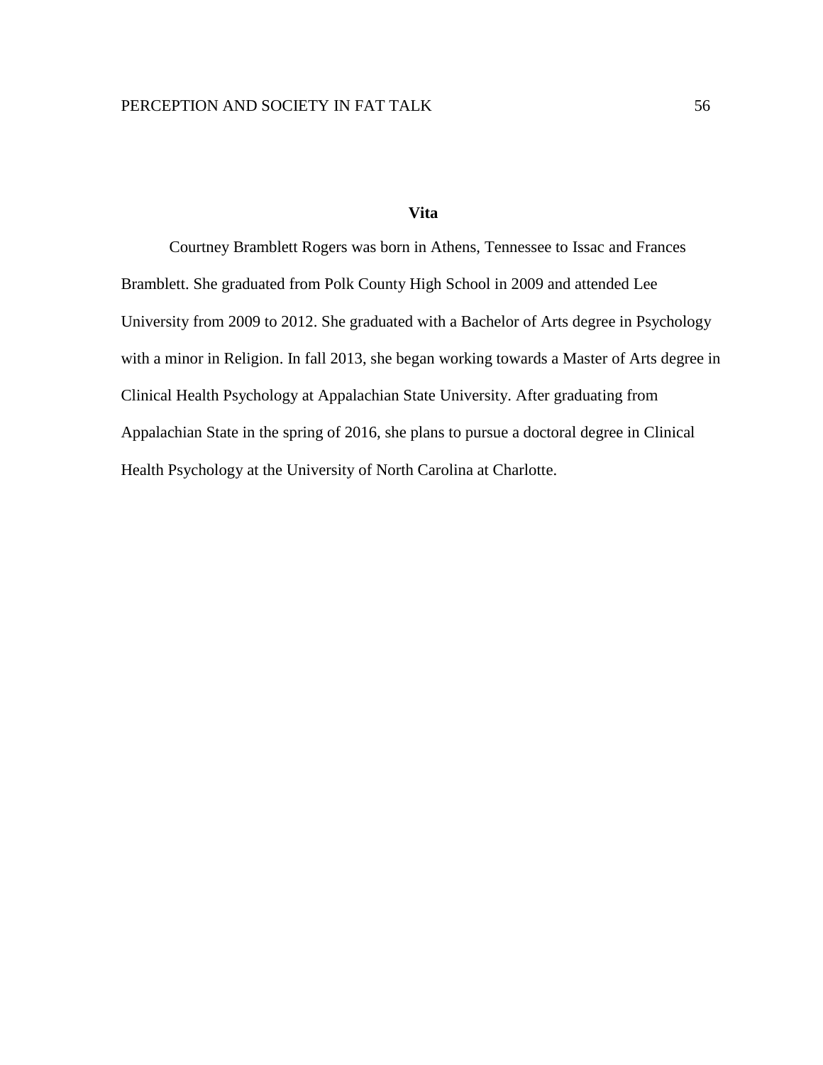## Vita

Courtney Bramblett Rogers was born in Athens, Tennessee to Issac and Frances Bramblett. She graduated from Polk County High School in 2009 and attended Lee University from 2009 to 2012. She graduated with a Bachelor of Arts degree in Psychology with a minor in Religion. In fall 2013, she began working towards a Master of Arts degree in Clinical Health Psychology at Appalachian State University. After graduating from Appalachian State in the spring of 2016, she plans to pursue a doctoral degree in Clinical Health Psychology at the University of North Carolina at Charlotte.